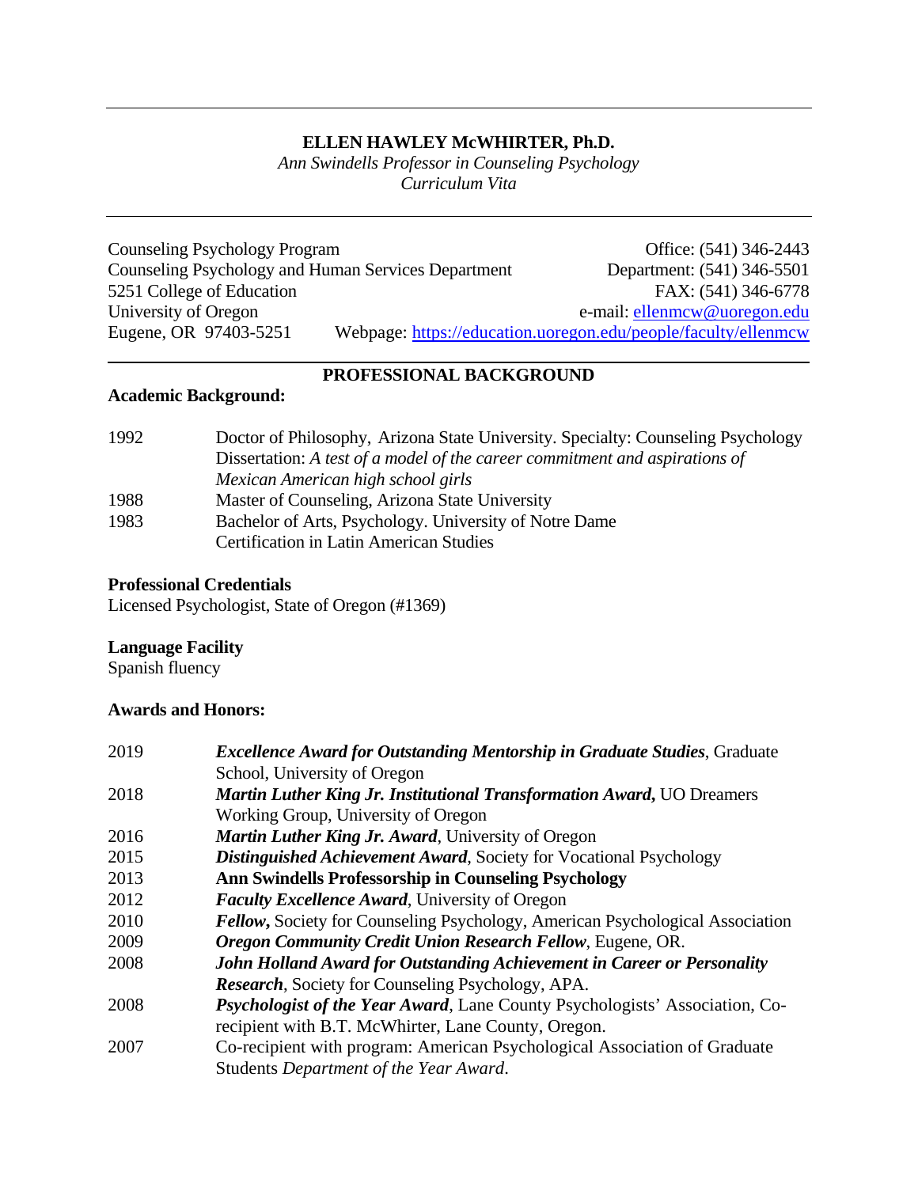# ELLEN HAWLEY McWHIRTER, Ph.D.

*Ann Swindells Professor in Counseling Psychology*
*Curriculum Vita*

---

Counseling Psychology Program
Counseling Psychology and Human Services Department
5251 College of Education
University of Oregon
Eugene, OR 97403-5251

Office: (541) 346-2443
Department: (541) 346-5501
FAX: (541) 346-6778
e-mail: ellenmcw@uoregon.edu
Webpage: https://education.uoregon.edu/people/faculty/ellenmcw

---

## PROFESSIONAL BACKGROUND

### Academic Background:

1992 Doctor of Philosophy, Arizona State University. Specialty: Counseling Psychology
Dissertation: *A test of a model of the career commitment and aspirations of Mexican American high school girls*

1988 Master of Counseling, Arizona State University

1983 Bachelor of Arts, Psychology. University of Notre Dame
Certification in Latin American Studies

### Professional Credentials

Licensed Psychologist, State of Oregon (#1369)

### Language Facility

Spanish fluency

### Awards and Honors:

2019 ***Excellence Award for Outstanding Mentorship in Graduate Studies***, Graduate School, University of Oregon

2018 ***Martin Luther King Jr. Institutional Transformation Award,*** UO Dreamers Working Group, University of Oregon

2016 ***Martin Luther King Jr. Award***, University of Oregon

2015 ***Distinguished Achievement Award***, Society for Vocational Psychology

2013 **Ann Swindells Professorship in Counseling Psychology**

2012 ***Faculty Excellence Award***, University of Oregon

2010 ***Fellow,*** Society for Counseling Psychology, American Psychological Association

2009 ***Oregon Community Credit Union Research Fellow***, Eugene, OR.

2008 ***John Holland Award for Outstanding Achievement in Career or Personality Research***, Society for Counseling Psychology, APA.

2008 ***Psychologist of the Year Award***, Lane County Psychologists' Association, Co-recipient with B.T. McWhirter, Lane County, Oregon.

2007 Co-recipient with program: American Psychological Association of Graduate Students *Department of the Year Award*.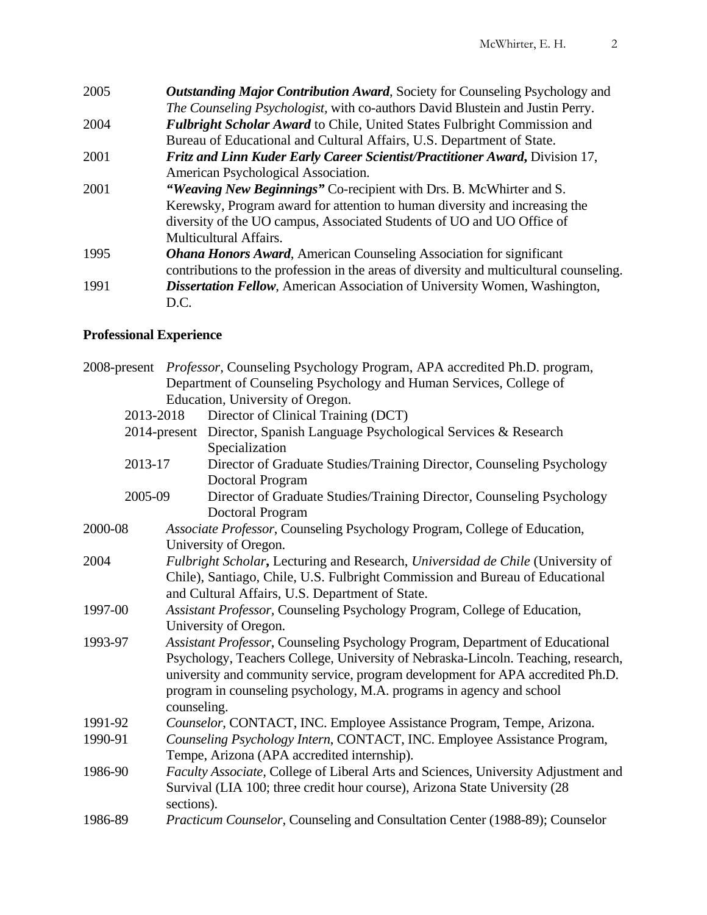2005 ***Outstanding Major Contribution Award***, Society for Counseling Psychology and *The Counseling Psychologist*, with co-authors David Blustein and Justin Perry.

2004 ***Fulbright Scholar Award*** to Chile, United States Fulbright Commission and Bureau of Educational and Cultural Affairs, U.S. Department of State.

2001 ***Fritz and Linn Kuder Early Career Scientist/Practitioner Award*,** Division 17, American Psychological Association.

2001 ***"Weaving New Beginnings"*** Co-recipient with Drs. B. McWhirter and S. Kerewsky, Program award for attention to human diversity and increasing the diversity of the UO campus, Associated Students of UO and UO Office of Multicultural Affairs.

1995 ***Ohana Honors Award***, American Counseling Association for significant contributions to the profession in the areas of diversity and multicultural counseling.

1991 ***Dissertation Fellow***, American Association of University Women, Washington, D.C.

## Professional Experience

2008-present *Professor*, Counseling Psychology Program, APA accredited Ph.D. program, Department of Counseling Psychology and Human Services, College of Education, University of Oregon.

- 2013-2018 Director of Clinical Training (DCT)
- 2014-present Director, Spanish Language Psychological Services & Research Specialization
- 2013-17 Director of Graduate Studies/Training Director, Counseling Psychology Doctoral Program
- 2005-09 Director of Graduate Studies/Training Director, Counseling Psychology Doctoral Program

2000-08 *Associate Professor*, Counseling Psychology Program, College of Education, University of Oregon.

2004 *Fulbright Scholar***,** Lecturing and Research, *Universidad de Chile* (University of Chile), Santiago, Chile, U.S. Fulbright Commission and Bureau of Educational and Cultural Affairs, U.S. Department of State.

1997-00 *Assistant Professor*, Counseling Psychology Program, College of Education, University of Oregon.

1993-97 *Assistant Professor*, Counseling Psychology Program, Department of Educational Psychology, Teachers College, University of Nebraska-Lincoln. Teaching, research, university and community service, program development for APA accredited Ph.D. program in counseling psychology, M.A. programs in agency and school counseling.

1991-92 *Counselor*, CONTACT, INC. Employee Assistance Program, Tempe, Arizona.

1990-91 *Counseling Psychology Intern*, CONTACT, INC. Employee Assistance Program, Tempe, Arizona (APA accredited internship).

1986-90 *Faculty Associate*, College of Liberal Arts and Sciences, University Adjustment and Survival (LIA 100; three credit hour course), Arizona State University (28 sections).

1986-89 *Practicum Counselor*, Counseling and Consultation Center (1988-89); Counselor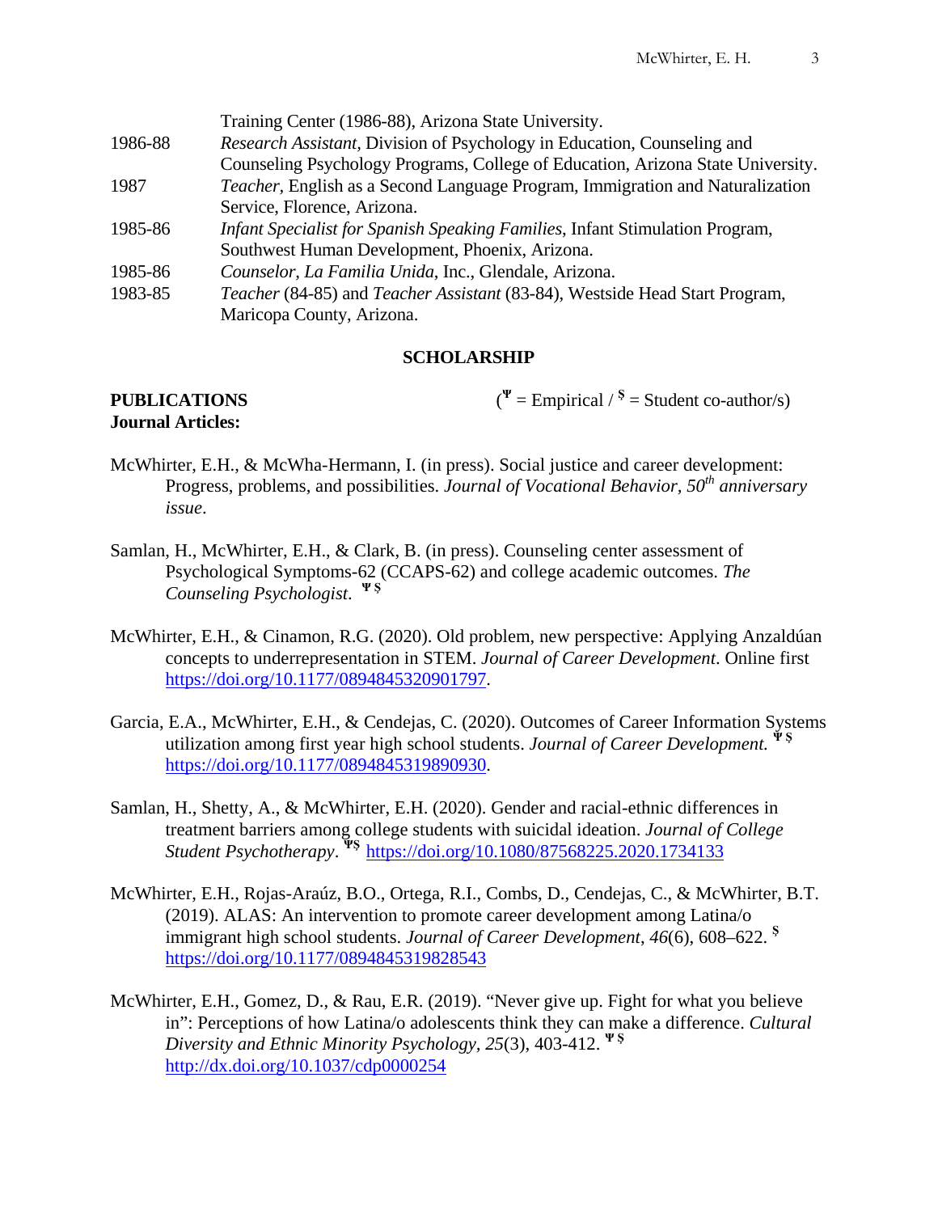Training Center (1986-88), Arizona State University.

1986-88 *Research Assistant,* Division of Psychology in Education, Counseling and Counseling Psychology Programs, College of Education, Arizona State University.

1987 *Teacher*, English as a Second Language Program, Immigration and Naturalization Service, Florence, Arizona.

1985-86 *Infant Specialist for Spanish Speaking Families*, Infant Stimulation Program, Southwest Human Development, Phoenix, Arizona.

1985-86 *Counselor, La Familia Unida*, Inc., Glendale, Arizona.

1983-85 *Teacher* (84-85) and *Teacher Assistant* (83-84), Westside Head Start Program, Maricopa County, Arizona.

## SCHOLARSHIP

**PUBLICATIONS** (Ψ = Empirical / $ = Student co-author/s)

**Journal Articles:**

McWhirter, E.H., & McWha-Hermann, I. (in press). Social justice and career development: Progress, problems, and possibilities. *Journal of Vocational Behavior, 50th anniversary issue*.

Samlan, H., McWhirter, E.H., & Clark, B. (in press). Counseling center assessment of Psychological Symptoms-62 (CCAPS-62) and college academic outcomes. *The Counseling Psychologist*. Ψ $

McWhirter, E.H., & Cinamon, R.G. (2020). Old problem, new perspective: Applying Anzaldúan concepts to underrepresentation in STEM. *Journal of Career Development*. Online first https://doi.org/10.1177/0894845320901797.

Garcia, E.A., McWhirter, E.H., & Cendejas, C. (2020). Outcomes of Career Information Systems utilization among first year high school students. *Journal of Career Development.* Ψ $ https://doi.org/10.1177/0894845319890930.

Samlan, H., Shetty, A., & McWhirter, E.H. (2020). Gender and racial-ethnic differences in treatment barriers among college students with suicidal ideation. *Journal of College Student Psychotherapy*. Ψ$ https://doi.org/10.1080/87568225.2020.1734133

McWhirter, E.H., Rojas-Araúz, B.O., Ortega, R.I., Combs, D., Cendejas, C., & McWhirter, B.T. (2019). ALAS: An intervention to promote career development among Latina/o immigrant high school students. *Journal of Career Development*, *46*(6), 608–622. $ https://doi.org/10.1177/0894845319828543

McWhirter, E.H., Gomez, D., & Rau, E.R. (2019). "Never give up. Fight for what you believe in": Perceptions of how Latina/o adolescents think they can make a difference. *Cultural Diversity and Ethnic Minority Psychology, 25*(3), 403-412. Ψ $ http://dx.doi.org/10.1037/cdp0000254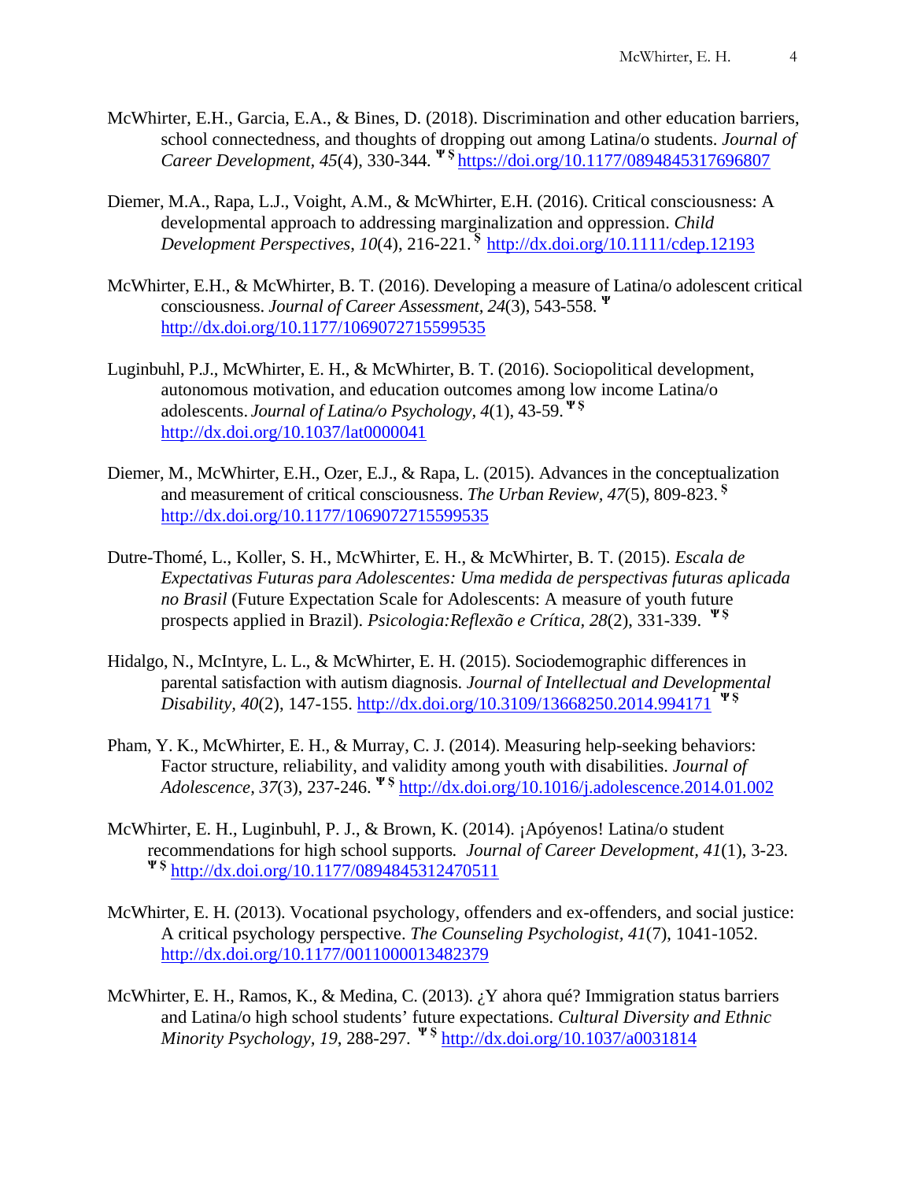McWhirter, E.H., Garcia, E.A., & Bines, D. (2018). Discrimination and other education barriers, school connectedness, and thoughts of dropping out among Latina/o students. *Journal of Career Development, 45*(4), 330-344. Ψ § https://doi.org/10.1177/0894845317696807

Diemer, M.A., Rapa, L.J., Voight, A.M., & McWhirter, E.H. (2016). Critical consciousness: A developmental approach to addressing marginalization and oppression. *Child Development Perspectives, 10*(4), 216-221. § http://dx.doi.org/10.1111/cdep.12193

McWhirter, E.H., & McWhirter, B. T. (2016). Developing a measure of Latina/o adolescent critical consciousness. *Journal of Career Assessment, 24*(3), 543-558. Ψ http://dx.doi.org/10.1177/1069072715599535

Luginbuhl, P.J., McWhirter, E. H., & McWhirter, B. T. (2016). Sociopolitical development, autonomous motivation, and education outcomes among low income Latina/o adolescents. *Journal of Latina/o Psychology, 4*(1), 43-59. Ψ § http://dx.doi.org/10.1037/lat0000041

Diemer, M., McWhirter, E.H., Ozer, E.J., & Rapa, L. (2015). Advances in the conceptualization and measurement of critical consciousness. *The Urban Review, 47*(5), 809-823. § http://dx.doi.org/10.1177/1069072715599535

Dutre-Thomé, L., Koller, S. H., McWhirter, E. H., & McWhirter, B. T. (2015). *Escala de Expectativas Futuras para Adolescentes: Uma medida de perspectivas futuras aplicada no Brasil* (Future Expectation Scale for Adolescents: A measure of youth future prospects applied in Brazil). *Psicologia:Reflexão e Crítica, 28*(2), 331-339. Ψ §

Hidalgo, N., McIntyre, L. L., & McWhirter, E. H. (2015). Sociodemographic differences in parental satisfaction with autism diagnosis. *Journal of Intellectual and Developmental Disability, 40*(2), 147-155. http://dx.doi.org/10.3109/13668250.2014.994171 Ψ §

Pham, Y. K., McWhirter, E. H., & Murray, C. J. (2014). Measuring help-seeking behaviors: Factor structure, reliability, and validity among youth with disabilities. *Journal of Adolescence, 37*(3), 237-246. Ψ § http://dx.doi.org/10.1016/j.adolescence.2014.01.002

McWhirter, E. H., Luginbuhl, P. J., & Brown, K. (2014). ¡Apóyenos! Latina/o student recommendations for high school supports. *Journal of Career Development, 41*(1), 3-23. Ψ § http://dx.doi.org/10.1177/0894845312470511

McWhirter, E. H. (2013). Vocational psychology, offenders and ex-offenders, and social justice: A critical psychology perspective. *The Counseling Psychologist, 41*(7), 1041-1052. http://dx.doi.org/10.1177/0011000013482379

McWhirter, E. H., Ramos, K., & Medina, C. (2013). ¿Y ahora qué? Immigration status barriers and Latina/o high school students' future expectations. *Cultural Diversity and Ethnic Minority Psychology, 19*, 288-297. Ψ § http://dx.doi.org/10.1037/a0031814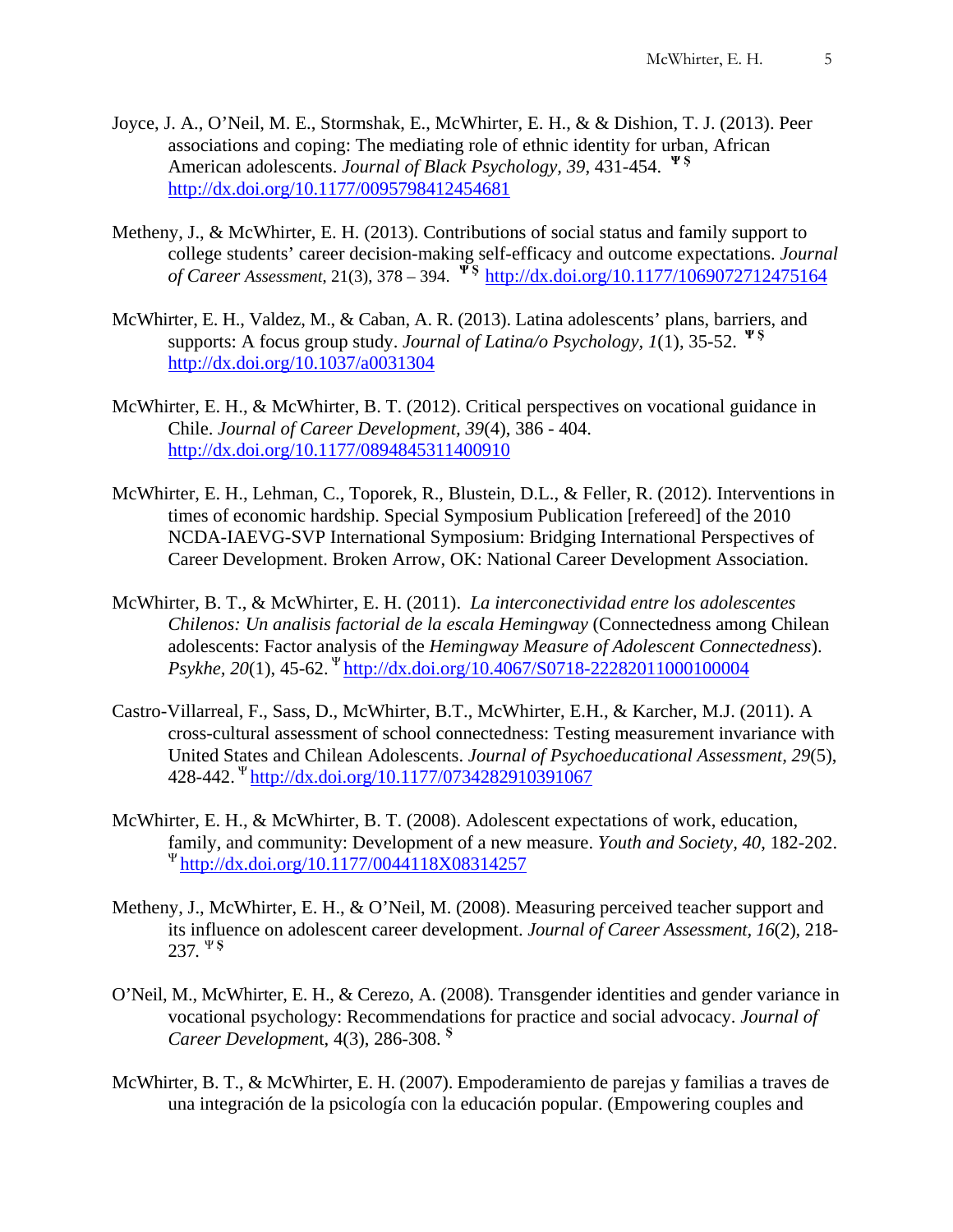Joyce, J. A., O'Neil, M. E., Stormshak, E., McWhirter, E. H., & & Dishion, T. J. (2013). Peer associations and coping: The mediating role of ethnic identity for urban, African American adolescents. *Journal of Black Psychology, 39*, 431-454. Ψ $ http://dx.doi.org/10.1177/0095798412454681

Metheny, J., & McWhirter, E. H. (2013). Contributions of social status and family support to college students' career decision-making self-efficacy and outcome expectations. *Journal of Career Assessment*, 21(3), 378 – 394. Ψ $ http://dx.doi.org/10.1177/1069072712475164

McWhirter, E. H., Valdez, M., & Caban, A. R. (2013). Latina adolescents' plans, barriers, and supports: A focus group study. *Journal of Latina/o Psychology, 1*(1), 35-52. Ψ $ http://dx.doi.org/10.1037/a0031304

McWhirter, E. H., & McWhirter, B. T. (2012). Critical perspectives on vocational guidance in Chile. *Journal of Career Development, 39*(4), 386 - 404. http://dx.doi.org/10.1177/0894845311400910

McWhirter, E. H., Lehman, C., Toporek, R., Blustein, D.L., & Feller, R. (2012). Interventions in times of economic hardship. Special Symposium Publication [refereed] of the 2010 NCDA-IAEVG-SVP International Symposium: Bridging International Perspectives of Career Development. Broken Arrow, OK: National Career Development Association.

McWhirter, B. T., & McWhirter, E. H. (2011). *La interconectividad entre los adolescentes Chilenos: Un analisis factorial de la escala Hemingway* (Connectedness among Chilean adolescents: Factor analysis of the *Hemingway Measure of Adolescent Connectedness*). *Psykhe, 20*(1), 45-62. Ψ http://dx.doi.org/10.4067/S0718-22282011000100004

Castro-Villarreal, F., Sass, D., McWhirter, B.T., McWhirter, E.H., & Karcher, M.J. (2011). A cross-cultural assessment of school connectedness: Testing measurement invariance with United States and Chilean Adolescents. *Journal of Psychoeducational Assessment, 29*(5), 428-442. Ψ http://dx.doi.org/10.1177/0734282910391067

McWhirter, E. H., & McWhirter, B. T. (2008). Adolescent expectations of work, education, family, and community: Development of a new measure. *Youth and Society, 40*, 182-202. Ψ http://dx.doi.org/10.1177/0044118X08314257

Metheny, J., McWhirter, E. H., & O'Neil, M. (2008). Measuring perceived teacher support and its influence on adolescent career development. *Journal of Career Assessment, 16*(2), 218-237. Ψ $

O'Neil, M., McWhirter, E. H., & Cerezo, A. (2008). Transgender identities and gender variance in vocational psychology: Recommendations for practice and social advocacy. *Journal of Career Development*, 4(3), 286-308. $

McWhirter, B. T., & McWhirter, E. H. (2007). Empoderamiento de parejas y familias a traves de una integración de la psicología con la educación popular. (Empowering couples and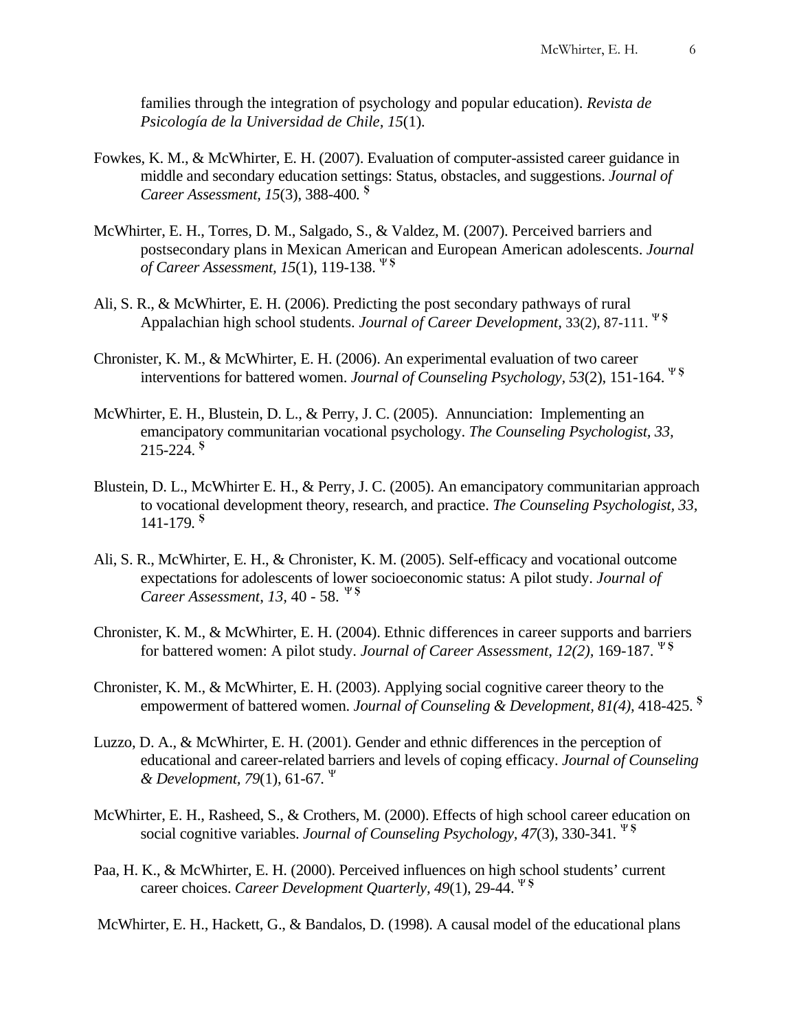families through the integration of psychology and popular education). *Revista de Psicología de la Universidad de Chile, 15*(1).

Fowkes, K. M., & McWhirter, E. H. (2007). Evaluation of computer-assisted career guidance in middle and secondary education settings: Status, obstacles, and suggestions. *Journal of Career Assessment, 15*(3), 388-400. [$]

McWhirter, E. H., Torres, D. M., Salgado, S., & Valdez, M. (2007). Perceived barriers and postsecondary plans in Mexican American and European American adolescents. *Journal of Career Assessment, 15*(1), 119-138. [Ψ $]

Ali, S. R., & McWhirter, E. H. (2006). Predicting the post secondary pathways of rural Appalachian high school students. *Journal of Career Development,* 33(2), 87-111. [Ψ $]

Chronister, K. M., & McWhirter, E. H. (2006). An experimental evaluation of two career interventions for battered women. *Journal of Counseling Psychology, 53*(2), 151-164. [Ψ $]

McWhirter, E. H., Blustein, D. L., & Perry, J. C. (2005). Annunciation: Implementing an emancipatory communitarian vocational psychology. *The Counseling Psychologist, 33,* 215-224. [$]

Blustein, D. L., McWhirter E. H., & Perry, J. C. (2005). An emancipatory communitarian approach to vocational development theory, research, and practice. *The Counseling Psychologist, 33,* 141-179. [$]

Ali, S. R., McWhirter, E. H., & Chronister, K. M. (2005). Self-efficacy and vocational outcome expectations for adolescents of lower socioeconomic status: A pilot study. *Journal of Career Assessment, 13,* 40 - 58. [Ψ $]

Chronister, K. M., & McWhirter, E. H. (2004). Ethnic differences in career supports and barriers for battered women: A pilot study. *Journal of Career Assessment, 12(2),* 169-187. [Ψ $]

Chronister, K. M., & McWhirter, E. H. (2003). Applying social cognitive career theory to the empowerment of battered women. *Journal of Counseling & Development, 81(4),* 418-425. [$]

Luzzo, D. A., & McWhirter, E. H. (2001). Gender and ethnic differences in the perception of educational and career-related barriers and levels of coping efficacy. *Journal of Counseling & Development, 79*(1), 61-67. [Ψ]

McWhirter, E. H., Rasheed, S., & Crothers, M. (2000). Effects of high school career education on social cognitive variables. *Journal of Counseling Psychology, 47*(3), 330-341. [Ψ $]

Paa, H. K., & McWhirter, E. H. (2000). Perceived influences on high school students' current career choices. *Career Development Quarterly, 49*(1), 29-44. [Ψ $]

McWhirter, E. H., Hackett, G., & Bandalos, D. (1998). A causal model of the educational plans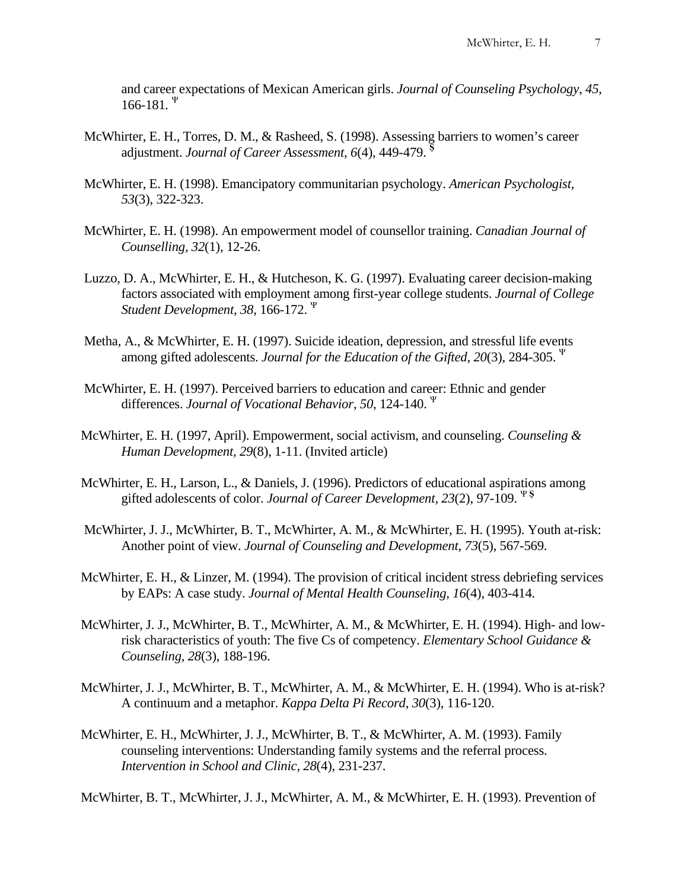and career expectations of Mexican American girls. *Journal of Counseling Psychology, 45*, 166-181. Ψ

McWhirter, E. H., Torres, D. M., & Rasheed, S. (1998). Assessing barriers to women's career adjustment. *Journal of Career Assessment, 6*(4), 449-479. §

McWhirter, E. H. (1998). Emancipatory communitarian psychology. *American Psychologist, 53*(3), 322-323.

McWhirter, E. H. (1998). An empowerment model of counsellor training. *Canadian Journal of Counselling, 32*(1), 12-26.

Luzzo, D. A., McWhirter, E. H., & Hutcheson, K. G. (1997). Evaluating career decision-making factors associated with employment among first-year college students. *Journal of College Student Development, 38*, 166-172. Ψ

Metha, A., & McWhirter, E. H. (1997). Suicide ideation, depression, and stressful life events among gifted adolescents. *Journal for the Education of the Gifted, 20*(3), 284-305. Ψ

McWhirter, E. H. (1997). Perceived barriers to education and career: Ethnic and gender differences. *Journal of Vocational Behavior, 50*, 124-140. Ψ

McWhirter, E. H. (1997, April). Empowerment, social activism, and counseling. *Counseling & Human Development, 29*(8), 1-11. (Invited article)

McWhirter, E. H., Larson, L., & Daniels, J. (1996). Predictors of educational aspirations among gifted adolescents of color. *Journal of Career Development, 23*(2), 97-109. Ψ §

McWhirter, J. J., McWhirter, B. T., McWhirter, A. M., & McWhirter, E. H. (1995). Youth at-risk: Another point of view. *Journal of Counseling and Development*, *73*(5), 567-569.

McWhirter, E. H., & Linzer, M. (1994). The provision of critical incident stress debriefing services by EAPs: A case study. *Journal of Mental Health Counseling, 16*(4), 403-414.

McWhirter, J. J., McWhirter, B. T., McWhirter, A. M., & McWhirter, E. H. (1994). High- and low-risk characteristics of youth: The five Cs of competency. *Elementary School Guidance & Counseling, 28*(3), 188-196.

McWhirter, J. J., McWhirter, B. T., McWhirter, A. M., & McWhirter, E. H. (1994). Who is at-risk? A continuum and a metaphor. *Kappa Delta Pi Record*, *30*(3), 116-120.

McWhirter, E. H., McWhirter, J. J., McWhirter, B. T., & McWhirter, A. M. (1993). Family counseling interventions: Understanding family systems and the referral process. *Intervention in School and Clinic, 28*(4), 231-237.

McWhirter, B. T., McWhirter, J. J., McWhirter, A. M., & McWhirter, E. H. (1993). Prevention of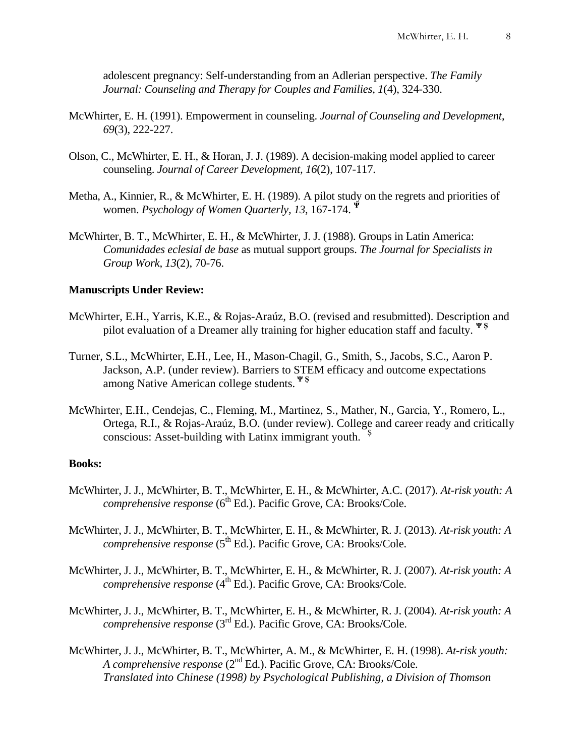adolescent pregnancy: Self-understanding from an Adlerian perspective. *The Family Journal: Counseling and Therapy for Couples and Families, 1*(4), 324-330.

McWhirter, E. H. (1991). Empowerment in counseling. *Journal of Counseling and Development, 69*(3), 222-227.

Olson, C., McWhirter, E. H., & Horan, J. J. (1989). A decision-making model applied to career counseling. *Journal of Career Development, 16*(2), 107-117.

Metha, A., Kinnier, R., & McWhirter, E. H. (1989). A pilot study on the regrets and priorities of women. *Psychology of Women Quarterly, 13*, 167-174. [Ψ]

McWhirter, B. T., McWhirter, E. H., & McWhirter, J. J. (1988). Groups in Latin America: *Comunidades eclesial de base* as mutual support groups. *The Journal for Specialists in Group Work, 13*(2), 70-76.

**Manuscripts Under Review:**

McWhirter, E.H., Yarris, K.E., & Rojas-Araúz, B.O. (revised and resubmitted). Description and pilot evaluation of a Dreamer ally training for higher education staff and faculty. [Ψ §]

Turner, S.L., McWhirter, E.H., Lee, H., Mason-Chagil, G., Smith, S., Jacobs, S.C., Aaron P. Jackson, A.P. (under review). Barriers to STEM efficacy and outcome expectations among Native American college students. [Ψ §]

McWhirter, E.H., Cendejas, C., Fleming, M., Martinez, S., Mather, N., Garcia, Y., Romero, L., Ortega, R.I., & Rojas-Araúz, B.O. (under review). College and career ready and critically conscious: Asset-building with Latinx immigrant youth. [§]

**Books:**

McWhirter, J. J., McWhirter, B. T., McWhirter, E. H., & McWhirter, A.C. (2017). *At-risk youth: A comprehensive response* (6th Ed.). Pacific Grove, CA: Brooks/Cole.

McWhirter, J. J., McWhirter, B. T., McWhirter, E. H., & McWhirter, R. J. (2013). *At-risk youth: A comprehensive response* (5th Ed.). Pacific Grove, CA: Brooks/Cole.

McWhirter, J. J., McWhirter, B. T., McWhirter, E. H., & McWhirter, R. J. (2007). *At-risk youth: A comprehensive response* (4th Ed.). Pacific Grove, CA: Brooks/Cole.

McWhirter, J. J., McWhirter, B. T., McWhirter, E. H., & McWhirter, R. J. (2004). *At-risk youth: A comprehensive response* (3rd Ed.). Pacific Grove, CA: Brooks/Cole.

McWhirter, J. J., McWhirter, B. T., McWhirter, A. M., & McWhirter, E. H. (1998). *At-risk youth: A comprehensive response* (2nd Ed.). Pacific Grove, CA: Brooks/Cole. *Translated into Chinese (1998) by Psychological Publishing, a Division of Thomson*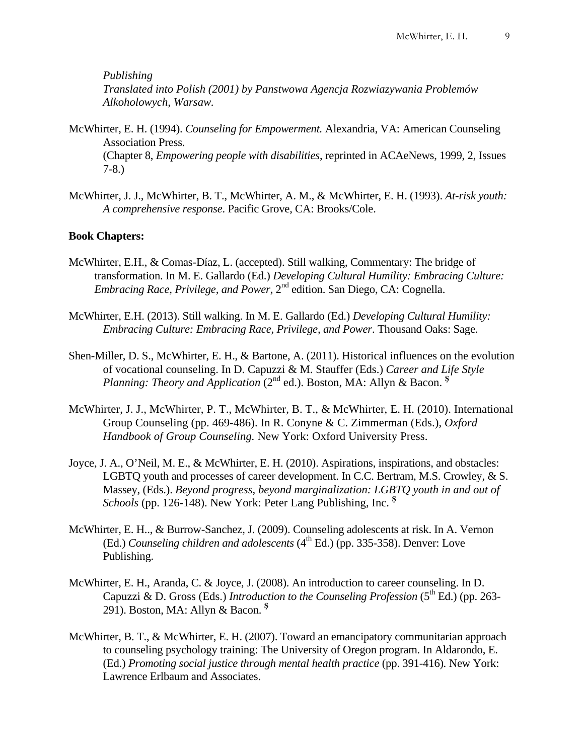*Publishing*
*Translated into Polish (2001) by Panstwowa Agencja Rozwiazywania Problemów Alkoholowych, Warsaw.*

McWhirter, E. H. (1994). *Counseling for Empowerment.* Alexandria, VA: American Counseling Association Press.
(Chapter 8, *Empowering people with disabilities*, reprinted in ACAeNews, 1999, 2, Issues 7-8.)

McWhirter, J. J., McWhirter, B. T., McWhirter, A. M., & McWhirter, E. H. (1993). *At-risk youth: A comprehensive response*. Pacific Grove, CA: Brooks/Cole.

**Book Chapters:**

McWhirter, E.H., & Comas-Díaz, L. (accepted). Still walking, Commentary: The bridge of transformation. In M. E. Gallardo (Ed.) *Developing Cultural Humility: Embracing Culture: Embracing Race, Privilege, and Power*, 2nd edition. San Diego, CA: Cognella.

McWhirter, E.H. (2013). Still walking. In M. E. Gallardo (Ed.) *Developing Cultural Humility: Embracing Culture: Embracing Race, Privilege, and Power*. Thousand Oaks: Sage.

Shen-Miller, D. S., McWhirter, E. H., & Bartone, A. (2011). Historical influences on the evolution of vocational counseling. In D. Capuzzi & M. Stauffer (Eds.) *Career and Life Style Planning: Theory and Application* (2nd ed.). Boston, MA: Allyn & Bacon. $

McWhirter, J. J., McWhirter, P. T., McWhirter, B. T., & McWhirter, E. H. (2010). International Group Counseling (pp. 469-486). In R. Conyne & C. Zimmerman (Eds.), *Oxford Handbook of Group Counseling.* New York: Oxford University Press.

Joyce, J. A., O'Neil, M. E., & McWhirter, E. H. (2010). Aspirations, inspirations, and obstacles: LGBTQ youth and processes of career development. In C.C. Bertram, M.S. Crowley, & S. Massey, (Eds.). *Beyond progress, beyond marginalization: LGBTQ youth in and out of Schools* (pp. 126-148). New York: Peter Lang Publishing, Inc. $

McWhirter, E. H.., & Burrow-Sanchez, J. (2009). Counseling adolescents at risk. In A. Vernon (Ed.) *Counseling children and adolescents* (4th Ed.) (pp. 335-358). Denver: Love Publishing.

McWhirter, E. H., Aranda, C. & Joyce, J. (2008). An introduction to career counseling. In D. Capuzzi & D. Gross (Eds.) *Introduction to the Counseling Profession* (5th Ed.) (pp. 263-291). Boston, MA: Allyn & Bacon. $

McWhirter, B. T., & McWhirter, E. H. (2007). Toward an emancipatory communitarian approach to counseling psychology training: The University of Oregon program. In Aldarondo, E. (Ed.) *Promoting social justice through mental health practice* (pp. 391-416). New York: Lawrence Erlbaum and Associates.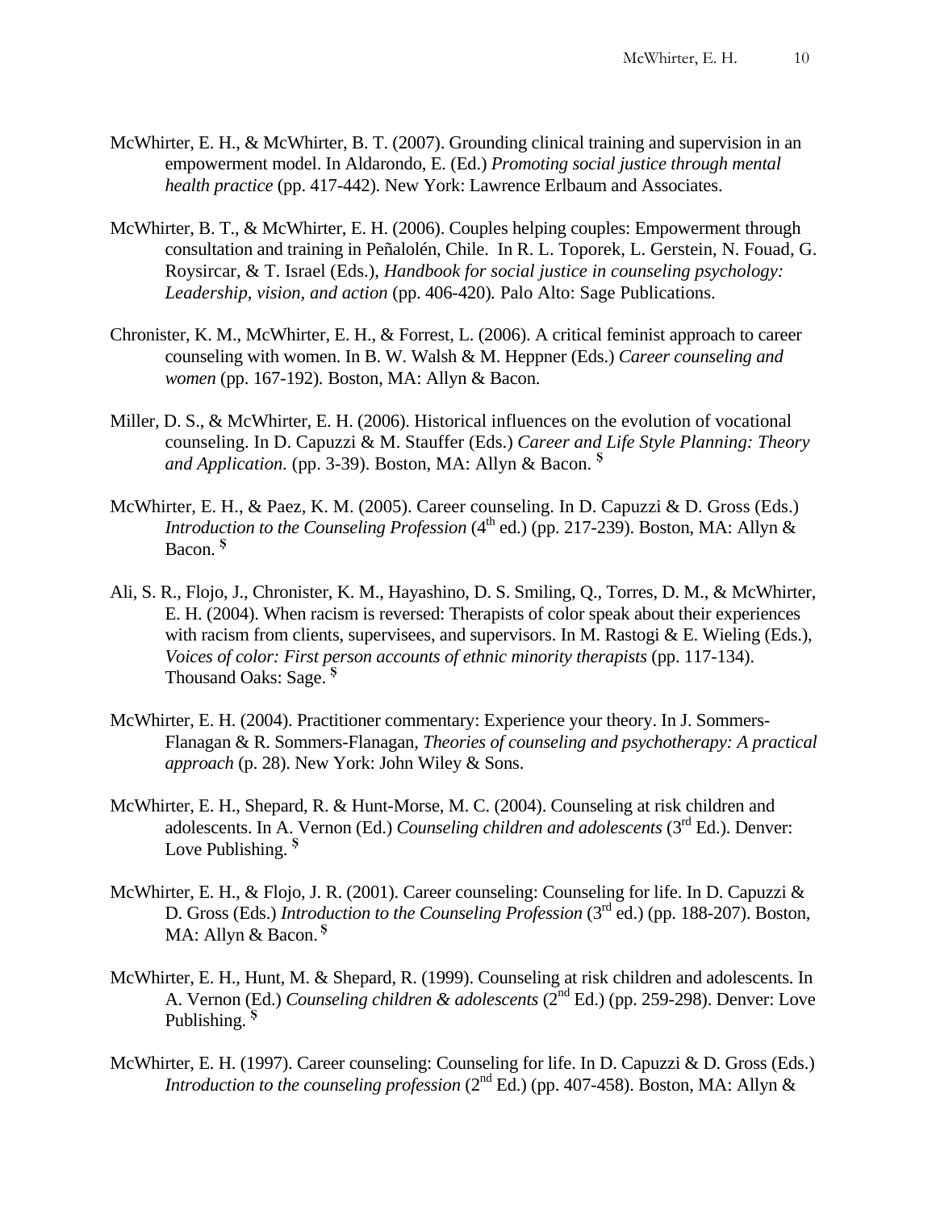McWhirter, E. H., & McWhirter, B. T. (2007). Grounding clinical training and supervision in an empowerment model. In Aldarondo, E. (Ed.) *Promoting social justice through mental health practice* (pp. 417-442). New York: Lawrence Erlbaum and Associates.

McWhirter, B. T., & McWhirter, E. H. (2006). Couples helping couples: Empowerment through consultation and training in Peñalolén, Chile. In R. L. Toporek, L. Gerstein, N. Fouad, G. Roysircar, & T. Israel (Eds.), *Handbook for social justice in counseling psychology: Leadership, vision, and action* (pp. 406-420). Palo Alto: Sage Publications.

Chronister, K. M., McWhirter, E. H., & Forrest, L. (2006). A critical feminist approach to career counseling with women. In B. W. Walsh & M. Heppner (Eds.) *Career counseling and women* (pp. 167-192). Boston, MA: Allyn & Bacon.

Miller, D. S., & McWhirter, E. H. (2006). Historical influences on the evolution of vocational counseling. In D. Capuzzi & M. Stauffer (Eds.) *Career and Life Style Planning: Theory and Application.* (pp. 3-39). Boston, MA: Allyn & Bacon. [$]

McWhirter, E. H., & Paez, K. M. (2005). Career counseling. In D. Capuzzi & D. Gross (Eds.) *Introduction to the Counseling Profession* (4th ed.) (pp. 217-239). Boston, MA: Allyn & Bacon. [$]

Ali, S. R., Flojo, J., Chronister, K. M., Hayashino, D. S. Smiling, Q., Torres, D. M., & McWhirter, E. H. (2004). When racism is reversed: Therapists of color speak about their experiences with racism from clients, supervisees, and supervisors. In M. Rastogi & E. Wieling (Eds.), *Voices of color: First person accounts of ethnic minority therapists* (pp. 117-134). Thousand Oaks: Sage. [$]

McWhirter, E. H. (2004). Practitioner commentary: Experience your theory. In J. Sommers-Flanagan & R. Sommers-Flanagan, *Theories of counseling and psychotherapy: A practical approach* (p. 28). New York: John Wiley & Sons.

McWhirter, E. H., Shepard, R. & Hunt-Morse, M. C. (2004). Counseling at risk children and adolescents. In A. Vernon (Ed.) *Counseling children and adolescents* (3rd Ed.). Denver: Love Publishing. [$]

McWhirter, E. H., & Flojo, J. R. (2001). Career counseling: Counseling for life. In D. Capuzzi & D. Gross (Eds.) *Introduction to the Counseling Profession* (3rd ed.) (pp. 188-207). Boston, MA: Allyn & Bacon. [$]

McWhirter, E. H., Hunt, M. & Shepard, R. (1999). Counseling at risk children and adolescents. In A. Vernon (Ed.) *Counseling children & adolescents* (2nd Ed.) (pp. 259-298). Denver: Love Publishing. [$]

McWhirter, E. H. (1997). Career counseling: Counseling for life. In D. Capuzzi & D. Gross (Eds.) *Introduction to the counseling profession* (2nd Ed.) (pp. 407-458). Boston, MA: Allyn &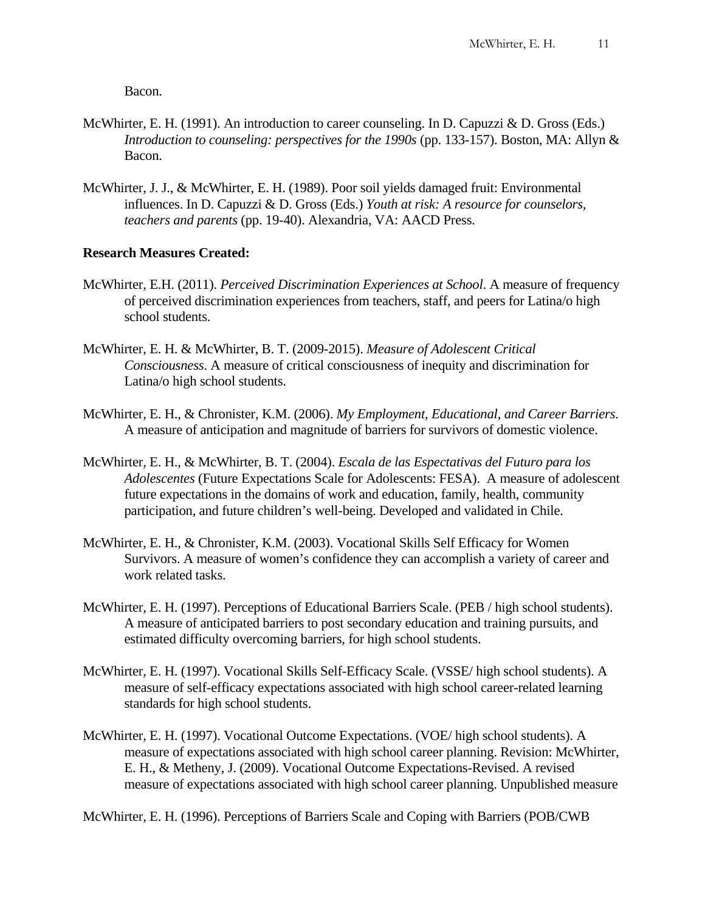Bacon.

McWhirter, E. H. (1991). An introduction to career counseling. In D. Capuzzi & D. Gross (Eds.) *Introduction to counseling: perspectives for the 1990s* (pp. 133-157). Boston, MA: Allyn & Bacon.

McWhirter, J. J., & McWhirter, E. H. (1989). Poor soil yields damaged fruit: Environmental influences. In D. Capuzzi & D. Gross (Eds.) *Youth at risk: A resource for counselors, teachers and parents* (pp. 19-40). Alexandria, VA: AACD Press.

**Research Measures Created:**

McWhirter, E.H. (2011). *Perceived Discrimination Experiences at School*. A measure of frequency of perceived discrimination experiences from teachers, staff, and peers for Latina/o high school students.

McWhirter, E. H. & McWhirter, B. T. (2009-2015). *Measure of Adolescent Critical Consciousness*. A measure of critical consciousness of inequity and discrimination for Latina/o high school students.

McWhirter, E. H., & Chronister, K.M. (2006). *My Employment, Educational, and Career Barriers*. A measure of anticipation and magnitude of barriers for survivors of domestic violence.

McWhirter, E. H., & McWhirter, B. T. (2004). *Escala de las Espectativas del Futuro para los Adolescentes* (Future Expectations Scale for Adolescents: FESA). A measure of adolescent future expectations in the domains of work and education, family, health, community participation, and future children's well-being. Developed and validated in Chile.

McWhirter, E. H., & Chronister, K.M. (2003). Vocational Skills Self Efficacy for Women Survivors. A measure of women's confidence they can accomplish a variety of career and work related tasks.

McWhirter, E. H. (1997). Perceptions of Educational Barriers Scale. (PEB / high school students). A measure of anticipated barriers to post secondary education and training pursuits, and estimated difficulty overcoming barriers, for high school students.

McWhirter, E. H. (1997). Vocational Skills Self-Efficacy Scale. (VSSE/ high school students). A measure of self-efficacy expectations associated with high school career-related learning standards for high school students.

McWhirter, E. H. (1997). Vocational Outcome Expectations. (VOE/ high school students). A measure of expectations associated with high school career planning. Revision: McWhirter, E. H., & Metheny, J. (2009). Vocational Outcome Expectations-Revised. A revised measure of expectations associated with high school career planning. Unpublished measure

McWhirter, E. H. (1996). Perceptions of Barriers Scale and Coping with Barriers (POB/CWB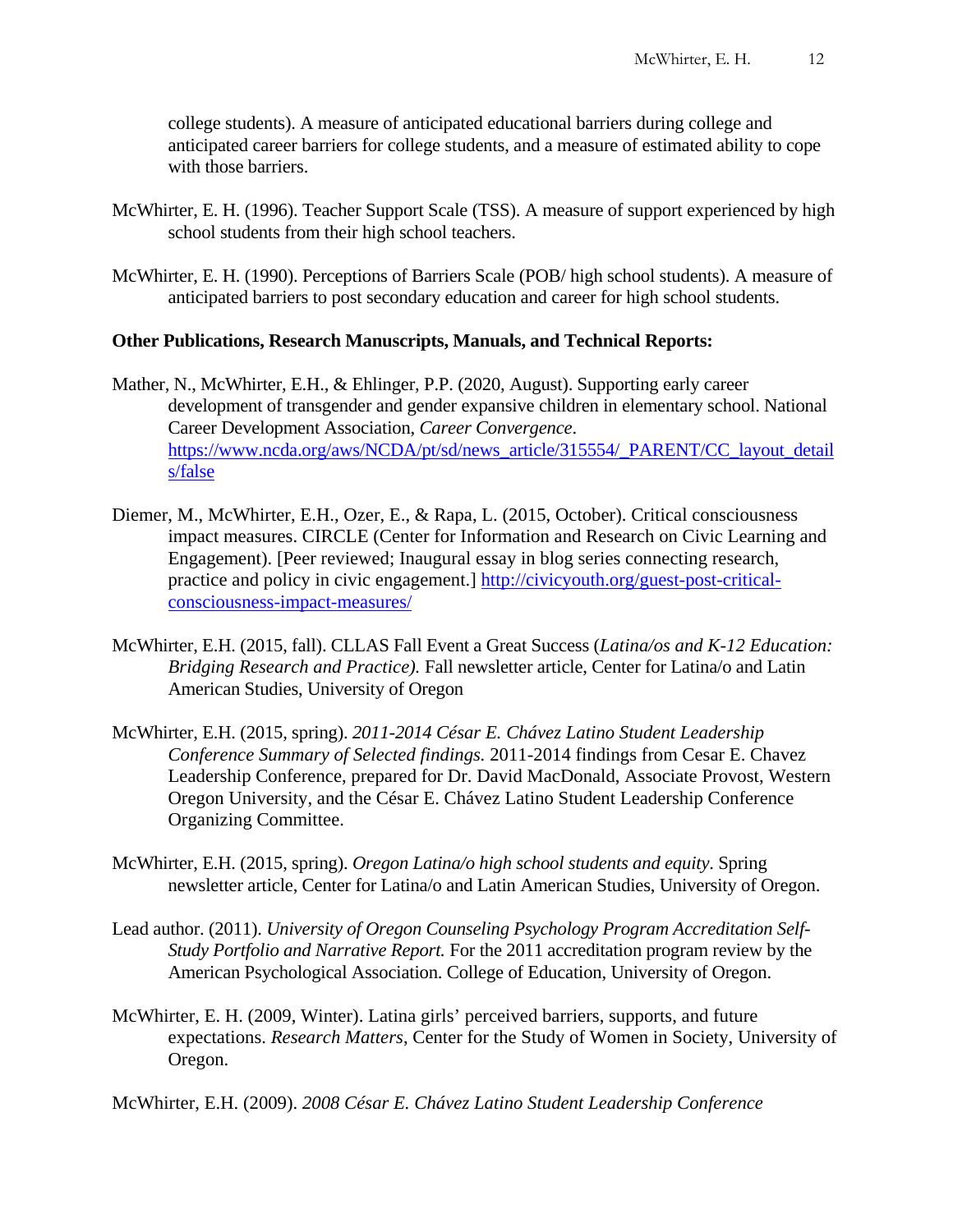college students). A measure of anticipated educational barriers during college and anticipated career barriers for college students, and a measure of estimated ability to cope with those barriers.

McWhirter, E. H. (1996). Teacher Support Scale (TSS). A measure of support experienced by high school students from their high school teachers.

McWhirter, E. H. (1990). Perceptions of Barriers Scale (POB/ high school students). A measure of anticipated barriers to post secondary education and career for high school students.

**Other Publications, Research Manuscripts, Manuals, and Technical Reports:**

Mather, N., McWhirter, E.H., & Ehlinger, P.P. (2020, August). Supporting early career development of transgender and gender expansive children in elementary school. National Career Development Association, *Career Convergence*. https://www.ncda.org/aws/NCDA/pt/sd/news_article/315554/_PARENT/CC_layout_details/false

Diemer, M., McWhirter, E.H., Ozer, E., & Rapa, L. (2015, October). Critical consciousness impact measures. CIRCLE (Center for Information and Research on Civic Learning and Engagement). [Peer reviewed; Inaugural essay in blog series connecting research, practice and policy in civic engagement.] http://civicyouth.org/guest-post-critical-consciousness-impact-measures/

McWhirter, E.H. (2015, fall). CLLAS Fall Event a Great Success (*Latina/os and K-12 Education: Bridging Research and Practice).* Fall newsletter article, Center for Latina/o and Latin American Studies, University of Oregon

McWhirter, E.H. (2015, spring). *2011-2014 César E. Chávez Latino Student Leadership Conference Summary of Selected findings.* 2011-2014 findings from Cesar E. Chavez Leadership Conference, prepared for Dr. David MacDonald, Associate Provost, Western Oregon University, and the César E. Chávez Latino Student Leadership Conference Organizing Committee.

McWhirter, E.H. (2015, spring). *Oregon Latina/o high school students and equity*. Spring newsletter article, Center for Latina/o and Latin American Studies, University of Oregon.

Lead author. (2011). *University of Oregon Counseling Psychology Program Accreditation Self-Study Portfolio and Narrative Report.* For the 2011 accreditation program review by the American Psychological Association. College of Education, University of Oregon.

McWhirter, E. H. (2009, Winter). Latina girls' perceived barriers, supports, and future expectations. *Research Matters*, Center for the Study of Women in Society, University of Oregon.

McWhirter, E.H. (2009). *2008 César E. Chávez Latino Student Leadership Conference*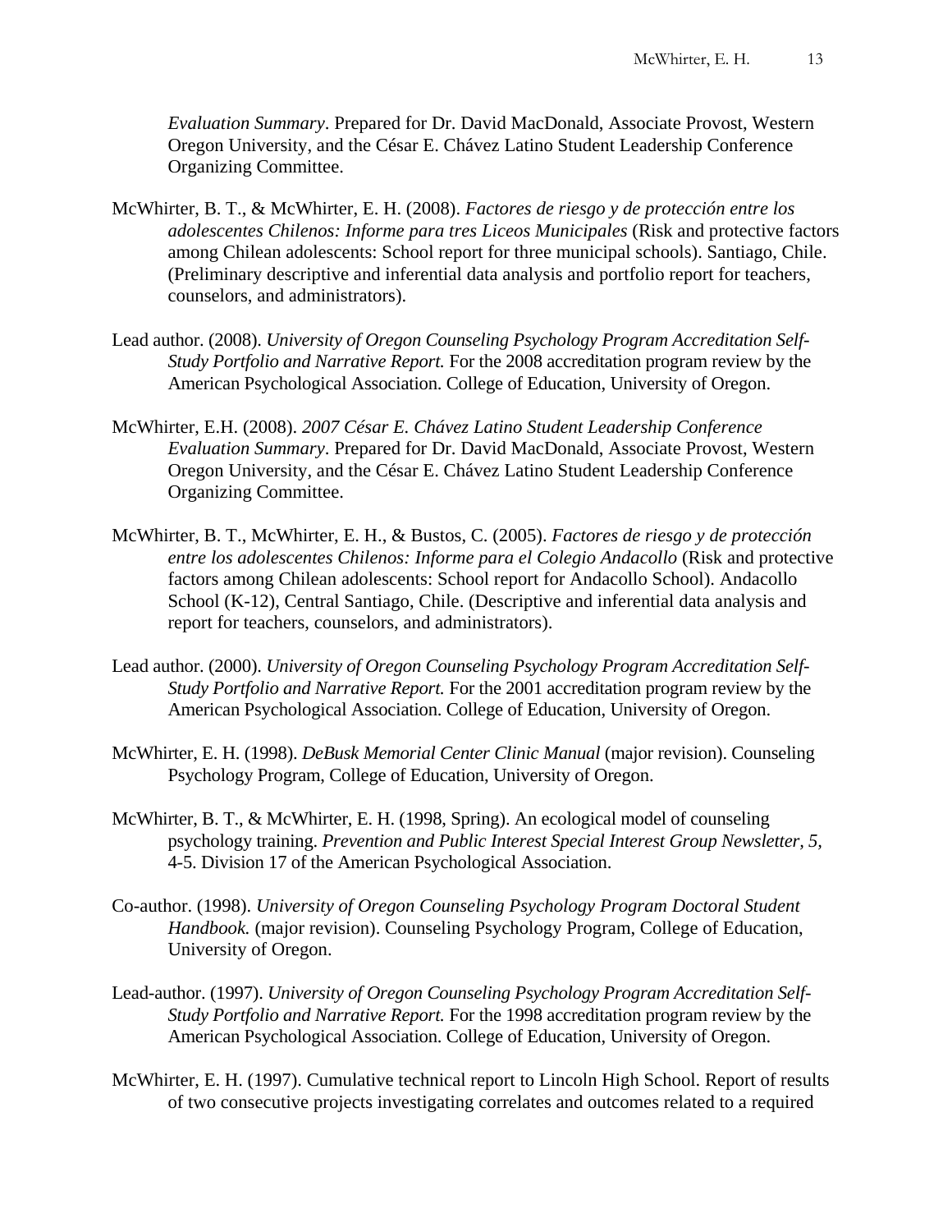*Evaluation Summary*. Prepared for Dr. David MacDonald, Associate Provost, Western Oregon University, and the César E. Chávez Latino Student Leadership Conference Organizing Committee.

McWhirter, B. T., & McWhirter, E. H. (2008). *Factores de riesgo y de protección entre los adolescentes Chilenos: Informe para tres Liceos Municipales* (Risk and protective factors among Chilean adolescents: School report for three municipal schools). Santiago, Chile. (Preliminary descriptive and inferential data analysis and portfolio report for teachers, counselors, and administrators).

Lead author. (2008). *University of Oregon Counseling Psychology Program Accreditation Self-Study Portfolio and Narrative Report.* For the 2008 accreditation program review by the American Psychological Association. College of Education, University of Oregon.

McWhirter, E.H. (2008). *2007 César E. Chávez Latino Student Leadership Conference Evaluation Summary*. Prepared for Dr. David MacDonald, Associate Provost, Western Oregon University, and the César E. Chávez Latino Student Leadership Conference Organizing Committee.

McWhirter, B. T., McWhirter, E. H., & Bustos, C. (2005). *Factores de riesgo y de protección entre los adolescentes Chilenos: Informe para el Colegio Andacollo* (Risk and protective factors among Chilean adolescents: School report for Andacollo School). Andacollo School (K-12), Central Santiago, Chile. (Descriptive and inferential data analysis and report for teachers, counselors, and administrators).

Lead author. (2000). *University of Oregon Counseling Psychology Program Accreditation Self-Study Portfolio and Narrative Report.* For the 2001 accreditation program review by the American Psychological Association. College of Education, University of Oregon.

McWhirter, E. H. (1998). *DeBusk Memorial Center Clinic Manual* (major revision). Counseling Psychology Program, College of Education, University of Oregon.

McWhirter, B. T., & McWhirter, E. H. (1998, Spring). An ecological model of counseling psychology training. *Prevention and Public Interest Special Interest Group Newsletter, 5,* 4-5. Division 17 of the American Psychological Association.

Co-author. (1998). *University of Oregon Counseling Psychology Program Doctoral Student Handbook.* (major revision). Counseling Psychology Program, College of Education, University of Oregon.

Lead-author. (1997). *University of Oregon Counseling Psychology Program Accreditation Self-Study Portfolio and Narrative Report.* For the 1998 accreditation program review by the American Psychological Association. College of Education, University of Oregon.

McWhirter, E. H. (1997). Cumulative technical report to Lincoln High School. Report of results of two consecutive projects investigating correlates and outcomes related to a required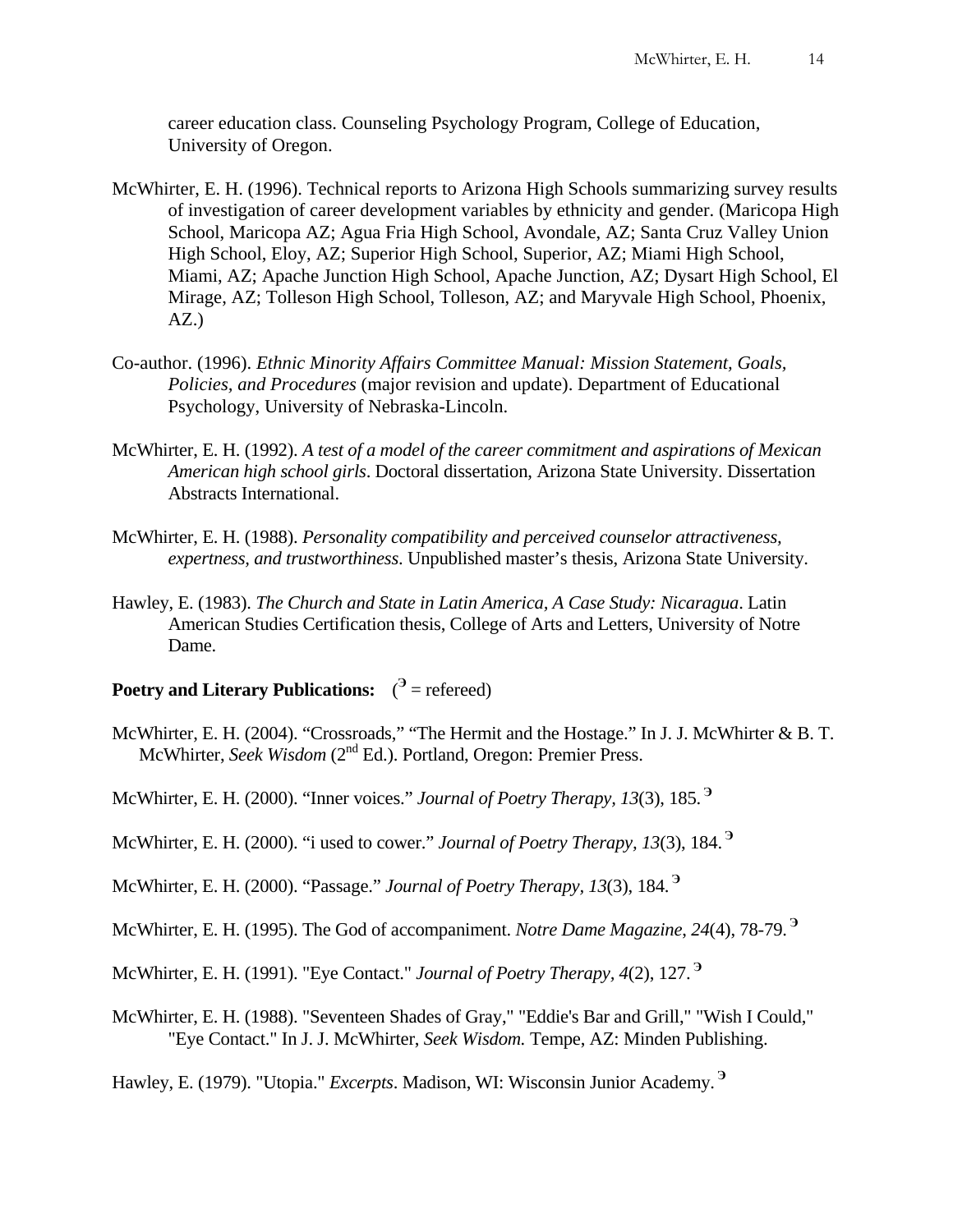career education class. Counseling Psychology Program, College of Education, University of Oregon.

McWhirter, E. H. (1996). Technical reports to Arizona High Schools summarizing survey results of investigation of career development variables by ethnicity and gender. (Maricopa High School, Maricopa AZ; Agua Fria High School, Avondale, AZ; Santa Cruz Valley Union High School, Eloy, AZ; Superior High School, Superior, AZ; Miami High School, Miami, AZ; Apache Junction High School, Apache Junction, AZ; Dysart High School, El Mirage, AZ; Tolleson High School, Tolleson, AZ; and Maryvale High School, Phoenix, AZ.)

Co-author. (1996). *Ethnic Minority Affairs Committee Manual: Mission Statement, Goals, Policies, and Procedures* (major revision and update). Department of Educational Psychology, University of Nebraska-Lincoln.

McWhirter, E. H. (1992). *A test of a model of the career commitment and aspirations of Mexican American high school girls*. Doctoral dissertation, Arizona State University. Dissertation Abstracts International.

McWhirter, E. H. (1988). *Personality compatibility and perceived counselor attractiveness, expertness, and trustworthiness*. Unpublished master's thesis, Arizona State University.

Hawley, E. (1983). *The Church and State in Latin America, A Case Study: Nicaragua*. Latin American Studies Certification thesis, College of Arts and Letters, University of Notre Dame.

**Poetry and Literary Publications:** (Э = refereed)

McWhirter, E. H. (2004). "Crossroads," "The Hermit and the Hostage." In J. J. McWhirter & B. T. McWhirter, *Seek Wisdom* (2nd Ed.). Portland, Oregon: Premier Press.

McWhirter, E. H. (2000). "Inner voices." *Journal of Poetry Therapy, 13*(3), 185. Э

McWhirter, E. H. (2000). "i used to cower." *Journal of Poetry Therapy, 13*(3), 184. Э

McWhirter, E. H. (2000). "Passage." *Journal of Poetry Therapy, 13*(3), 184. Э

McWhirter, E. H. (1995). The God of accompaniment. *Notre Dame Magazine, 24*(4), 78-79. Э

McWhirter, E. H. (1991). "Eye Contact." *Journal of Poetry Therapy, 4*(2), 127. Э

McWhirter, E. H. (1988). "Seventeen Shades of Gray," "Eddie's Bar and Grill," "Wish I Could," "Eye Contact." In J. J. McWhirter, *Seek Wisdom.* Tempe, AZ: Minden Publishing.

Hawley, E. (1979). "Utopia." *Excerpts*. Madison, WI: Wisconsin Junior Academy. Э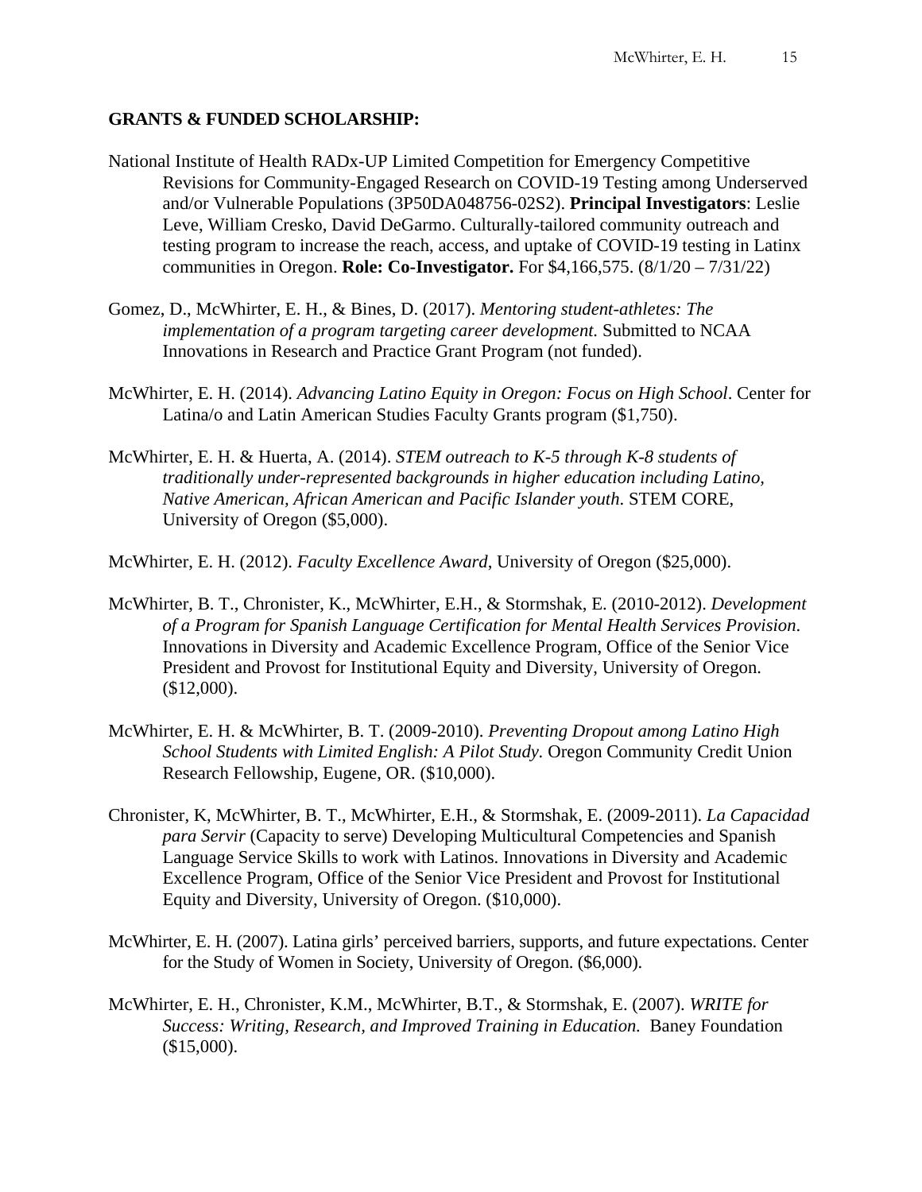**GRANTS & FUNDED SCHOLARSHIP:**

National Institute of Health RADx-UP Limited Competition for Emergency Competitive Revisions for Community-Engaged Research on COVID-19 Testing among Underserved and/or Vulnerable Populations (3P50DA048756-02S2). **Principal Investigators**: Leslie Leve, William Cresko, David DeGarmo. Culturally-tailored community outreach and testing program to increase the reach, access, and uptake of COVID-19 testing in Latinx communities in Oregon. **Role: Co-Investigator.** For $4,166,575. (8/1/20 – 7/31/22)

Gomez, D., McWhirter, E. H., & Bines, D. (2017). *Mentoring student-athletes: The implementation of a program targeting career development.* Submitted to NCAA Innovations in Research and Practice Grant Program (not funded).

McWhirter, E. H. (2014). *Advancing Latino Equity in Oregon: Focus on High School*. Center for Latina/o and Latin American Studies Faculty Grants program ($1,750).

McWhirter, E. H. & Huerta, A. (2014). *STEM outreach to K-5 through K-8 students of traditionally under-represented backgrounds in higher education including Latino, Native American, African American and Pacific Islander youth*. STEM CORE, University of Oregon ($5,000).

McWhirter, E. H. (2012). *Faculty Excellence Award*, University of Oregon ($25,000).

McWhirter, B. T., Chronister, K., McWhirter, E.H., & Stormshak, E. (2010-2012). *Development of a Program for Spanish Language Certification for Mental Health Services Provision*. Innovations in Diversity and Academic Excellence Program, Office of the Senior Vice President and Provost for Institutional Equity and Diversity, University of Oregon. ($12,000).

McWhirter, E. H. & McWhirter, B. T. (2009-2010). *Preventing Dropout among Latino High School Students with Limited English: A Pilot Study.* Oregon Community Credit Union Research Fellowship, Eugene, OR. ($10,000).

Chronister, K, McWhirter, B. T., McWhirter, E.H., & Stormshak, E. (2009-2011). *La Capacidad para Servir* (Capacity to serve) Developing Multicultural Competencies and Spanish Language Service Skills to work with Latinos. Innovations in Diversity and Academic Excellence Program, Office of the Senior Vice President and Provost for Institutional Equity and Diversity, University of Oregon. ($10,000).

McWhirter, E. H. (2007). Latina girls' perceived barriers, supports, and future expectations. Center for the Study of Women in Society, University of Oregon. ($6,000).

McWhirter, E. H., Chronister, K.M., McWhirter, B.T., & Stormshak, E. (2007). *WRITE for Success: Writing, Research, and Improved Training in Education.* Baney Foundation ($15,000).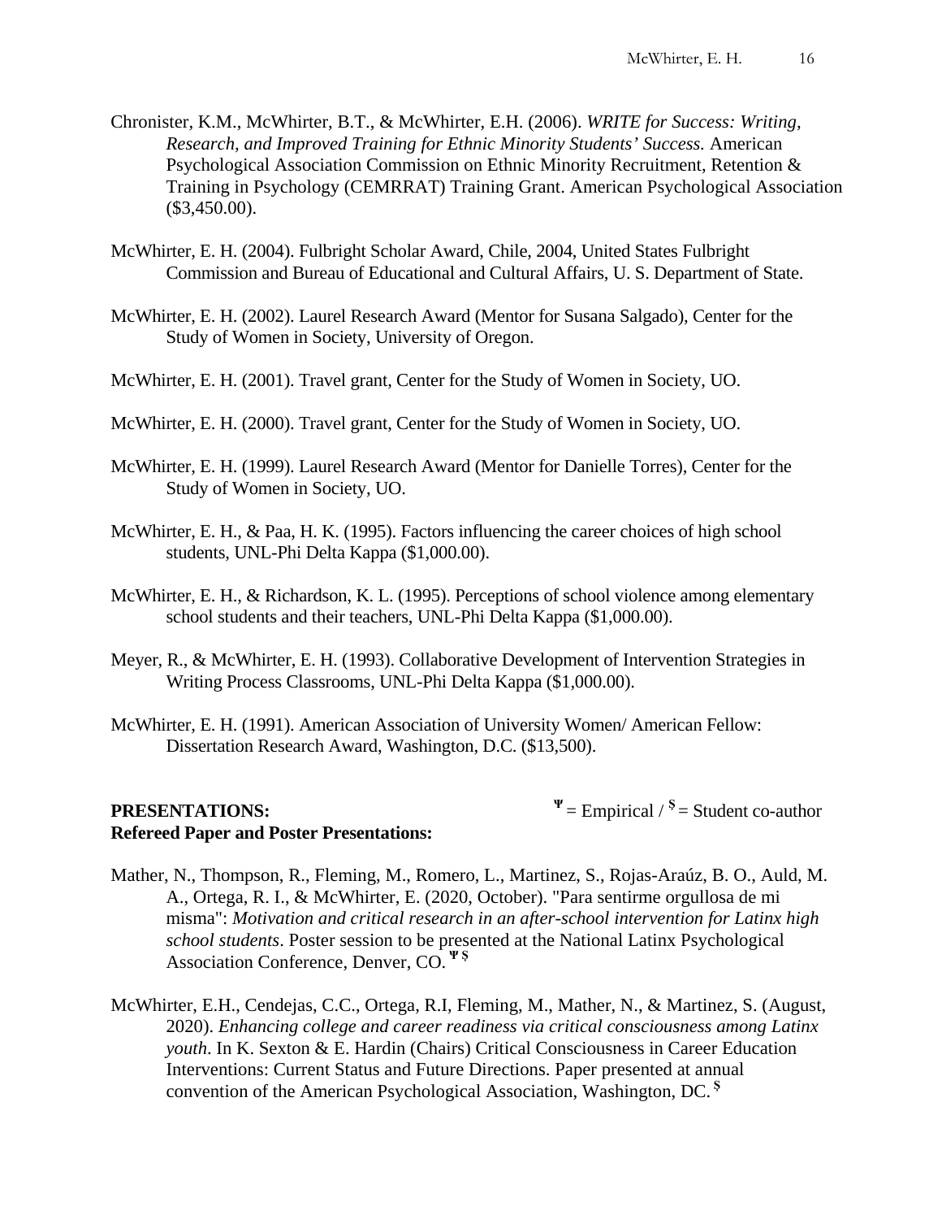Chronister, K.M., McWhirter, B.T., & McWhirter, E.H. (2006). *WRITE for Success: Writing, Research, and Improved Training for Ethnic Minority Students' Success.* American Psychological Association Commission on Ethnic Minority Recruitment, Retention & Training in Psychology (CEMRRAT) Training Grant. American Psychological Association ($3,450.00).

McWhirter, E. H. (2004). Fulbright Scholar Award, Chile, 2004, United States Fulbright Commission and Bureau of Educational and Cultural Affairs, U. S. Department of State.

McWhirter, E. H. (2002). Laurel Research Award (Mentor for Susana Salgado), Center for the Study of Women in Society, University of Oregon.

McWhirter, E. H. (2001). Travel grant, Center for the Study of Women in Society, UO.

McWhirter, E. H. (2000). Travel grant, Center for the Study of Women in Society, UO.

McWhirter, E. H. (1999). Laurel Research Award (Mentor for Danielle Torres), Center for the Study of Women in Society, UO.

McWhirter, E. H., & Paa, H. K. (1995). Factors influencing the career choices of high school students, UNL-Phi Delta Kappa ($1,000.00).

McWhirter, E. H., & Richardson, K. L. (1995). Perceptions of school violence among elementary school students and their teachers, UNL-Phi Delta Kappa ($1,000.00).

Meyer, R., & McWhirter, E. H. (1993). Collaborative Development of Intervention Strategies in Writing Process Classrooms, UNL-Phi Delta Kappa ($1,000.00).

McWhirter, E. H. (1991). American Association of University Women/ American Fellow: Dissertation Research Award, Washington, D.C. ($13,500).

**PRESENTATIONS:** Ψ = Empirical / $ = Student co-author

**Refereed Paper and Poster Presentations:**

Mather, N., Thompson, R., Fleming, M., Romero, L., Martinez, S., Rojas-Araúz, B. O., Auld, M. A., Ortega, R. I., & McWhirter, E. (2020, October). "Para sentirme orgullosa de mi misma": *Motivation and critical research in an after-school intervention for Latinx high school students*. Poster session to be presented at the National Latinx Psychological Association Conference, Denver, CO. Ψ $

McWhirter, E.H., Cendejas, C.C., Ortega, R.I, Fleming, M., Mather, N., & Martinez, S. (August, 2020). *Enhancing college and career readiness via critical consciousness among Latinx youth*. In K. Sexton & E. Hardin (Chairs) Critical Consciousness in Career Education Interventions: Current Status and Future Directions. Paper presented at annual convention of the American Psychological Association, Washington, DC. $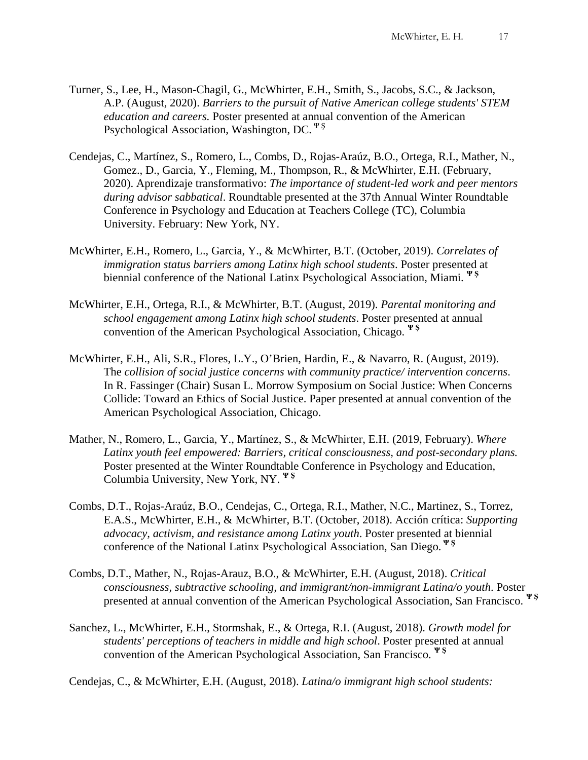Turner, S., Lee, H., Mason-Chagil, G., McWhirter, E.H., Smith, S., Jacobs, S.C., & Jackson, A.P. (August, 2020). *Barriers to the pursuit of Native American college students' STEM education and careers.* Poster presented at annual convention of the American Psychological Association, Washington, DC. Ψ §

Cendejas, C., Martínez, S., Romero, L., Combs, D., Rojas-Araúz, B.O., Ortega, R.I., Mather, N., Gomez., D., Garcia, Y., Fleming, M., Thompson, R., & McWhirter, E.H. (February, 2020). Aprendizaje transformativo: *The importance of student-led work and peer mentors during advisor sabbatical*. Roundtable presented at the 37th Annual Winter Roundtable Conference in Psychology and Education at Teachers College (TC), Columbia University. February: New York, NY.

McWhirter, E.H., Romero, L., Garcia, Y., & McWhirter, B.T. (October, 2019). *Correlates of immigration status barriers among Latinx high school students*. Poster presented at biennial conference of the National Latinx Psychological Association, Miami. **Ψ §**

McWhirter, E.H., Ortega, R.I., & McWhirter, B.T. (August, 2019). *Parental monitoring and school engagement among Latinx high school students*. Poster presented at annual convention of the American Psychological Association, Chicago. **Ψ §**

McWhirter, E.H., Ali, S.R., Flores, L.Y., O'Brien, Hardin, E., & Navarro, R. (August, 2019). The *collision of social justice concerns with community practice/ intervention concerns*. In R. Fassinger (Chair) Susan L. Morrow Symposium on Social Justice: When Concerns Collide: Toward an Ethics of Social Justice. Paper presented at annual convention of the American Psychological Association, Chicago.

Mather, N., Romero, L., Garcia, Y., Martínez, S., & McWhirter, E.H. (2019, February). *Where Latinx youth feel empowered: Barriers, critical consciousness, and post-secondary plans.* Poster presented at the Winter Roundtable Conference in Psychology and Education, Columbia University, New York, NY. **Ψ §**

Combs, D.T., Rojas-Araúz, B.O., Cendejas, C., Ortega, R.I., Mather, N.C., Martinez, S., Torrez, E.A.S., McWhirter, E.H., & McWhirter, B.T. (October, 2018). Acción crítica: *Supporting advocacy, activism, and resistance among Latinx youth*. Poster presented at biennial conference of the National Latinx Psychological Association, San Diego. **Ψ §**

Combs, D.T., Mather, N., Rojas-Arauz, B.O., & McWhirter, E.H. (August, 2018). *Critical consciousness, subtractive schooling, and immigrant/non-immigrant Latina/o youth.* Poster presented at annual convention of the American Psychological Association, San Francisco. **Ψ §**

Sanchez, L., McWhirter, E.H., Stormshak, E., & Ortega, R.I. (August, 2018). *Growth model for students' perceptions of teachers in middle and high school*. Poster presented at annual convention of the American Psychological Association, San Francisco. **Ψ §**

Cendejas, C., & McWhirter, E.H. (August, 2018). *Latina/o immigrant high school students:*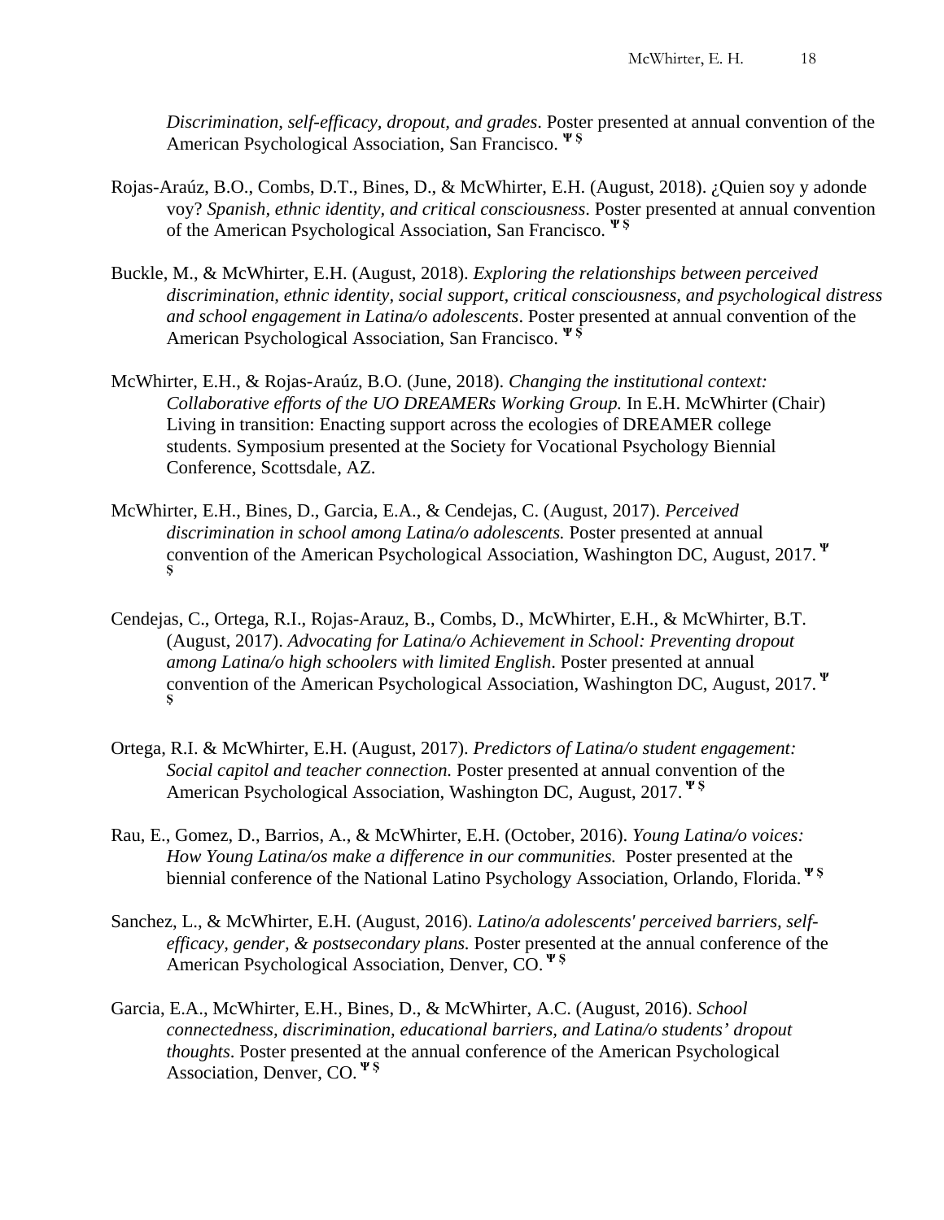*Discrimination, self-efficacy, dropout, and grades*. Poster presented at annual convention of the American Psychological Association, San Francisco. Ψ §

Rojas-Araúz, B.O., Combs, D.T., Bines, D., & McWhirter, E.H. (August, 2018). ¿Quien soy y adonde voy? *Spanish, ethnic identity, and critical consciousness*. Poster presented at annual convention of the American Psychological Association, San Francisco. Ψ §

Buckle, M., & McWhirter, E.H. (August, 2018). *Exploring the relationships between perceived discrimination, ethnic identity, social support, critical consciousness, and psychological distress and school engagement in Latina/o adolescents*. Poster presented at annual convention of the American Psychological Association, San Francisco. Ψ §

McWhirter, E.H., & Rojas-Araúz, B.O. (June, 2018). *Changing the institutional context: Collaborative efforts of the UO DREAMERs Working Group.* In E.H. McWhirter (Chair) Living in transition: Enacting support across the ecologies of DREAMER college students. Symposium presented at the Society for Vocational Psychology Biennial Conference, Scottsdale, AZ.

McWhirter, E.H., Bines, D., Garcia, E.A., & Cendejas, C. (August, 2017). *Perceived discrimination in school among Latina/o adolescents.* Poster presented at annual convention of the American Psychological Association, Washington DC, August, 2017. Ψ §

Cendejas, C., Ortega, R.I., Rojas-Arauz, B., Combs, D., McWhirter, E.H., & McWhirter, B.T. (August, 2017). *Advocating for Latina/o Achievement in School: Preventing dropout among Latina/o high schoolers with limited English*. Poster presented at annual convention of the American Psychological Association, Washington DC, August, 2017. Ψ §

Ortega, R.I. & McWhirter, E.H. (August, 2017). *Predictors of Latina/o student engagement: Social capitol and teacher connection.* Poster presented at annual convention of the American Psychological Association, Washington DC, August, 2017. Ψ §

Rau, E., Gomez, D., Barrios, A., & McWhirter, E.H. (October, 2016). *Young Latina/o voices: How Young Latina/os make a difference in our communities.* Poster presented at the biennial conference of the National Latino Psychology Association, Orlando, Florida. Ψ §

Sanchez, L., & McWhirter, E.H. (August, 2016). *Latino/a adolescents' perceived barriers, self-efficacy, gender, & postsecondary plans.* Poster presented at the annual conference of the American Psychological Association, Denver, CO. Ψ §

Garcia, E.A., McWhirter, E.H., Bines, D., & McWhirter, A.C. (August, 2016). *School connectedness, discrimination, educational barriers, and Latina/o students' dropout thoughts*. Poster presented at the annual conference of the American Psychological Association, Denver, CO. Ψ §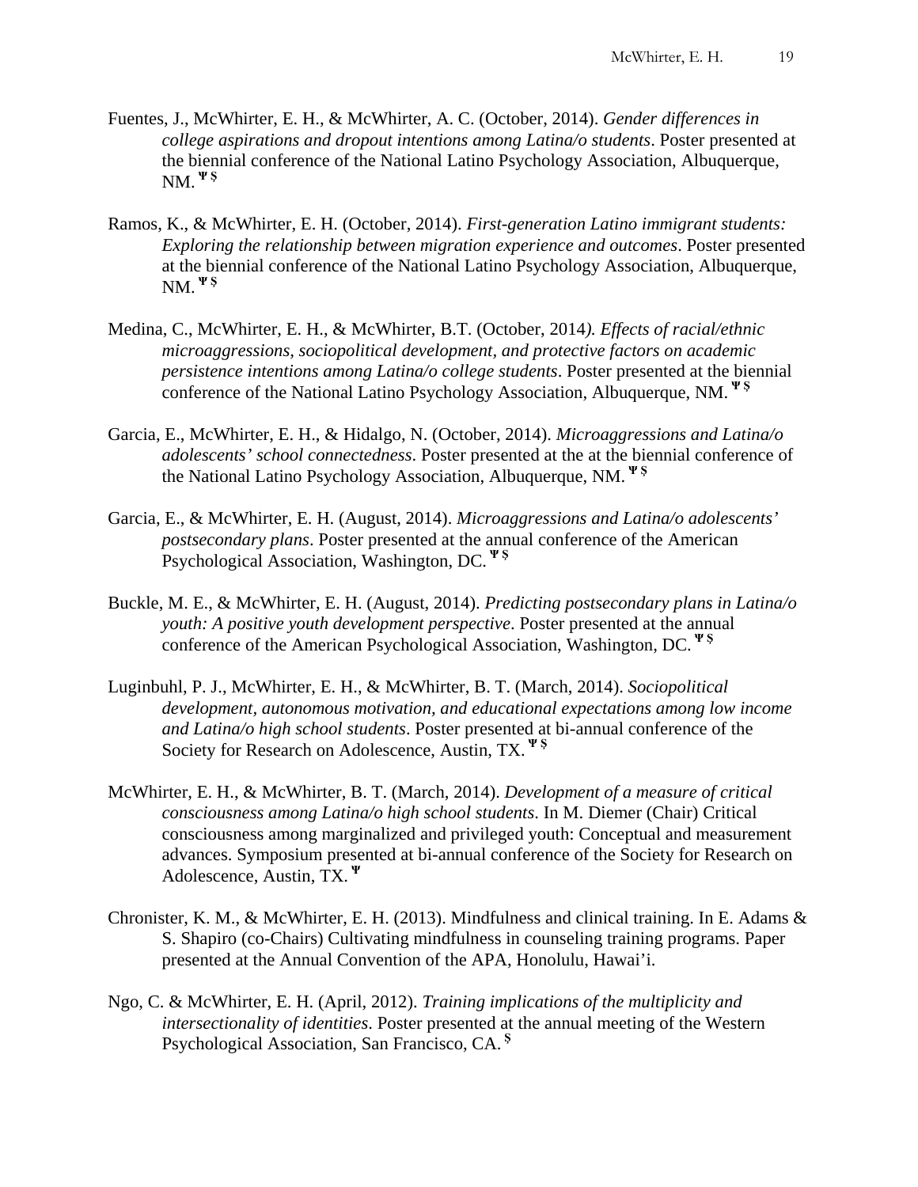Fuentes, J., McWhirter, E. H., & McWhirter, A. C. (October, 2014). *Gender differences in college aspirations and dropout intentions among Latina/o students*. Poster presented at the biennial conference of the National Latino Psychology Association, Albuquerque, NM. Ψ $

Ramos, K., & McWhirter, E. H. (October, 2014). *First-generation Latino immigrant students: Exploring the relationship between migration experience and outcomes*. Poster presented at the biennial conference of the National Latino Psychology Association, Albuquerque, NM. Ψ $

Medina, C., McWhirter, E. H., & McWhirter, B.T. (October, 2014*). Effects of racial/ethnic microaggressions, sociopolitical development, and protective factors on academic persistence intentions among Latina/o college students*. Poster presented at the biennial conference of the National Latino Psychology Association, Albuquerque, NM. Ψ $

Garcia, E., McWhirter, E. H., & Hidalgo, N. (October, 2014). *Microaggressions and Latina/o adolescents' school connectedness*. Poster presented at the at the biennial conference of the National Latino Psychology Association, Albuquerque, NM. Ψ $

Garcia, E., & McWhirter, E. H. (August, 2014). *Microaggressions and Latina/o adolescents' postsecondary plans*. Poster presented at the annual conference of the American Psychological Association, Washington, DC. Ψ $

Buckle, M. E., & McWhirter, E. H. (August, 2014). *Predicting postsecondary plans in Latina/o youth: A positive youth development perspective*. Poster presented at the annual conference of the American Psychological Association, Washington, DC. Ψ $

Luginbuhl, P. J., McWhirter, E. H., & McWhirter, B. T. (March, 2014). *Sociopolitical development, autonomous motivation, and educational expectations among low income and Latina/o high school students*. Poster presented at bi-annual conference of the Society for Research on Adolescence, Austin, TX. Ψ $

McWhirter, E. H., & McWhirter, B. T. (March, 2014). *Development of a measure of critical consciousness among Latina/o high school students*. In M. Diemer (Chair) Critical consciousness among marginalized and privileged youth: Conceptual and measurement advances. Symposium presented at bi-annual conference of the Society for Research on Adolescence, Austin, TX. Ψ

Chronister, K. M., & McWhirter, E. H. (2013). Mindfulness and clinical training. In E. Adams & S. Shapiro (co-Chairs) Cultivating mindfulness in counseling training programs. Paper presented at the Annual Convention of the APA, Honolulu, Hawai'i.

Ngo, C. & McWhirter, E. H. (April, 2012). *Training implications of the multiplicity and intersectionality of identities*. Poster presented at the annual meeting of the Western Psychological Association, San Francisco, CA. $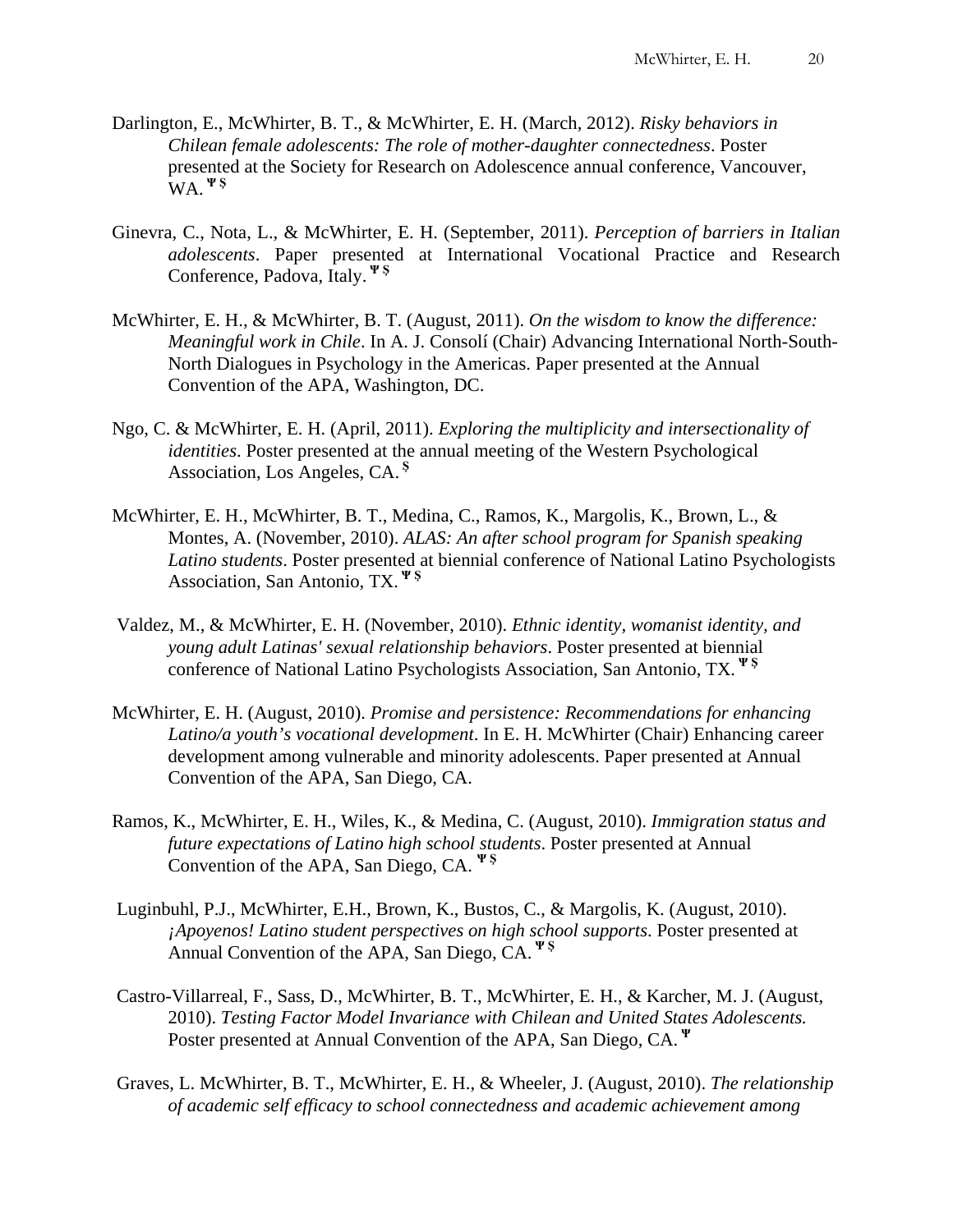Darlington, E., McWhirter, B. T., & McWhirter, E. H. (March, 2012). *Risky behaviors in Chilean female adolescents: The role of mother-daughter connectedness*. Poster presented at the Society for Research on Adolescence annual conference, Vancouver, WA. Ψ §

Ginevra, C., Nota, L., & McWhirter, E. H. (September, 2011). *Perception of barriers in Italian adolescents*. Paper presented at International Vocational Practice and Research Conference, Padova, Italy. Ψ §

McWhirter, E. H., & McWhirter, B. T. (August, 2011). *On the wisdom to know the difference: Meaningful work in Chile*. In A. J. Consolí (Chair) Advancing International North-South-North Dialogues in Psychology in the Americas. Paper presented at the Annual Convention of the APA, Washington, DC.

Ngo, C. & McWhirter, E. H. (April, 2011). *Exploring the multiplicity and intersectionality of identities*. Poster presented at the annual meeting of the Western Psychological Association, Los Angeles, CA. §

McWhirter, E. H., McWhirter, B. T., Medina, C., Ramos, K., Margolis, K., Brown, L., & Montes, A. (November, 2010). *ALAS: An after school program for Spanish speaking Latino students*. Poster presented at biennial conference of National Latino Psychologists Association, San Antonio, TX. Ψ §

Valdez, M., & McWhirter, E. H. (November, 2010). *Ethnic identity, womanist identity, and young adult Latinas' sexual relationship behaviors*. Poster presented at biennial conference of National Latino Psychologists Association, San Antonio, TX. Ψ §

McWhirter, E. H. (August, 2010). *Promise and persistence: Recommendations for enhancing Latino/a youth's vocational development*. In E. H. McWhirter (Chair) Enhancing career development among vulnerable and minority adolescents. Paper presented at Annual Convention of the APA, San Diego, CA.

Ramos, K., McWhirter, E. H., Wiles, K., & Medina, C. (August, 2010). *Immigration status and future expectations of Latino high school students*. Poster presented at Annual Convention of the APA, San Diego, CA. Ψ §

Luginbuhl, P.J., McWhirter, E.H., Brown, K., Bustos, C., & Margolis, K. (August, 2010). *¡Apoyenos! Latino student perspectives on high school supports*. Poster presented at Annual Convention of the APA, San Diego, CA. Ψ §

Castro-Villarreal, F., Sass, D., McWhirter, B. T., McWhirter, E. H., & Karcher, M. J. (August, 2010). *Testing Factor Model Invariance with Chilean and United States Adolescents.* Poster presented at Annual Convention of the APA, San Diego, CA. Ψ

Graves, L. McWhirter, B. T., McWhirter, E. H., & Wheeler, J. (August, 2010). *The relationship of academic self efficacy to school connectedness and academic achievement among*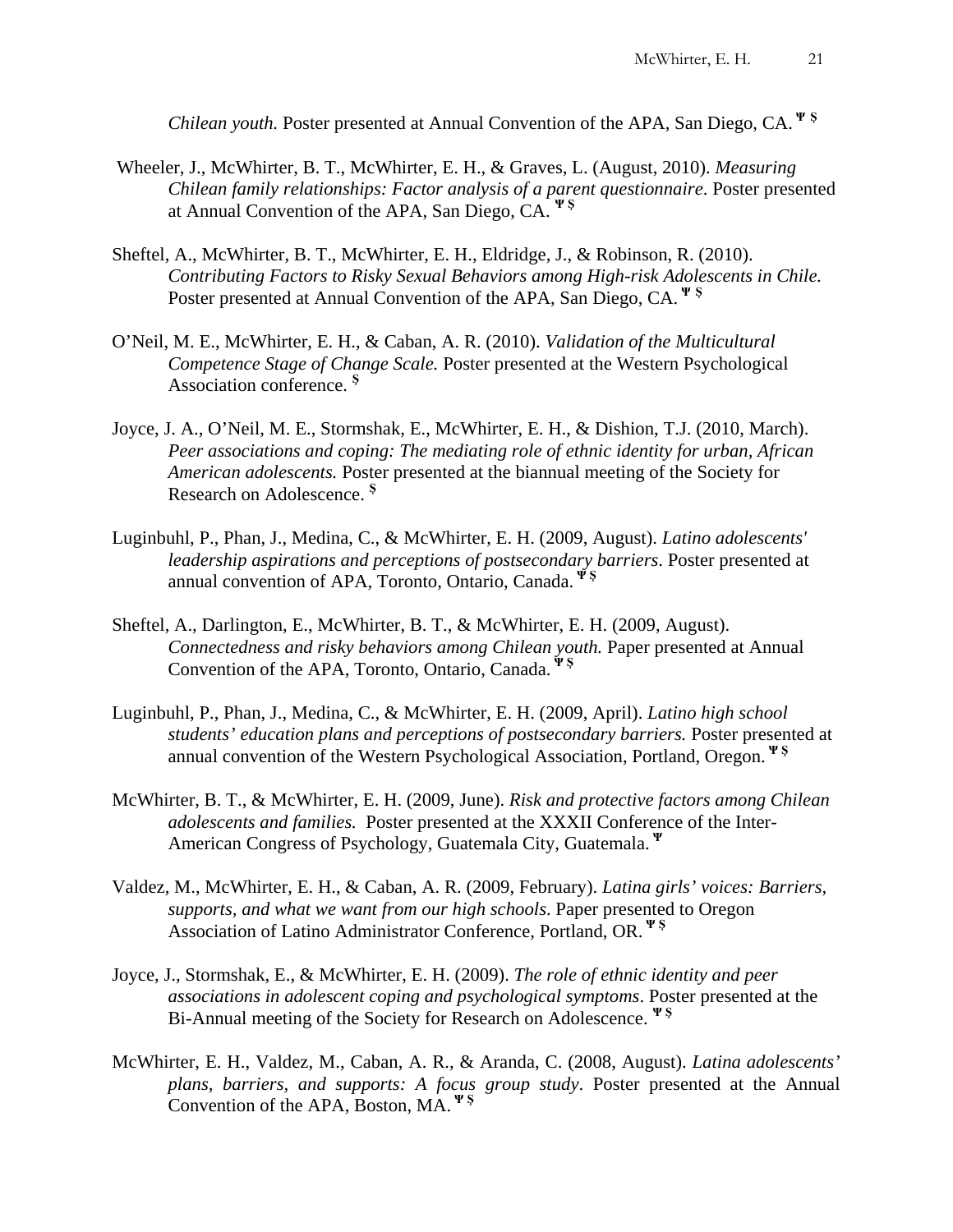*Chilean youth.* Poster presented at Annual Convention of the APA, San Diego, CA. Ψ §

Wheeler, J., McWhirter, B. T., McWhirter, E. H., & Graves, L. (August, 2010). *Measuring Chilean family relationships: Factor analysis of a parent questionnaire*. Poster presented at Annual Convention of the APA, San Diego, CA. Ψ §

Sheftel, A., McWhirter, B. T., McWhirter, E. H., Eldridge, J., & Robinson, R. (2010). *Contributing Factors to Risky Sexual Behaviors among High-risk Adolescents in Chile.* Poster presented at Annual Convention of the APA, San Diego, CA. Ψ §

O'Neil, M. E., McWhirter, E. H., & Caban, A. R. (2010). *Validation of the Multicultural Competence Stage of Change Scale.* Poster presented at the Western Psychological Association conference. §

Joyce, J. A., O'Neil, M. E., Stormshak, E., McWhirter, E. H., & Dishion, T.J. (2010, March). *Peer associations and coping: The mediating role of ethnic identity for urban, African American adolescents.* Poster presented at the biannual meeting of the Society for Research on Adolescence. §

Luginbuhl, P., Phan, J., Medina, C., & McWhirter, E. H. (2009, August). *Latino adolescents' leadership aspirations and perceptions of postsecondary barriers*. Poster presented at annual convention of APA, Toronto, Ontario, Canada. Ψ §

Sheftel, A., Darlington, E., McWhirter, B. T., & McWhirter, E. H. (2009, August). *Connectedness and risky behaviors among Chilean youth.* Paper presented at Annual Convention of the APA, Toronto, Ontario, Canada. Ψ §

Luginbuhl, P., Phan, J., Medina, C., & McWhirter, E. H. (2009, April). *Latino high school students' education plans and perceptions of postsecondary barriers.* Poster presented at annual convention of the Western Psychological Association, Portland, Oregon. Ψ §

McWhirter, B. T., & McWhirter, E. H. (2009, June). *Risk and protective factors among Chilean adolescents and families.* Poster presented at the XXXII Conference of the Inter-American Congress of Psychology, Guatemala City, Guatemala. Ψ

Valdez, M., McWhirter, E. H., & Caban, A. R. (2009, February). *Latina girls' voices: Barriers, supports, and what we want from our high schools*. Paper presented to Oregon Association of Latino Administrator Conference, Portland, OR. Ψ §

Joyce, J., Stormshak, E., & McWhirter, E. H. (2009). *The role of ethnic identity and peer associations in adolescent coping and psychological symptoms*. Poster presented at the Bi-Annual meeting of the Society for Research on Adolescence. Ψ §

McWhirter, E. H., Valdez, M., Caban, A. R., & Aranda, C. (2008, August). *Latina adolescents' plans, barriers, and supports: A focus group study*. Poster presented at the Annual Convention of the APA, Boston, MA. Ψ §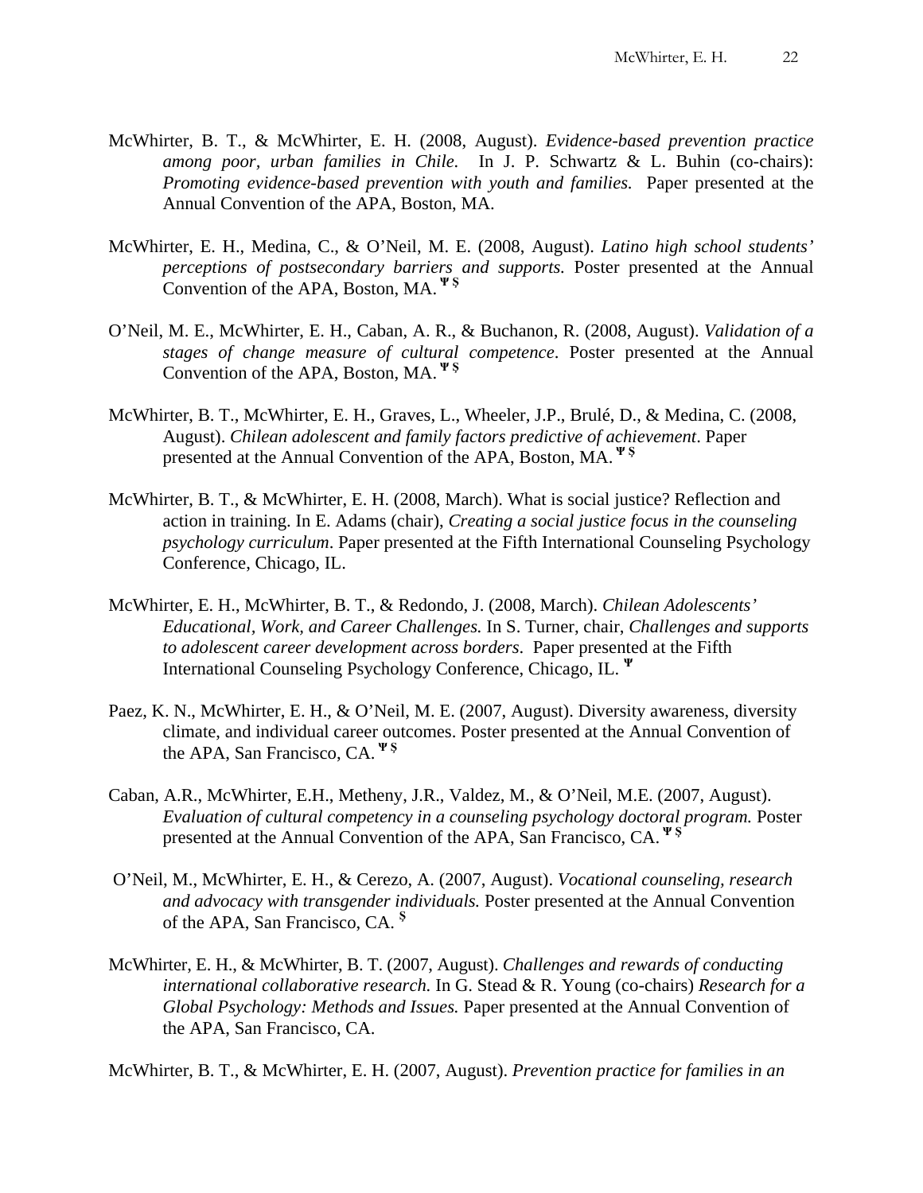McWhirter, B. T., & McWhirter, E. H. (2008, August). *Evidence-based prevention practice among poor, urban families in Chile.* In J. P. Schwartz & L. Buhin (co-chairs): *Promoting evidence-based prevention with youth and families.* Paper presented at the Annual Convention of the APA, Boston, MA.

McWhirter, E. H., Medina, C., & O'Neil, M. E. (2008, August). *Latino high school students' perceptions of postsecondary barriers and supports.* Poster presented at the Annual Convention of the APA, Boston, MA. Ψ §

O'Neil, M. E., McWhirter, E. H., Caban, A. R., & Buchanon, R. (2008, August). *Validation of a stages of change measure of cultural competence*. Poster presented at the Annual Convention of the APA, Boston, MA. Ψ §

McWhirter, B. T., McWhirter, E. H., Graves, L., Wheeler, J.P., Brulé, D., & Medina, C. (2008, August). *Chilean adolescent and family factors predictive of achievement*. Paper presented at the Annual Convention of the APA, Boston, MA. Ψ §

McWhirter, B. T., & McWhirter, E. H. (2008, March). What is social justice? Reflection and action in training. In E. Adams (chair), *Creating a social justice focus in the counseling psychology curriculum*. Paper presented at the Fifth International Counseling Psychology Conference, Chicago, IL.

McWhirter, E. H., McWhirter, B. T., & Redondo, J. (2008, March). *Chilean Adolescents' Educational, Work, and Career Challenges.* In S. Turner, chair, *Challenges and supports to adolescent career development across borders*. Paper presented at the Fifth International Counseling Psychology Conference, Chicago, IL. Ψ

Paez, K. N., McWhirter, E. H., & O'Neil, M. E. (2007, August). Diversity awareness, diversity climate, and individual career outcomes. Poster presented at the Annual Convention of the APA, San Francisco, CA. Ψ §

Caban, A.R., McWhirter, E.H., Metheny, J.R., Valdez, M., & O'Neil, M.E. (2007, August). *Evaluation of cultural competency in a counseling psychology doctoral program.* Poster presented at the Annual Convention of the APA, San Francisco, CA. Ψ §

O'Neil, M., McWhirter, E. H., & Cerezo, A. (2007, August). *Vocational counseling, research and advocacy with transgender individuals.* Poster presented at the Annual Convention of the APA, San Francisco, CA. §

McWhirter, E. H., & McWhirter, B. T. (2007, August). *Challenges and rewards of conducting international collaborative research.* In G. Stead & R. Young (co-chairs) *Research for a Global Psychology: Methods and Issues.* Paper presented at the Annual Convention of the APA, San Francisco, CA.

McWhirter, B. T., & McWhirter, E. H. (2007, August). *Prevention practice for families in an*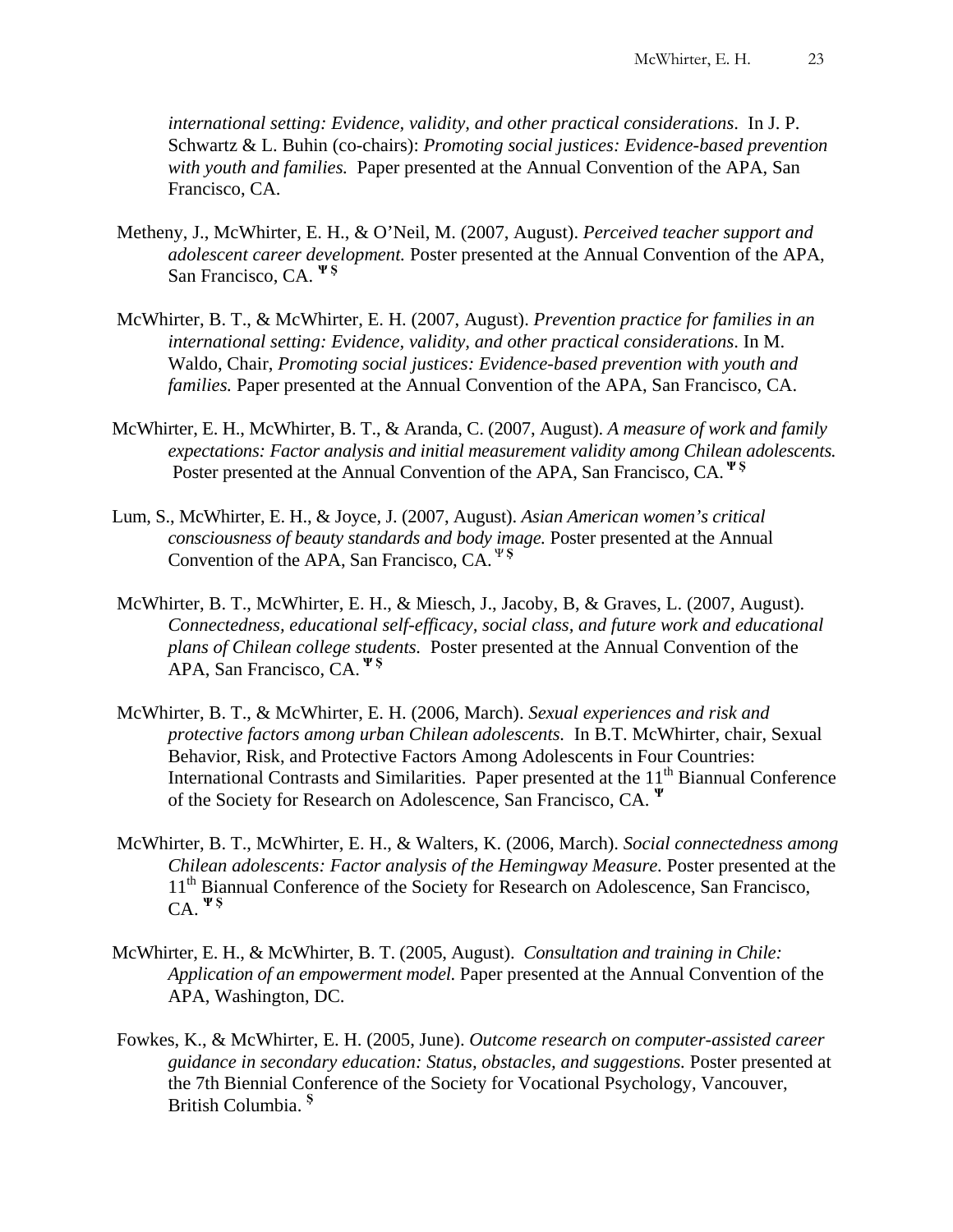*international setting: Evidence, validity, and other practical considerations*. In J. P. Schwartz & L. Buhin (co-chairs): *Promoting social justices: Evidence-based prevention with youth and families.* Paper presented at the Annual Convention of the APA, San Francisco, CA.

Metheny, J., McWhirter, E. H., & O'Neil, M. (2007, August). *Perceived teacher support and adolescent career development.* Poster presented at the Annual Convention of the APA, San Francisco, CA. Ψ §

McWhirter, B. T., & McWhirter, E. H. (2007, August). *Prevention practice for families in an international setting: Evidence, validity, and other practical considerations*. In M. Waldo, Chair, *Promoting social justices: Evidence-based prevention with youth and families.* Paper presented at the Annual Convention of the APA, San Francisco, CA.

McWhirter, E. H., McWhirter, B. T., & Aranda, C. (2007, August). *A measure of work and family expectations: Factor analysis and initial measurement validity among Chilean adolescents.* Poster presented at the Annual Convention of the APA, San Francisco, CA. Ψ §

Lum, S., McWhirter, E. H., & Joyce, J. (2007, August). *Asian American women's critical consciousness of beauty standards and body image.* Poster presented at the Annual Convention of the APA, San Francisco, CA. Ψ §

McWhirter, B. T., McWhirter, E. H., & Miesch, J., Jacoby, B, & Graves, L. (2007, August). *Connectedness, educational self-efficacy, social class, and future work and educational plans of Chilean college students.* Poster presented at the Annual Convention of the APA, San Francisco, CA. Ψ §

McWhirter, B. T., & McWhirter, E. H. (2006, March). *Sexual experiences and risk and protective factors among urban Chilean adolescents.* In B.T. McWhirter, chair, Sexual Behavior, Risk, and Protective Factors Among Adolescents in Four Countries: International Contrasts and Similarities. Paper presented at the 11th Biannual Conference of the Society for Research on Adolescence, San Francisco, CA. Ψ

McWhirter, B. T., McWhirter, E. H., & Walters, K. (2006, March). *Social connectedness among Chilean adolescents: Factor analysis of the Hemingway Measure.* Poster presented at the 11th Biannual Conference of the Society for Research on Adolescence, San Francisco, CA. Ψ §

McWhirter, E. H., & McWhirter, B. T. (2005, August). *Consultation and training in Chile: Application of an empowerment model.* Paper presented at the Annual Convention of the APA, Washington, DC.

Fowkes, K., & McWhirter, E. H. (2005, June). *Outcome research on computer-assisted career guidance in secondary education: Status, obstacles, and suggestions.* Poster presented at the 7th Biennial Conference of the Society for Vocational Psychology, Vancouver, British Columbia. §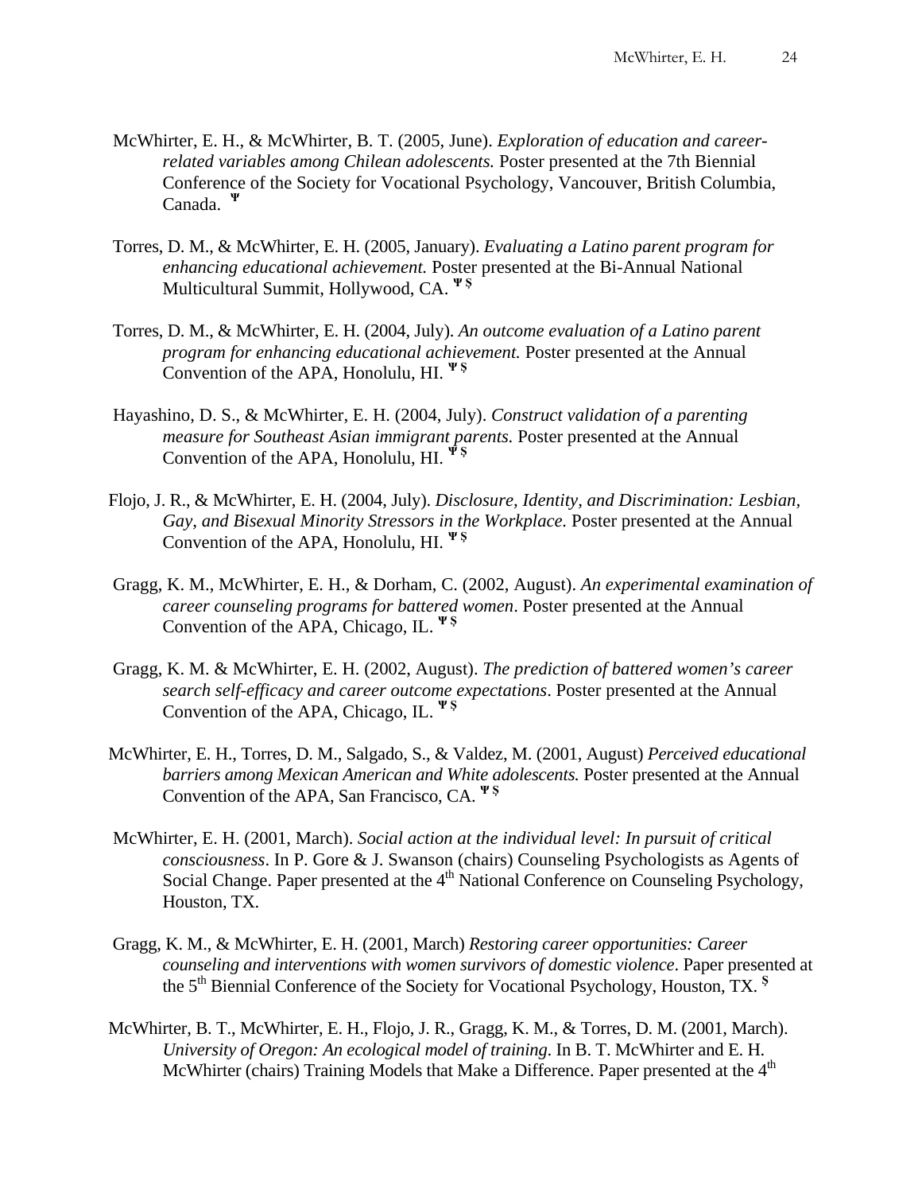McWhirter, E. H., & McWhirter, B. T. (2005, June). *Exploration of education and career-related variables among Chilean adolescents.* Poster presented at the 7th Biennial Conference of the Society for Vocational Psychology, Vancouver, British Columbia, Canada. [Ψ]

Torres, D. M., & McWhirter, E. H. (2005, January). *Evaluating a Latino parent program for enhancing educational achievement.* Poster presented at the Bi-Annual National Multicultural Summit, Hollywood, CA. [Ψ $]

Torres, D. M., & McWhirter, E. H. (2004, July). *An outcome evaluation of a Latino parent program for enhancing educational achievement.* Poster presented at the Annual Convention of the APA, Honolulu, HI. [Ψ $]

Hayashino, D. S., & McWhirter, E. H. (2004, July). *Construct validation of a parenting measure for Southeast Asian immigrant parents.* Poster presented at the Annual Convention of the APA, Honolulu, HI. [Ψ $]

Flojo, J. R., & McWhirter, E. H. (2004, July). *Disclosure, Identity, and Discrimination: Lesbian, Gay, and Bisexual Minority Stressors in the Workplace.* Poster presented at the Annual Convention of the APA, Honolulu, HI. [Ψ $]

Gragg, K. M., McWhirter, E. H., & Dorham, C. (2002, August). *An experimental examination of career counseling programs for battered women*. Poster presented at the Annual Convention of the APA, Chicago, IL. [Ψ $]

Gragg, K. M. & McWhirter, E. H. (2002, August). *The prediction of battered women's career search self-efficacy and career outcome expectations*. Poster presented at the Annual Convention of the APA, Chicago, IL. [Ψ $]

McWhirter, E. H., Torres, D. M., Salgado, S., & Valdez, M. (2001, August) *Perceived educational barriers among Mexican American and White adolescents.* Poster presented at the Annual Convention of the APA, San Francisco, CA. [Ψ $]

McWhirter, E. H. (2001, March). *Social action at the individual level: In pursuit of critical consciousness*. In P. Gore & J. Swanson (chairs) Counseling Psychologists as Agents of Social Change. Paper presented at the 4th National Conference on Counseling Psychology, Houston, TX.

Gragg, K. M., & McWhirter, E. H. (2001, March) *Restoring career opportunities: Career counseling and interventions with women survivors of domestic violence*. Paper presented at the 5th Biennial Conference of the Society for Vocational Psychology, Houston, TX. [$]

McWhirter, B. T., McWhirter, E. H., Flojo, J. R., Gragg, K. M., & Torres, D. M. (2001, March). *University of Oregon: An ecological model of training.* In B. T. McWhirter and E. H. McWhirter (chairs) Training Models that Make a Difference. Paper presented at the 4th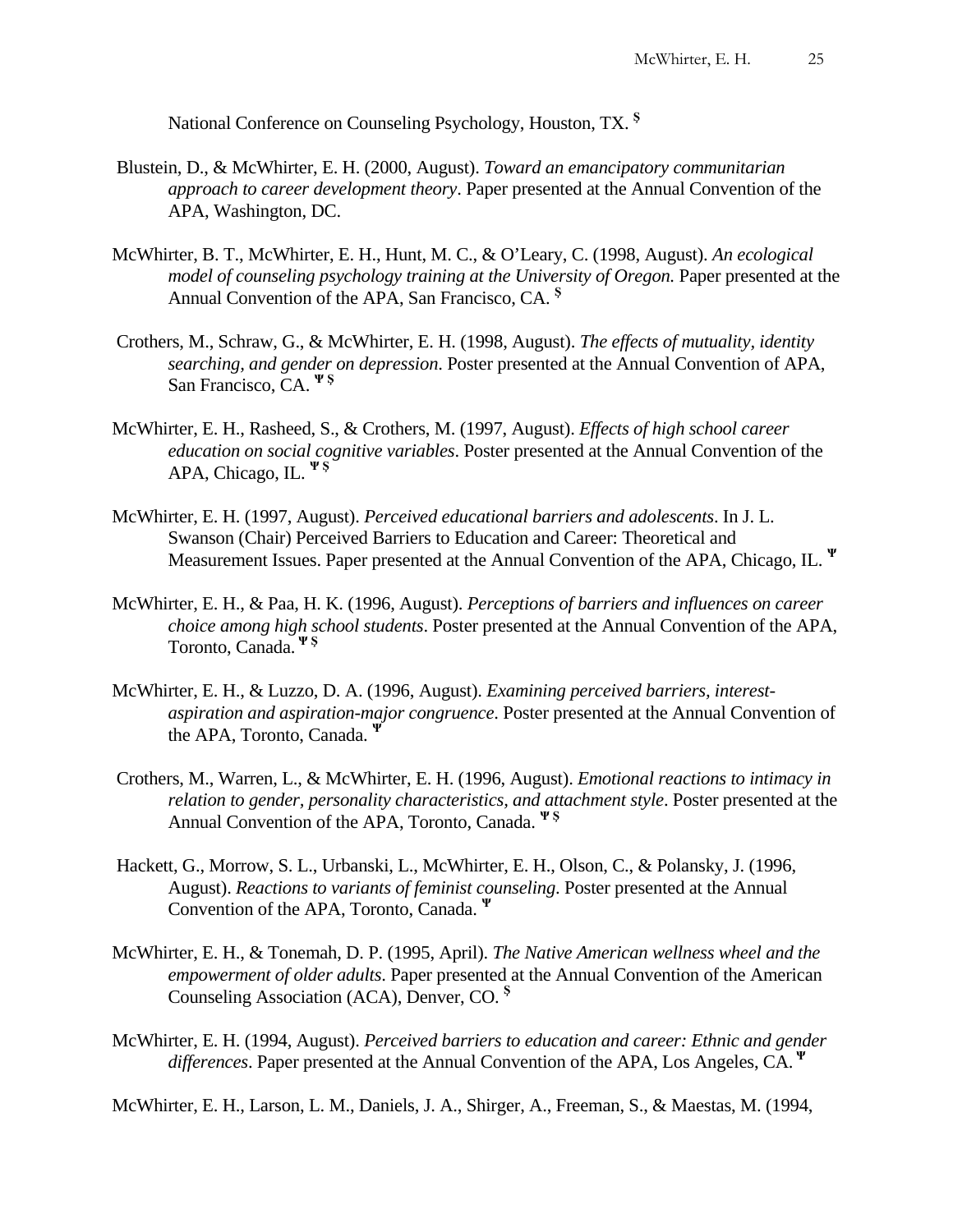National Conference on Counseling Psychology, Houston, TX. §

Blustein, D., & McWhirter, E. H. (2000, August). *Toward an emancipatory communitarian approach to career development theory*. Paper presented at the Annual Convention of the APA, Washington, DC.

McWhirter, B. T., McWhirter, E. H., Hunt, M. C., & O'Leary, C. (1998, August). *An ecological model of counseling psychology training at the University of Oregon.* Paper presented at the Annual Convention of the APA, San Francisco, CA. §

Crothers, M., Schraw, G., & McWhirter, E. H. (1998, August). *The effects of mutuality, identity searching, and gender on depression*. Poster presented at the Annual Convention of APA, San Francisco, CA. Ψ §

McWhirter, E. H., Rasheed, S., & Crothers, M. (1997, August). *Effects of high school career education on social cognitive variables*. Poster presented at the Annual Convention of the APA, Chicago, IL. Ψ §

McWhirter, E. H. (1997, August). *Perceived educational barriers and adolescents*. In J. L. Swanson (Chair) Perceived Barriers to Education and Career: Theoretical and Measurement Issues. Paper presented at the Annual Convention of the APA, Chicago, IL. Ψ

McWhirter, E. H., & Paa, H. K. (1996, August). *Perceptions of barriers and influences on career choice among high school students*. Poster presented at the Annual Convention of the APA, Toronto, Canada. Ψ §

McWhirter, E. H., & Luzzo, D. A. (1996, August). *Examining perceived barriers, interest-aspiration and aspiration-major congruence*. Poster presented at the Annual Convention of the APA, Toronto, Canada. Ψ

Crothers, M., Warren, L., & McWhirter, E. H. (1996, August). *Emotional reactions to intimacy in relation to gender, personality characteristics, and attachment style*. Poster presented at the Annual Convention of the APA, Toronto, Canada. Ψ §

Hackett, G., Morrow, S. L., Urbanski, L., McWhirter, E. H., Olson, C., & Polansky, J. (1996, August). *Reactions to variants of feminist counseling*. Poster presented at the Annual Convention of the APA, Toronto, Canada. Ψ

McWhirter, E. H., & Tonemah, D. P. (1995, April). *The Native American wellness wheel and the empowerment of older adults*. Paper presented at the Annual Convention of the American Counseling Association (ACA), Denver, CO. §

McWhirter, E. H. (1994, August). *Perceived barriers to education and career: Ethnic and gender differences*. Paper presented at the Annual Convention of the APA, Los Angeles, CA. Ψ

McWhirter, E. H., Larson, L. M., Daniels, J. A., Shirger, A., Freeman, S., & Maestas, M. (1994,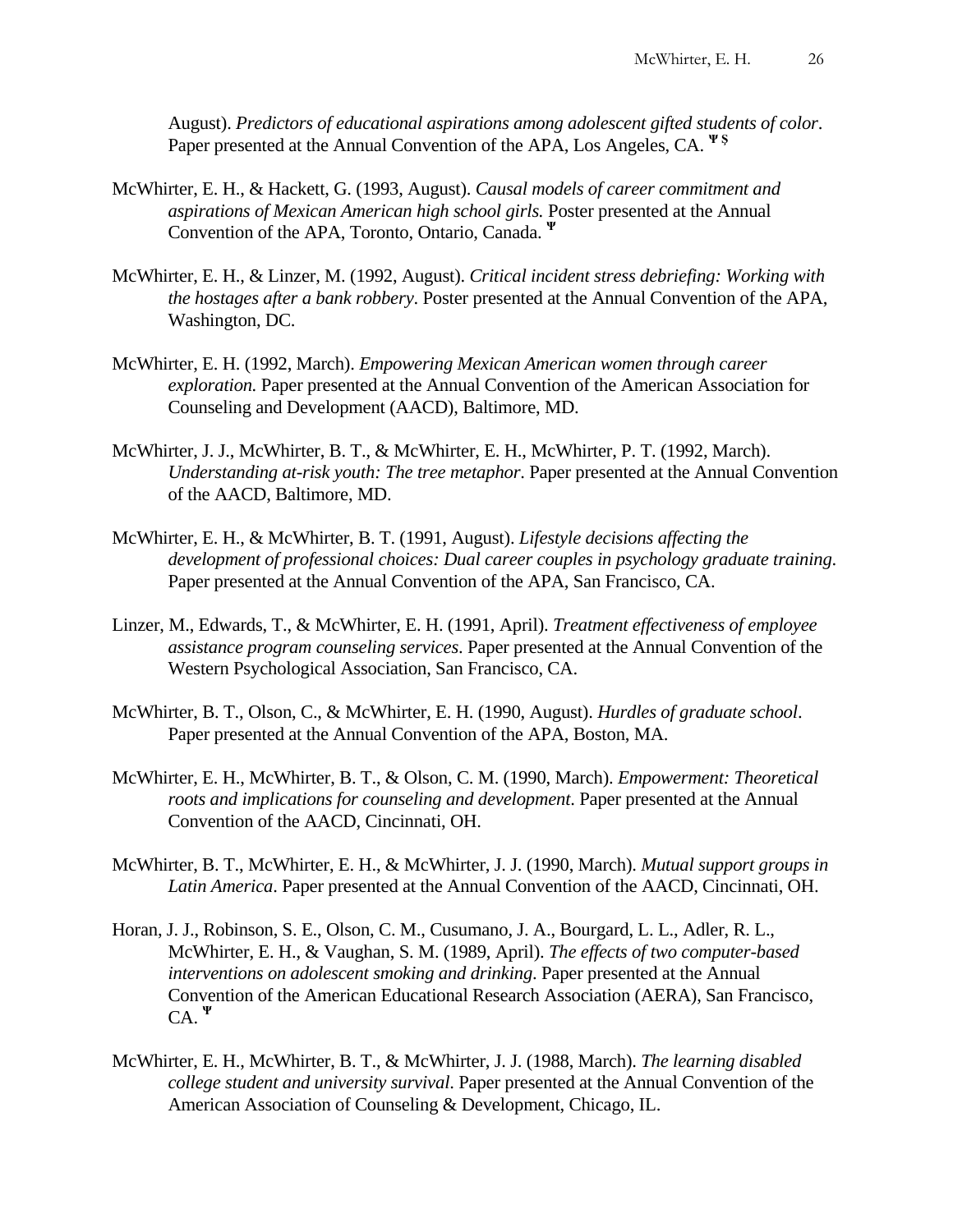August). *Predictors of educational aspirations among adolescent gifted students of color*. Paper presented at the Annual Convention of the APA, Los Angeles, CA. Ψ §

McWhirter, E. H., & Hackett, G. (1993, August). *Causal models of career commitment and aspirations of Mexican American high school girls.* Poster presented at the Annual Convention of the APA, Toronto, Ontario, Canada. Ψ

McWhirter, E. H., & Linzer, M. (1992, August). *Critical incident stress debriefing: Working with the hostages after a bank robbery*. Poster presented at the Annual Convention of the APA, Washington, DC.

McWhirter, E. H. (1992, March). *Empowering Mexican American women through career exploration.* Paper presented at the Annual Convention of the American Association for Counseling and Development (AACD), Baltimore, MD.

McWhirter, J. J., McWhirter, B. T., & McWhirter, E. H., McWhirter, P. T. (1992, March). *Understanding at-risk youth: The tree metaphor*. Paper presented at the Annual Convention of the AACD, Baltimore, MD.

McWhirter, E. H., & McWhirter, B. T. (1991, August). *Lifestyle decisions affecting the development of professional choices: Dual career couples in psychology graduate training*. Paper presented at the Annual Convention of the APA, San Francisco, CA.

Linzer, M., Edwards, T., & McWhirter, E. H. (1991, April). *Treatment effectiveness of employee assistance program counseling services*. Paper presented at the Annual Convention of the Western Psychological Association, San Francisco, CA.

McWhirter, B. T., Olson, C., & McWhirter, E. H. (1990, August). *Hurdles of graduate school*. Paper presented at the Annual Convention of the APA, Boston, MA.

McWhirter, E. H., McWhirter, B. T., & Olson, C. M. (1990, March). *Empowerment: Theoretical roots and implications for counseling and development*. Paper presented at the Annual Convention of the AACD, Cincinnati, OH.

McWhirter, B. T., McWhirter, E. H., & McWhirter, J. J. (1990, March). *Mutual support groups in Latin America*. Paper presented at the Annual Convention of the AACD, Cincinnati, OH.

Horan, J. J., Robinson, S. E., Olson, C. M., Cusumano, J. A., Bourgard, L. L., Adler, R. L., McWhirter, E. H., & Vaughan, S. M. (1989, April). *The effects of two computer-based interventions on adolescent smoking and drinking*. Paper presented at the Annual Convention of the American Educational Research Association (AERA), San Francisco, CA. Ψ

McWhirter, E. H., McWhirter, B. T., & McWhirter, J. J. (1988, March). *The learning disabled college student and university survival*. Paper presented at the Annual Convention of the American Association of Counseling & Development, Chicago, IL.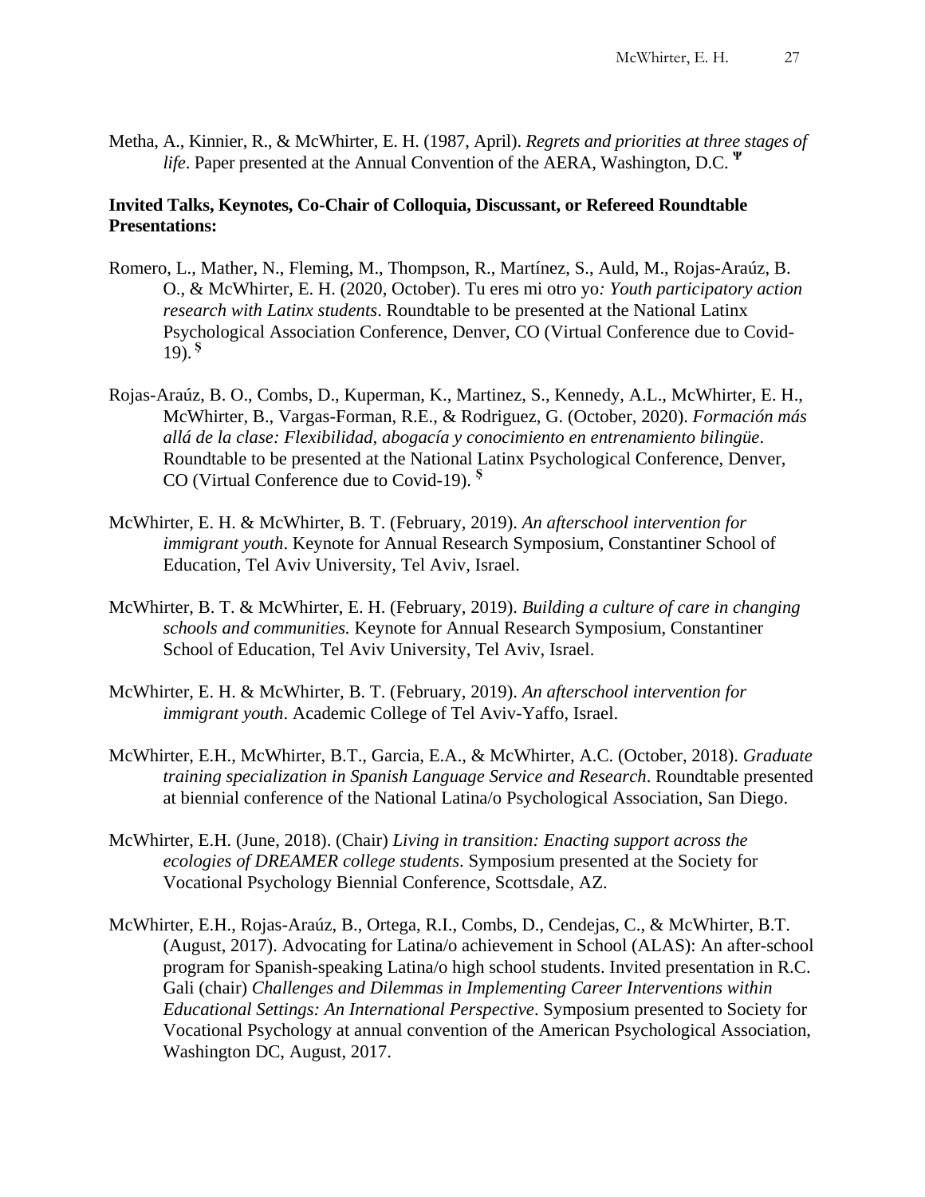Metha, A., Kinnier, R., & McWhirter, E. H. (1987, April). *Regrets and priorities at three stages of life*. Paper presented at the Annual Convention of the AERA, Washington, D.C. Ψ

**Invited Talks, Keynotes, Co-Chair of Colloquia, Discussant, or Refereed Roundtable Presentations:**

Romero, L., Mather, N., Fleming, M., Thompson, R., Martínez, S., Auld, M., Rojas-Araúz, B. O., & McWhirter, E. H. (2020, October). Tu eres mi otro yo*: Youth participatory action research with Latinx students*. Roundtable to be presented at the National Latinx Psychological Association Conference, Denver, CO (Virtual Conference due to Covid-19). $

Rojas-Araúz, B. O., Combs, D., Kuperman, K., Martinez, S., Kennedy, A.L., McWhirter, E. H., McWhirter, B., Vargas-Forman, R.E., & Rodriguez, G. (October, 2020). *Formación más allá de la clase: Flexibilidad, abogacía y conocimiento en entrenamiento bilingüe*. Roundtable to be presented at the National Latinx Psychological Conference, Denver, CO (Virtual Conference due to Covid-19). $

McWhirter, E. H. & McWhirter, B. T. (February, 2019). *An afterschool intervention for immigrant youth*. Keynote for Annual Research Symposium, Constantiner School of Education, Tel Aviv University, Tel Aviv, Israel.

McWhirter, B. T. & McWhirter, E. H. (February, 2019). *Building a culture of care in changing schools and communities.* Keynote for Annual Research Symposium, Constantiner School of Education, Tel Aviv University, Tel Aviv, Israel.

McWhirter, E. H. & McWhirter, B. T. (February, 2019). *An afterschool intervention for immigrant youth*. Academic College of Tel Aviv-Yaffo, Israel.

McWhirter, E.H., McWhirter, B.T., Garcia, E.A., & McWhirter, A.C. (October, 2018). *Graduate training specialization in Spanish Language Service and Research*. Roundtable presented at biennial conference of the National Latina/o Psychological Association, San Diego.

McWhirter, E.H. (June, 2018). (Chair) *Living in transition: Enacting support across the ecologies of DREAMER college students*. Symposium presented at the Society for Vocational Psychology Biennial Conference, Scottsdale, AZ.

McWhirter, E.H., Rojas-Araúz, B., Ortega, R.I., Combs, D., Cendejas, C., & McWhirter, B.T. (August, 2017). Advocating for Latina/o achievement in School (ALAS): An after-school program for Spanish-speaking Latina/o high school students. Invited presentation in R.C. Gali (chair) *Challenges and Dilemmas in Implementing Career Interventions within Educational Settings: An International Perspective*. Symposium presented to Society for Vocational Psychology at annual convention of the American Psychological Association, Washington DC, August, 2017.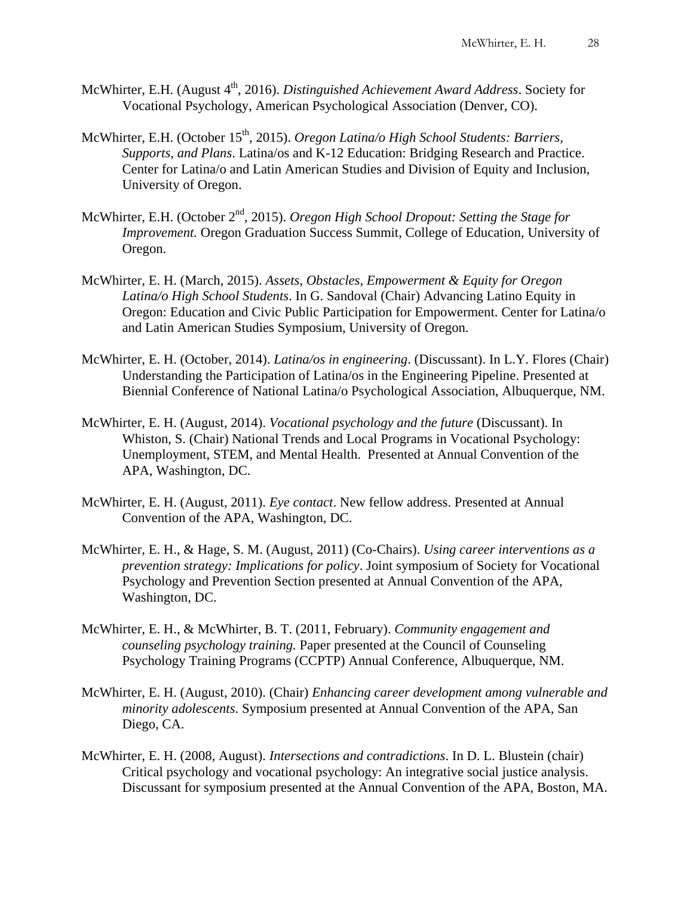McWhirter, E.H. (August 4th, 2016). *Distinguished Achievement Award Address*. Society for Vocational Psychology, American Psychological Association (Denver, CO).

McWhirter, E.H. (October 15th, 2015). *Oregon Latina/o High School Students: Barriers, Supports, and Plans*. Latina/os and K-12 Education: Bridging Research and Practice. Center for Latina/o and Latin American Studies and Division of Equity and Inclusion, University of Oregon.

McWhirter, E.H. (October 2nd, 2015). *Oregon High School Dropout: Setting the Stage for Improvement.* Oregon Graduation Success Summit, College of Education, University of Oregon.

McWhirter, E. H. (March, 2015). *Assets, Obstacles, Empowerment & Equity for Oregon Latina/o High School Students*. In G. Sandoval (Chair) Advancing Latino Equity in Oregon: Education and Civic Public Participation for Empowerment. Center for Latina/o and Latin American Studies Symposium, University of Oregon.

McWhirter, E. H. (October, 2014). *Latina/os in engineering*. (Discussant). In L.Y. Flores (Chair) Understanding the Participation of Latina/os in the Engineering Pipeline. Presented at Biennial Conference of National Latina/o Psychological Association, Albuquerque, NM.

McWhirter, E. H. (August, 2014). *Vocational psychology and the future* (Discussant). In Whiston, S. (Chair) National Trends and Local Programs in Vocational Psychology: Unemployment, STEM, and Mental Health. Presented at Annual Convention of the APA, Washington, DC.

McWhirter, E. H. (August, 2011). *Eye contact*. New fellow address. Presented at Annual Convention of the APA, Washington, DC.

McWhirter, E. H., & Hage, S. M. (August, 2011) (Co-Chairs). *Using career interventions as a prevention strategy: Implications for policy*. Joint symposium of Society for Vocational Psychology and Prevention Section presented at Annual Convention of the APA, Washington, DC.

McWhirter, E. H., & McWhirter, B. T. (2011, February). *Community engagement and counseling psychology training.* Paper presented at the Council of Counseling Psychology Training Programs (CCPTP) Annual Conference, Albuquerque, NM.

McWhirter, E. H. (August, 2010). (Chair) *Enhancing career development among vulnerable and minority adolescents*. Symposium presented at Annual Convention of the APA, San Diego, CA.

McWhirter, E. H. (2008, August). *Intersections and contradictions*. In D. L. Blustein (chair) Critical psychology and vocational psychology: An integrative social justice analysis. Discussant for symposium presented at the Annual Convention of the APA, Boston, MA.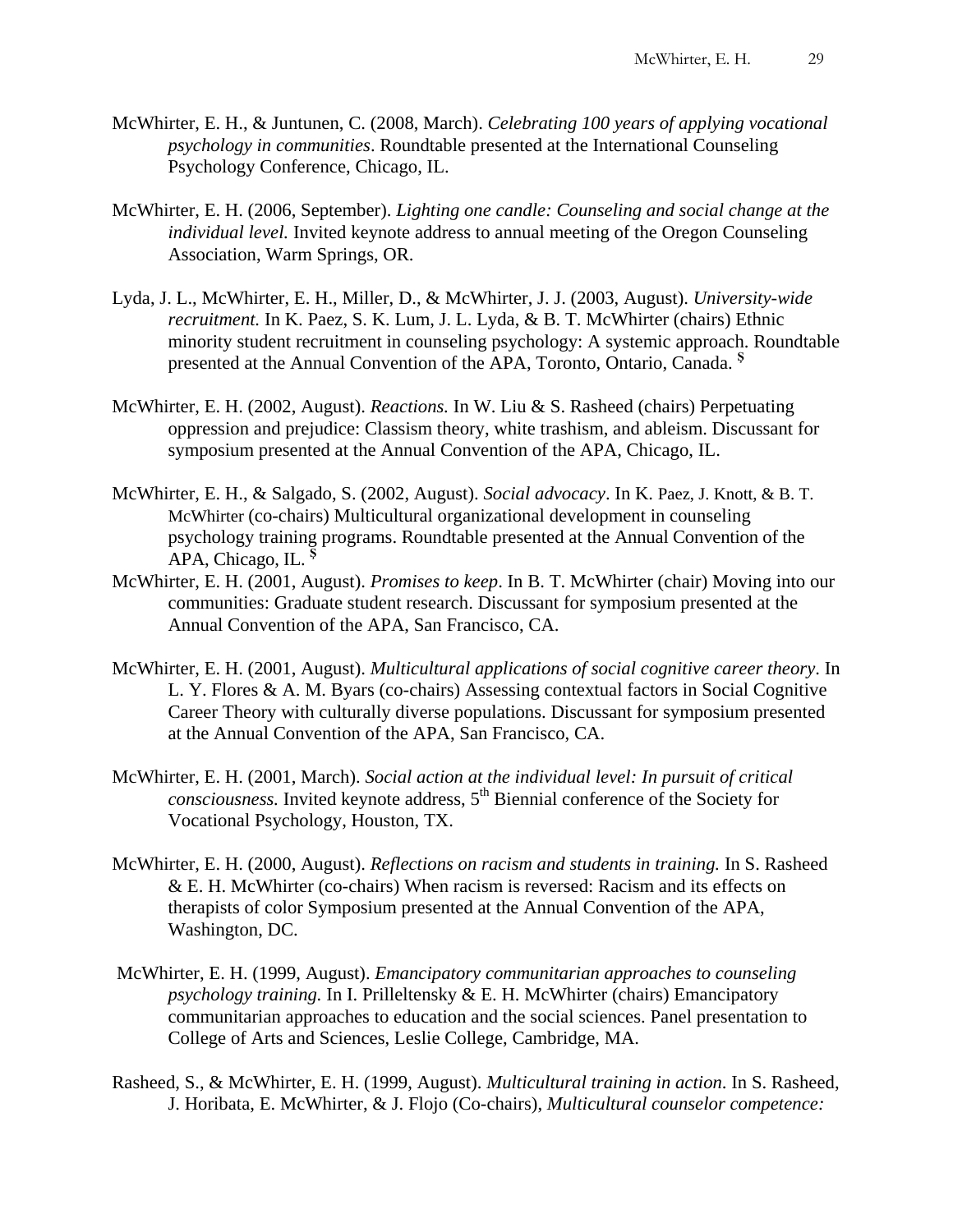McWhirter, E. H., & Juntunen, C. (2008, March). *Celebrating 100 years of applying vocational psychology in communities*. Roundtable presented at the International Counseling Psychology Conference, Chicago, IL.

McWhirter, E. H. (2006, September). *Lighting one candle: Counseling and social change at the individual level.* Invited keynote address to annual meeting of the Oregon Counseling Association, Warm Springs, OR.

Lyda, J. L., McWhirter, E. H., Miller, D., & McWhirter, J. J. (2003, August). *University-wide recruitment.* In K. Paez, S. K. Lum, J. L. Lyda, & B. T. McWhirter (chairs) Ethnic minority student recruitment in counseling psychology: A systemic approach. Roundtable presented at the Annual Convention of the APA, Toronto, Ontario, Canada. [$]

McWhirter, E. H. (2002, August). *Reactions.* In W. Liu & S. Rasheed (chairs) Perpetuating oppression and prejudice: Classism theory, white trashism, and ableism. Discussant for symposium presented at the Annual Convention of the APA, Chicago, IL.

McWhirter, E. H., & Salgado, S. (2002, August). *Social advocacy*. In K. Paez, J. Knott, & B. T. McWhirter (co-chairs) Multicultural organizational development in counseling psychology training programs. Roundtable presented at the Annual Convention of the APA, Chicago, IL. [$]

McWhirter, E. H. (2001, August). *Promises to keep*. In B. T. McWhirter (chair) Moving into our communities: Graduate student research. Discussant for symposium presented at the Annual Convention of the APA, San Francisco, CA.

McWhirter, E. H. (2001, August). *Multicultural applications of social cognitive career theory*. In L. Y. Flores & A. M. Byars (co-chairs) Assessing contextual factors in Social Cognitive Career Theory with culturally diverse populations. Discussant for symposium presented at the Annual Convention of the APA, San Francisco, CA.

McWhirter, E. H. (2001, March). *Social action at the individual level: In pursuit of critical consciousness.* Invited keynote address, 5th Biennial conference of the Society for Vocational Psychology, Houston, TX.

McWhirter, E. H. (2000, August). *Reflections on racism and students in training.* In S. Rasheed & E. H. McWhirter (co-chairs) When racism is reversed: Racism and its effects on therapists of color Symposium presented at the Annual Convention of the APA, Washington, DC.

McWhirter, E. H. (1999, August). *Emancipatory communitarian approaches to counseling psychology training.* In I. Prilleltensky & E. H. McWhirter (chairs) Emancipatory communitarian approaches to education and the social sciences. Panel presentation to College of Arts and Sciences, Leslie College, Cambridge, MA.

Rasheed, S., & McWhirter, E. H. (1999, August). *Multicultural training in action*. In S. Rasheed, J. Horibata, E. McWhirter, & J. Flojo (Co-chairs), *Multicultural counselor competence:*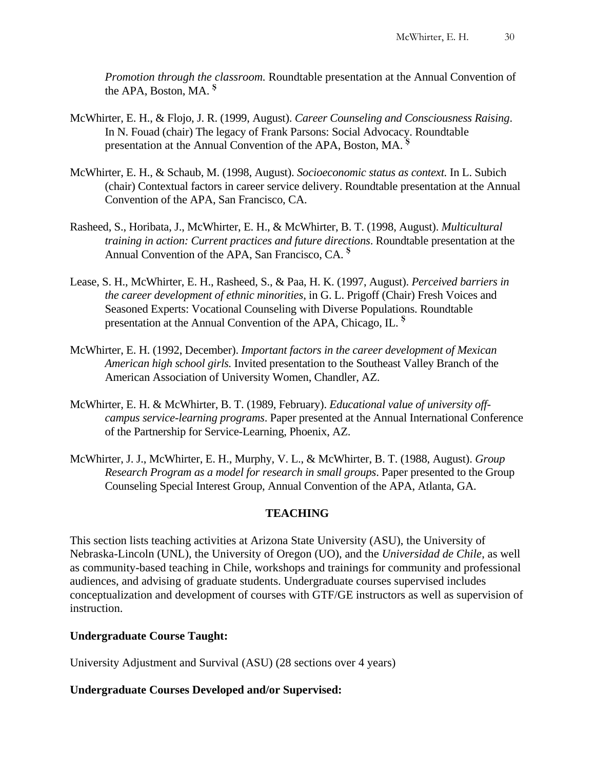*Promotion through the classroom.* Roundtable presentation at the Annual Convention of the APA, Boston, MA. $

McWhirter, E. H., & Flojo, J. R. (1999, August). *Career Counseling and Consciousness Raising*. In N. Fouad (chair) The legacy of Frank Parsons: Social Advocacy. Roundtable presentation at the Annual Convention of the APA, Boston, MA. $

McWhirter, E. H., & Schaub, M. (1998, August). *Socioeconomic status as context.* In L. Subich (chair) Contextual factors in career service delivery. Roundtable presentation at the Annual Convention of the APA, San Francisco, CA.

Rasheed, S., Horibata, J., McWhirter, E. H., & McWhirter, B. T. (1998, August). *Multicultural training in action: Current practices and future directions*. Roundtable presentation at the Annual Convention of the APA, San Francisco, CA. $

Lease, S. H., McWhirter, E. H., Rasheed, S., & Paa, H. K. (1997, August). *Perceived barriers in the career development of ethnic minorities*, in G. L. Prigoff (Chair) Fresh Voices and Seasoned Experts: Vocational Counseling with Diverse Populations. Roundtable presentation at the Annual Convention of the APA, Chicago, IL. $

McWhirter, E. H. (1992, December). *Important factors in the career development of Mexican American high school girls.* Invited presentation to the Southeast Valley Branch of the American Association of University Women, Chandler, AZ.

McWhirter, E. H. & McWhirter, B. T. (1989, February). *Educational value of university off-campus service-learning programs*. Paper presented at the Annual International Conference of the Partnership for Service-Learning, Phoenix, AZ.

McWhirter, J. J., McWhirter, E. H., Murphy, V. L., & McWhirter, B. T. (1988, August). *Group Research Program as a model for research in small groups*. Paper presented to the Group Counseling Special Interest Group, Annual Convention of the APA, Atlanta, GA.

## TEACHING

This section lists teaching activities at Arizona State University (ASU), the University of Nebraska-Lincoln (UNL), the University of Oregon (UO), and the *Universidad de Chile*, as well as community-based teaching in Chile, workshops and trainings for community and professional audiences, and advising of graduate students. Undergraduate courses supervised includes conceptualization and development of courses with GTF/GE instructors as well as supervision of instruction.

**Undergraduate Course Taught:**

University Adjustment and Survival (ASU) (28 sections over 4 years)

**Undergraduate Courses Developed and/or Supervised:**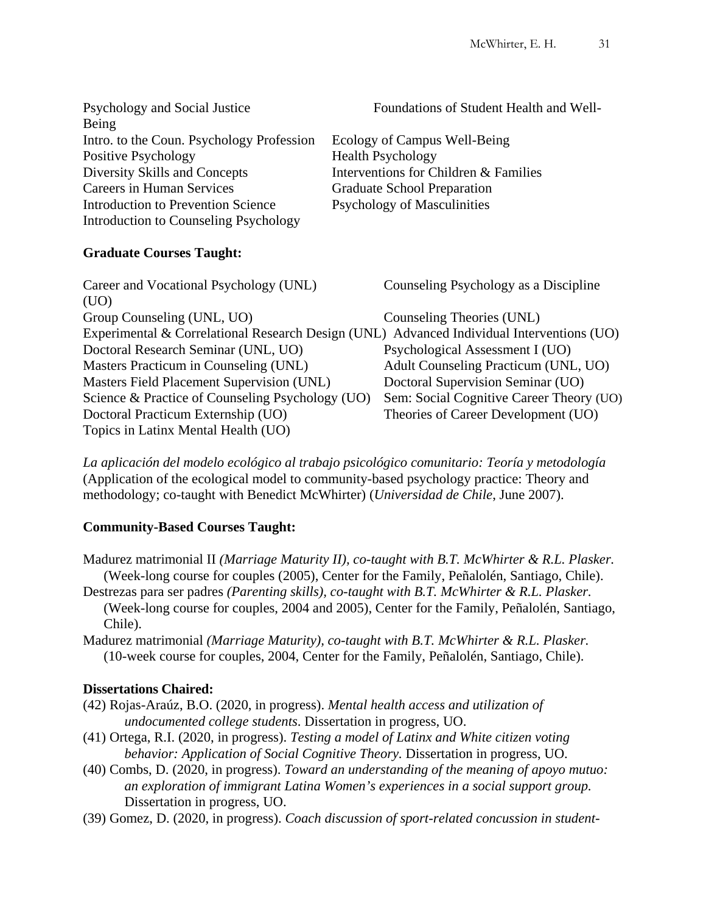Psychology and Social Justice
Foundations of Student Health and Well-Being
Intro. to the Coun. Psychology Profession
Ecology of Campus Well-Being
Positive Psychology
Health Psychology
Diversity Skills and Concepts
Interventions for Children & Families
Careers in Human Services
Graduate School Preparation
Introduction to Prevention Science
Psychology of Masculinities
Introduction to Counseling Psychology

**Graduate Courses Taught:**

Career and Vocational Psychology (UNL)
Counseling Psychology as a Discipline (UO)
Group Counseling (UNL, UO)
Counseling Theories (UNL)
Experimental & Correlational Research Design (UNL)
Advanced Individual Interventions (UO)
Doctoral Research Seminar (UNL, UO)
Psychological Assessment I (UO)
Masters Practicum in Counseling (UNL)
Adult Counseling Practicum (UNL, UO)
Masters Field Placement Supervision (UNL)
Doctoral Supervision Seminar (UO)
Science & Practice of Counseling Psychology (UO)
Sem: Social Cognitive Career Theory (UO)
Doctoral Practicum Externship (UO)
Theories of Career Development (UO)
Topics in Latinx Mental Health (UO)

*La aplicación del modelo ecológico al trabajo psicológico comunitario: Teoría y metodología* (Application of the ecological model to community-based psychology practice: Theory and methodology; co-taught with Benedict McWhirter) (*Universidad de Chile*, June 2007).

**Community-Based Courses Taught:**

Madurez matrimonial II *(Marriage Maturity II), co-taught with B.T. McWhirter & R.L. Plasker.* (Week-long course for couples (2005), Center for the Family, Peñalolén, Santiago, Chile).

Destrezas para ser padres *(Parenting skills), co-taught with B.T. McWhirter & R.L. Plasker.* (Week-long course for couples, 2004 and 2005), Center for the Family, Peñalolén, Santiago, Chile).

Madurez matrimonial *(Marriage Maturity), co-taught with B.T. McWhirter & R.L. Plasker.* (10-week course for couples, 2004, Center for the Family, Peñalolén, Santiago, Chile).

**Dissertations Chaired:**

(42) Rojas-Araúz, B.O. (2020, in progress). *Mental health access and utilization of undocumented college students*. Dissertation in progress, UO.

(41) Ortega, R.I. (2020, in progress). *Testing a model of Latinx and White citizen voting behavior: Application of Social Cognitive Theory.* Dissertation in progress, UO.

(40) Combs, D. (2020, in progress). *Toward an understanding of the meaning of apoyo mutuo: an exploration of immigrant Latina Women's experiences in a social support group.* Dissertation in progress, UO.

(39) Gomez, D. (2020, in progress). *Coach discussion of sport-related concussion in student-*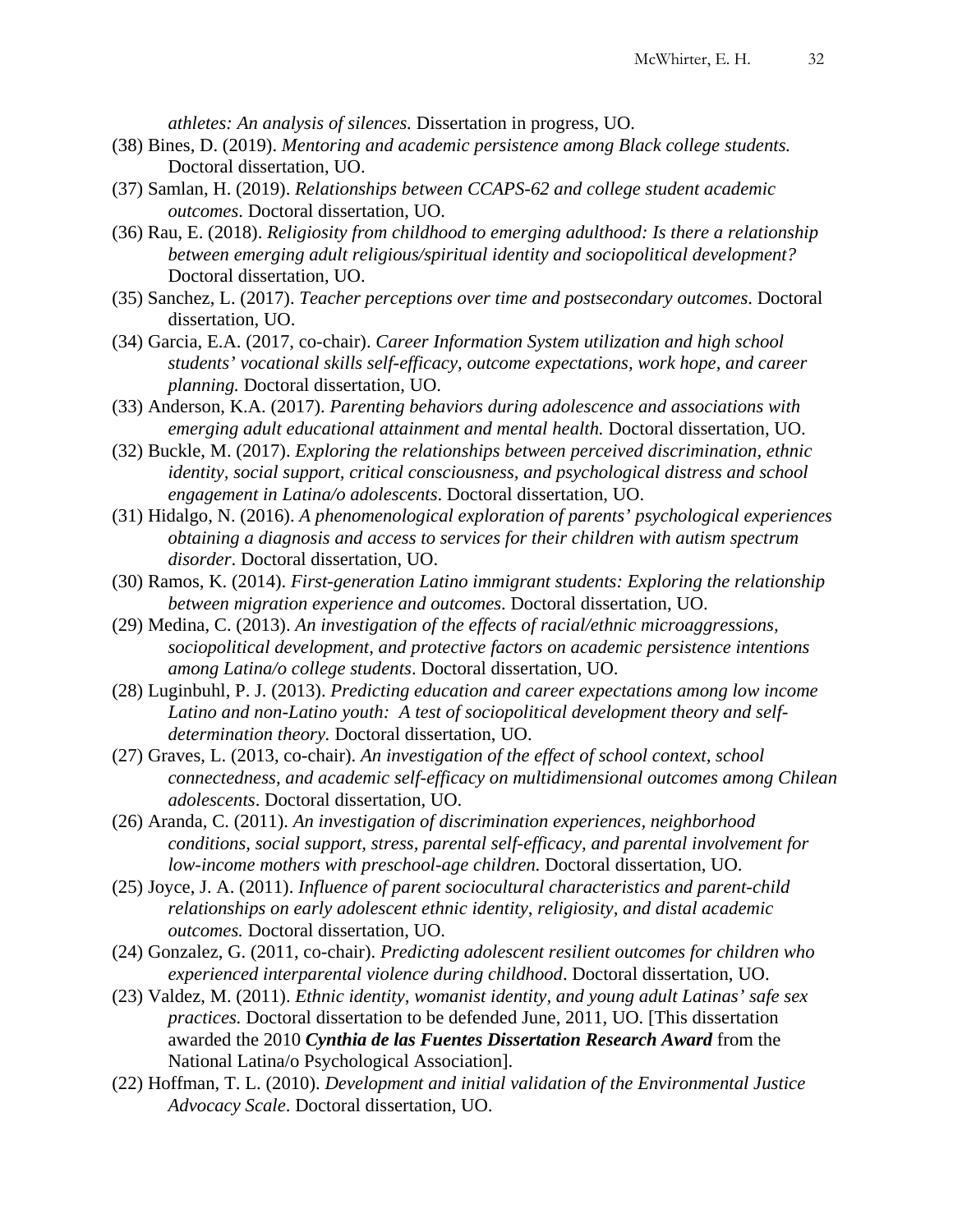*athletes: An analysis of silences.* Dissertation in progress, UO.

(38) Bines, D. (2019). *Mentoring and academic persistence among Black college students.* Doctoral dissertation, UO.

(37) Samlan, H. (2019). *Relationships between CCAPS-62 and college student academic outcomes*. Doctoral dissertation, UO.

(36) Rau, E. (2018). *Religiosity from childhood to emerging adulthood: Is there a relationship between emerging adult religious/spiritual identity and sociopolitical development?* Doctoral dissertation, UO.

(35) Sanchez, L. (2017). *Teacher perceptions over time and postsecondary outcomes*. Doctoral dissertation, UO.

(34) Garcia, E.A. (2017, co-chair). *Career Information System utilization and high school students' vocational skills self-efficacy, outcome expectations, work hope, and career planning.* Doctoral dissertation, UO.

(33) Anderson, K.A. (2017). *Parenting behaviors during adolescence and associations with emerging adult educational attainment and mental health.* Doctoral dissertation, UO.

(32) Buckle, M. (2017). *Exploring the relationships between perceived discrimination, ethnic identity, social support, critical consciousness, and psychological distress and school engagement in Latina/o adolescents*. Doctoral dissertation, UO.

(31) Hidalgo, N. (2016). *A phenomenological exploration of parents' psychological experiences obtaining a diagnosis and access to services for their children with autism spectrum disorder*. Doctoral dissertation, UO.

(30) Ramos, K. (2014). *First-generation Latino immigrant students: Exploring the relationship between migration experience and outcomes*. Doctoral dissertation, UO.

(29) Medina, C. (2013). *An investigation of the effects of racial/ethnic microaggressions, sociopolitical development, and protective factors on academic persistence intentions among Latina/o college students*. Doctoral dissertation, UO.

(28) Luginbuhl, P. J. (2013). *Predicting education and career expectations among low income Latino and non-Latino youth: A test of sociopolitical development theory and self-determination theory.* Doctoral dissertation, UO.

(27) Graves, L. (2013, co-chair). *An investigation of the effect of school context, school connectedness, and academic self-efficacy on multidimensional outcomes among Chilean adolescents*. Doctoral dissertation, UO.

(26) Aranda, C. (2011). *An investigation of discrimination experiences, neighborhood conditions, social support, stress, parental self-efficacy, and parental involvement for low-income mothers with preschool-age children.* Doctoral dissertation, UO.

(25) Joyce, J. A. (2011). *Influence of parent sociocultural characteristics and parent-child relationships on early adolescent ethnic identity, religiosity, and distal academic outcomes.* Doctoral dissertation, UO.

(24) Gonzalez, G. (2011, co-chair). *Predicting adolescent resilient outcomes for children who experienced interparental violence during childhood*. Doctoral dissertation, UO.

(23) Valdez, M. (2011). *Ethnic identity, womanist identity, and young adult Latinas' safe sex practices.* Doctoral dissertation to be defended June, 2011, UO. [This dissertation awarded the 2010 ***Cynthia de las Fuentes Dissertation Research Award*** from the National Latina/o Psychological Association].

(22) Hoffman, T. L. (2010). *Development and initial validation of the Environmental Justice Advocacy Scale*. Doctoral dissertation, UO.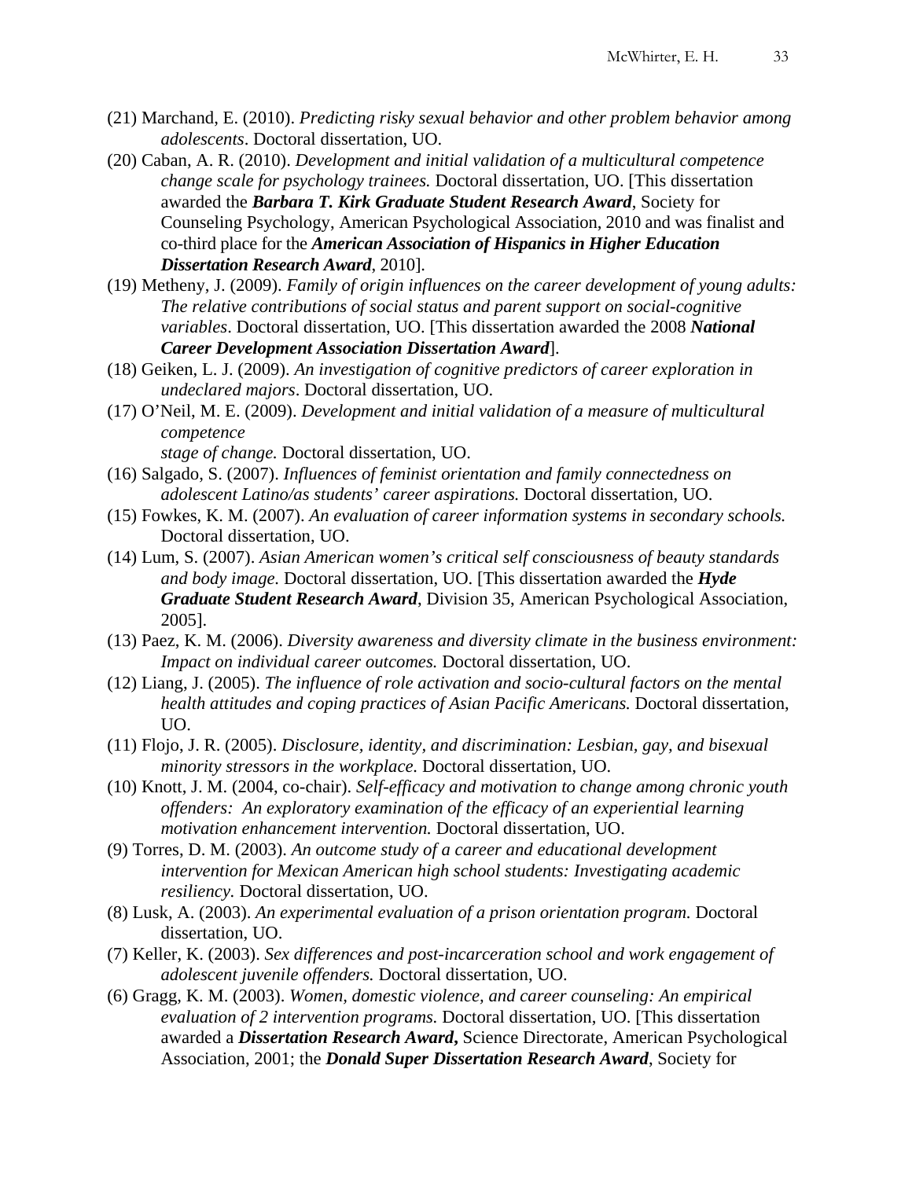(21) Marchand, E. (2010). *Predicting risky sexual behavior and other problem behavior among adolescents*. Doctoral dissertation, UO.

(20) Caban, A. R. (2010). *Development and initial validation of a multicultural competence change scale for psychology trainees.* Doctoral dissertation, UO. [This dissertation awarded the ***Barbara T. Kirk Graduate Student Research Award***, Society for Counseling Psychology, American Psychological Association, 2010 and was finalist and co-third place for the ***American Association of Hispanics in Higher Education Dissertation Research Award***, 2010].

(19) Metheny, J. (2009). *Family of origin influences on the career development of young adults: The relative contributions of social status and parent support on social-cognitive variables*. Doctoral dissertation, UO. [This dissertation awarded the 2008 ***National Career Development Association Dissertation Award***].

(18) Geiken, L. J. (2009). *An investigation of cognitive predictors of career exploration in undeclared majors*. Doctoral dissertation, UO.

(17) O'Neil, M. E. (2009). *Development and initial validation of a measure of multicultural competence stage of change.* Doctoral dissertation, UO.

(16) Salgado, S. (2007). *Influences of feminist orientation and family connectedness on adolescent Latino/as students' career aspirations.* Doctoral dissertation, UO.

(15) Fowkes, K. M. (2007). *An evaluation of career information systems in secondary schools.* Doctoral dissertation, UO.

(14) Lum, S. (2007). *Asian American women's critical self consciousness of beauty standards and body image.* Doctoral dissertation, UO. [This dissertation awarded the ***Hyde Graduate Student Research Award***, Division 35, American Psychological Association, 2005].

(13) Paez, K. M. (2006). *Diversity awareness and diversity climate in the business environment: Impact on individual career outcomes.* Doctoral dissertation, UO.

(12) Liang, J. (2005). *The influence of role activation and socio-cultural factors on the mental health attitudes and coping practices of Asian Pacific Americans.* Doctoral dissertation, UO.

(11) Flojo, J. R. (2005). *Disclosure, identity, and discrimination: Lesbian, gay, and bisexual minority stressors in the workplace.* Doctoral dissertation, UO.

(10) Knott, J. M. (2004, co-chair). *Self-efficacy and motivation to change among chronic youth offenders: An exploratory examination of the efficacy of an experiential learning motivation enhancement intervention.* Doctoral dissertation, UO.

(9) Torres, D. M. (2003). *An outcome study of a career and educational development intervention for Mexican American high school students: Investigating academic resiliency.* Doctoral dissertation, UO.

(8) Lusk, A. (2003). *An experimental evaluation of a prison orientation program.* Doctoral dissertation, UO.

(7) Keller, K. (2003). *Sex differences and post-incarceration school and work engagement of adolescent juvenile offenders.* Doctoral dissertation, UO.

(6) Gragg, K. M. (2003). *Women, domestic violence, and career counseling: An empirical evaluation of 2 intervention programs.* Doctoral dissertation, UO. [This dissertation awarded a ***Dissertation Research Award,*** Science Directorate, American Psychological Association, 2001; the ***Donald Super Dissertation Research Award***, Society for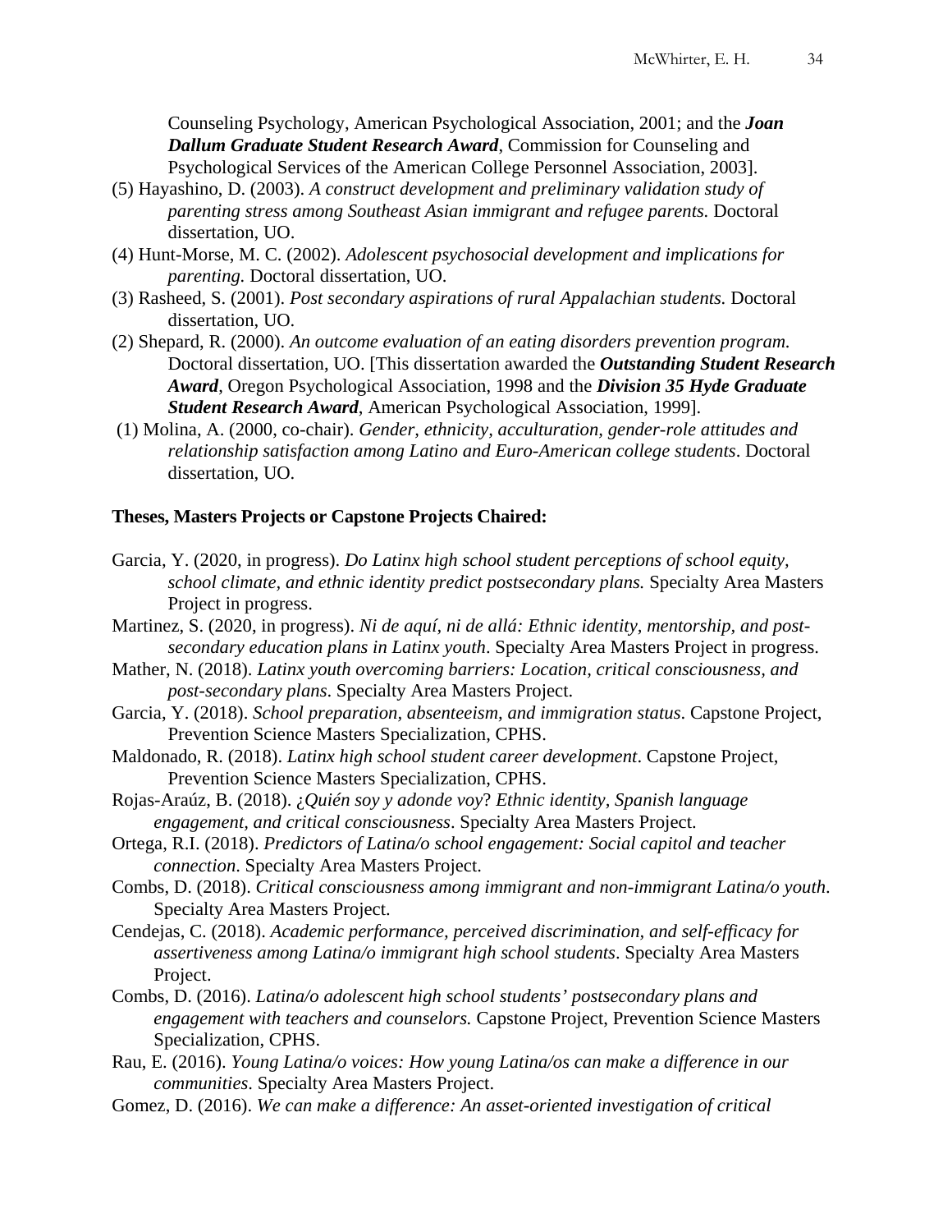Counseling Psychology, American Psychological Association, 2001; and the ***Joan Dallum Graduate Student Research Award***, Commission for Counseling and Psychological Services of the American College Personnel Association, 2003].

(5) Hayashino, D. (2003). *A construct development and preliminary validation study of parenting stress among Southeast Asian immigrant and refugee parents.* Doctoral dissertation, UO.

(4) Hunt-Morse, M. C. (2002). *Adolescent psychosocial development and implications for parenting.* Doctoral dissertation, UO.

(3) Rasheed, S. (2001). *Post secondary aspirations of rural Appalachian students.* Doctoral dissertation, UO.

(2) Shepard, R. (2000). *An outcome evaluation of an eating disorders prevention program.* Doctoral dissertation, UO. [This dissertation awarded the ***Outstanding Student Research Award***, Oregon Psychological Association, 1998 and the ***Division 35 Hyde Graduate Student Research Award***, American Psychological Association, 1999].

(1) Molina, A. (2000, co-chair). *Gender, ethnicity, acculturation, gender-role attitudes and relationship satisfaction among Latino and Euro-American college students*. Doctoral dissertation, UO.

**Theses, Masters Projects or Capstone Projects Chaired:**

Garcia, Y. (2020, in progress). *Do Latinx high school student perceptions of school equity, school climate, and ethnic identity predict postsecondary plans.* Specialty Area Masters Project in progress.

Martinez, S. (2020, in progress). *Ni de aquí, ni de allá: Ethnic identity, mentorship, and post-secondary education plans in Latinx youth*. Specialty Area Masters Project in progress.

Mather, N. (2018). *Latinx youth overcoming barriers: Location, critical consciousness, and post-secondary plans*. Specialty Area Masters Project.

Garcia, Y. (2018). *School preparation, absenteeism, and immigration status*. Capstone Project, Prevention Science Masters Specialization, CPHS.

Maldonado, R. (2018). *Latinx high school student career development*. Capstone Project, Prevention Science Masters Specialization, CPHS.

Rojas-Araúz, B. (2018). ¿*Quién soy y adonde voy*? *Ethnic identity, Spanish language engagement, and critical consciousness*. Specialty Area Masters Project.

Ortega, R.I. (2018). *Predictors of Latina/o school engagement: Social capitol and teacher connection*. Specialty Area Masters Project.

Combs, D. (2018). *Critical consciousness among immigrant and non-immigrant Latina/o youth*. Specialty Area Masters Project.

Cendejas, C. (2018). *Academic performance, perceived discrimination, and self-efficacy for assertiveness among Latina/o immigrant high school students*. Specialty Area Masters Project.

Combs, D. (2016). *Latina/o adolescent high school students' postsecondary plans and engagement with teachers and counselors.* Capstone Project, Prevention Science Masters Specialization, CPHS.

Rau, E. (2016). *Young Latina/o voices: How young Latina/os can make a difference in our communities*. Specialty Area Masters Project.

Gomez, D. (2016). *We can make a difference: An asset-oriented investigation of critical*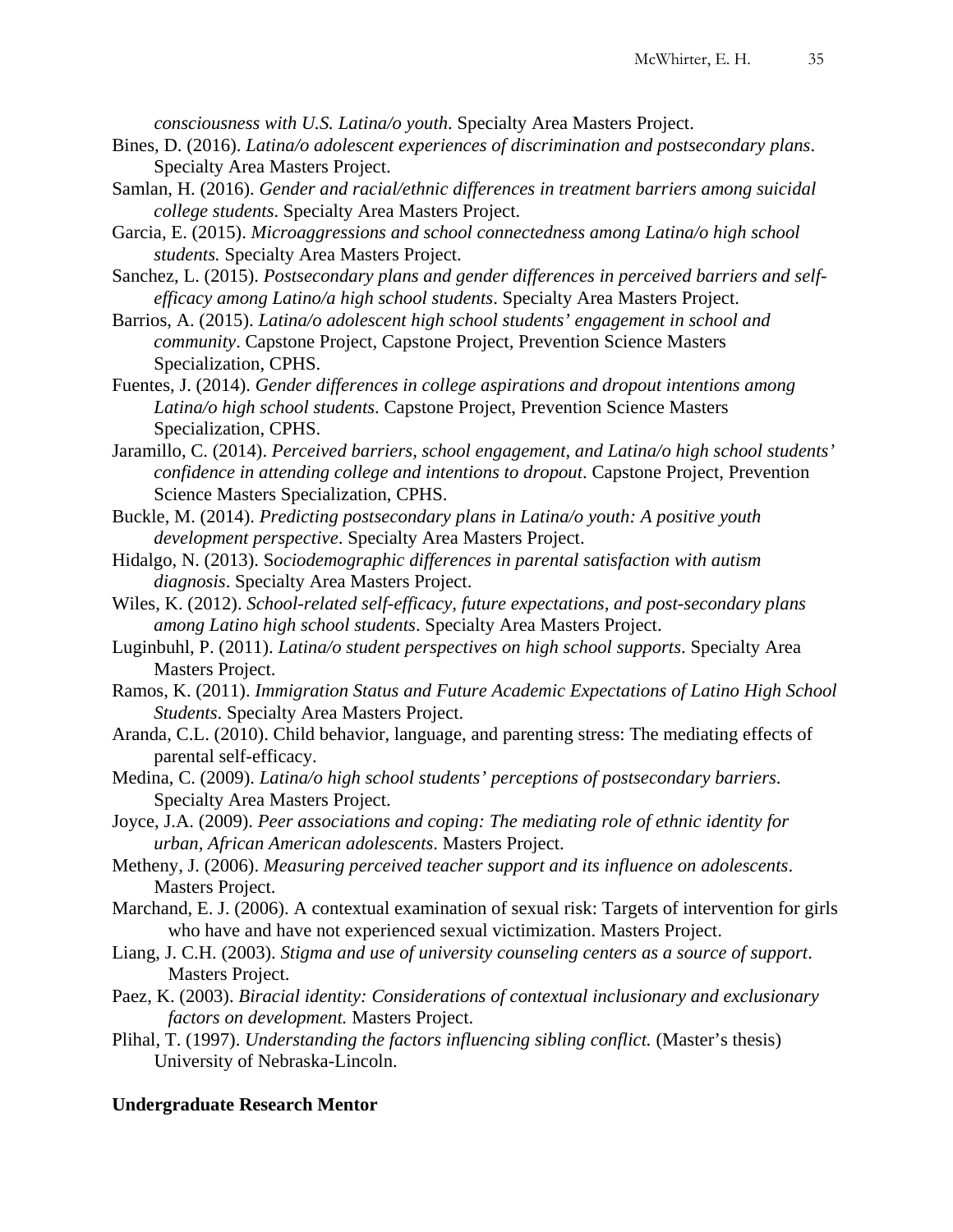*consciousness with U.S. Latina/o youth*. Specialty Area Masters Project.

Bines, D. (2016). *Latina/o adolescent experiences of discrimination and postsecondary plans*. Specialty Area Masters Project.

Samlan, H. (2016). *Gender and racial/ethnic differences in treatment barriers among suicidal college students*. Specialty Area Masters Project.

Garcia, E. (2015). *Microaggressions and school connectedness among Latina/o high school students.* Specialty Area Masters Project.

Sanchez, L. (2015). *Postsecondary plans and gender differences in perceived barriers and self-efficacy among Latino/a high school students*. Specialty Area Masters Project.

Barrios, A. (2015). *Latina/o adolescent high school students' engagement in school and community*. Capstone Project, Capstone Project, Prevention Science Masters Specialization, CPHS.

Fuentes, J. (2014). *Gender differences in college aspirations and dropout intentions among Latina/o high school students*. Capstone Project, Prevention Science Masters Specialization, CPHS.

Jaramillo, C. (2014). *Perceived barriers, school engagement, and Latina/o high school students' confidence in attending college and intentions to dropout*. Capstone Project, Prevention Science Masters Specialization, CPHS.

Buckle, M. (2014). *Predicting postsecondary plans in Latina/o youth: A positive youth development perspective*. Specialty Area Masters Project.

Hidalgo, N. (2013). S*ociodemographic differences in parental satisfaction with autism diagnosis*. Specialty Area Masters Project.

Wiles, K. (2012). *School-related self-efficacy, future expectations, and post-secondary plans among Latino high school students*. Specialty Area Masters Project.

Luginbuhl, P. (2011). *Latina/o student perspectives on high school supports*. Specialty Area Masters Project.

Ramos, K. (2011). *Immigration Status and Future Academic Expectations of Latino High School Students*. Specialty Area Masters Project.

Aranda, C.L. (2010). Child behavior, language, and parenting stress: The mediating effects of parental self-efficacy.

Medina, C. (2009). *Latina/o high school students' perceptions of postsecondary barriers*. Specialty Area Masters Project.

Joyce, J.A. (2009). *Peer associations and coping: The mediating role of ethnic identity for urban, African American adolescents*. Masters Project.

Metheny, J. (2006). *Measuring perceived teacher support and its influence on adolescents*. Masters Project.

Marchand, E. J. (2006). A contextual examination of sexual risk: Targets of intervention for girls who have and have not experienced sexual victimization. Masters Project.

Liang, J. C.H. (2003). *Stigma and use of university counseling centers as a source of support*. Masters Project.

Paez, K. (2003). *Biracial identity: Considerations of contextual inclusionary and exclusionary factors on development.* Masters Project.

Plihal, T. (1997). *Understanding the factors influencing sibling conflict.* (Master's thesis) University of Nebraska-Lincoln.

**Undergraduate Research Mentor**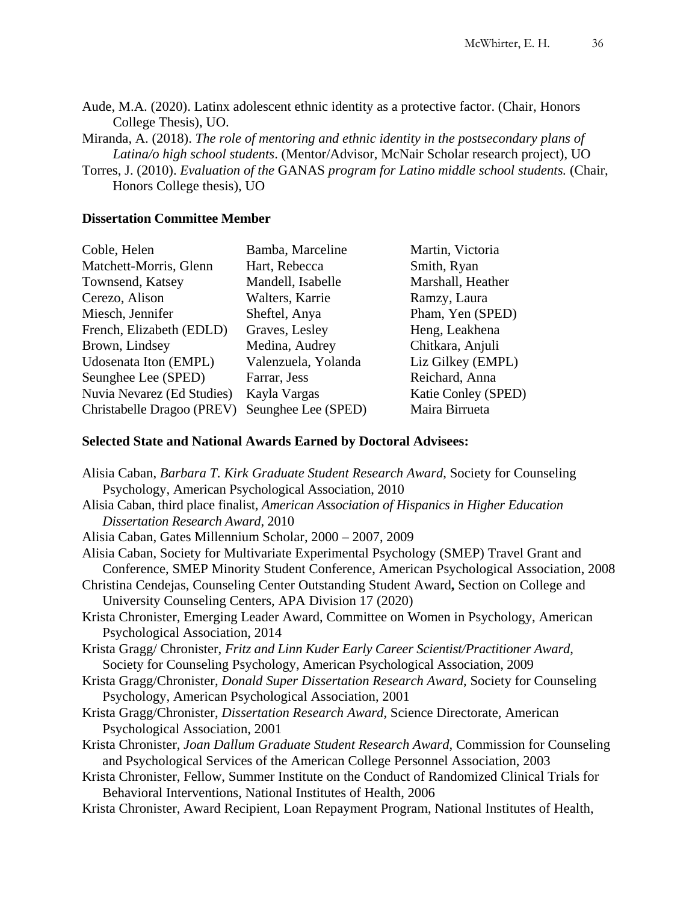Aude, M.A. (2020). Latinx adolescent ethnic identity as a protective factor. (Chair, Honors College Thesis), UO.

Miranda, A. (2018). *The role of mentoring and ethnic identity in the postsecondary plans of Latina/o high school students*. (Mentor/Advisor, McNair Scholar research project), UO

Torres, J. (2010). *Evaluation of the* GANAS *program for Latino middle school students.* (Chair, Honors College thesis), UO

**Dissertation Committee Member**

Coble, Helen
Matchett-Morris, Glenn
Townsend, Katsey
Cerezo, Alison
Miesch, Jennifer
French, Elizabeth (EDLD)
Brown, Lindsey
Udosenata Iton (EMPL)
Seunghee Lee (SPED)
Nuvia Nevarez (Ed Studies)
Christabelle Dragoo (PREV)
Bamba, Marceline
Hart, Rebecca
Mandell, Isabelle
Walters, Karrie
Sheftel, Anya
Graves, Lesley
Medina, Audrey
Valenzuela, Yolanda
Farrar, Jess
Kayla Vargas
Seunghee Lee (SPED)
Martin, Victoria
Smith, Ryan
Marshall, Heather
Ramzy, Laura
Pham, Yen (SPED)
Heng, Leakhena
Chitkara, Anjuli
Liz Gilkey (EMPL)
Reichard, Anna
Katie Conley (SPED)
Maira Birrueta

**Selected State and National Awards Earned by Doctoral Advisees:**

Alisia Caban, *Barbara T. Kirk Graduate Student Research Award*, Society for Counseling Psychology, American Psychological Association, 2010

Alisia Caban, third place finalist, *American Association of Hispanics in Higher Education Dissertation Research Award*, 2010

Alisia Caban, Gates Millennium Scholar, 2000 – 2007, 2009

Alisia Caban, Society for Multivariate Experimental Psychology (SMEP) Travel Grant and Conference, SMEP Minority Student Conference, American Psychological Association, 2008

Christina Cendejas, Counseling Center Outstanding Student Award**,** Section on College and University Counseling Centers, APA Division 17 (2020)

Krista Chronister, Emerging Leader Award, Committee on Women in Psychology, American Psychological Association, 2014

Krista Gragg/ Chronister, *Fritz and Linn Kuder Early Career Scientist/Practitioner Award*, Society for Counseling Psychology, American Psychological Association, 2009

Krista Gragg/Chronister, *Donald Super Dissertation Research Award*, Society for Counseling Psychology, American Psychological Association, 2001

Krista Gragg/Chronister, *Dissertation Research Award*, Science Directorate, American Psychological Association, 2001

Krista Chronister, *Joan Dallum Graduate Student Research Award*, Commission for Counseling and Psychological Services of the American College Personnel Association, 2003

Krista Chronister, Fellow, Summer Institute on the Conduct of Randomized Clinical Trials for Behavioral Interventions, National Institutes of Health, 2006

Krista Chronister, Award Recipient, Loan Repayment Program, National Institutes of Health,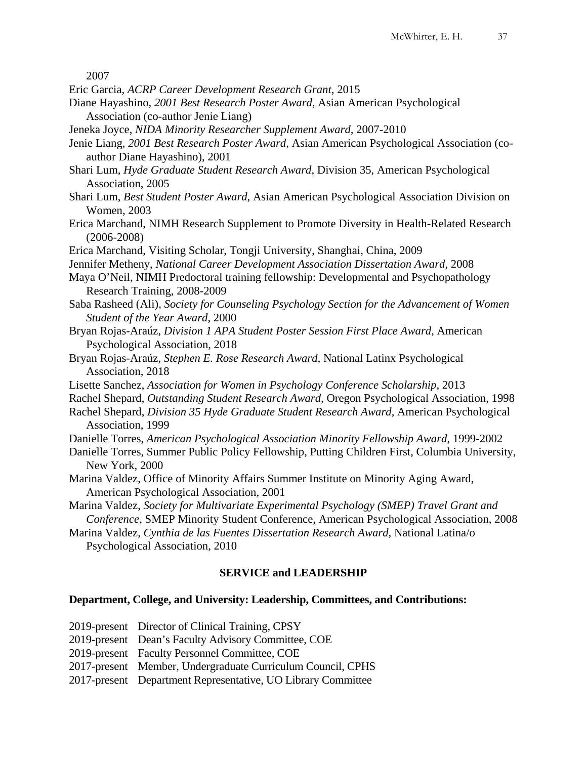2007

Eric Garcia, *ACRP Career Development Research Grant*, 2015

Diane Hayashino, *2001 Best Research Poster Award*, Asian American Psychological Association (co-author Jenie Liang)

Jeneka Joyce, *NIDA Minority Researcher Supplement Award*, 2007-2010

Jenie Liang, *2001 Best Research Poster Award*, Asian American Psychological Association (co-author Diane Hayashino), 2001

Shari Lum, *Hyde Graduate Student Research Award*, Division 35, American Psychological Association, 2005

Shari Lum, *Best Student Poster Award*, Asian American Psychological Association Division on Women, 2003

Erica Marchand, NIMH Research Supplement to Promote Diversity in Health-Related Research (2006-2008)

Erica Marchand, Visiting Scholar, Tongji University, Shanghai, China, 2009

Jennifer Metheny, *National Career Development Association Dissertation Award*, 2008

Maya O'Neil, NIMH Predoctoral training fellowship: Developmental and Psychopathology Research Training, 2008-2009

Saba Rasheed (Ali), *Society for Counseling Psychology Section for the Advancement of Women Student of the Year Award*, 2000

Bryan Rojas-Araúz, *Division 1 APA Student Poster Session First Place Award*, American Psychological Association, 2018

Bryan Rojas-Araúz, *Stephen E. Rose Research Award*, National Latinx Psychological Association, 2018

Lisette Sanchez, *Association for Women in Psychology Conference Scholarship*, 2013

Rachel Shepard, *Outstanding Student Research Award*, Oregon Psychological Association, 1998

Rachel Shepard, *Division 35 Hyde Graduate Student Research Award*, American Psychological Association, 1999

Danielle Torres, *American Psychological Association Minority Fellowship Award*, 1999-2002

Danielle Torres, Summer Public Policy Fellowship, Putting Children First, Columbia University, New York, 2000

Marina Valdez, Office of Minority Affairs Summer Institute on Minority Aging Award, American Psychological Association, 2001

Marina Valdez, *Society for Multivariate Experimental Psychology (SMEP) Travel Grant and Conference*, SMEP Minority Student Conference, American Psychological Association, 2008

Marina Valdez, *Cynthia de las Fuentes Dissertation Research Award*, National Latina/o Psychological Association, 2010

## SERVICE and LEADERSHIP

### Department, College, and University: Leadership, Committees, and Contributions:

2019-present Director of Clinical Training, CPSY

2019-present Dean's Faculty Advisory Committee, COE

2019-present Faculty Personnel Committee, COE

2017-present Member, Undergraduate Curriculum Council, CPHS

2017-present Department Representative, UO Library Committee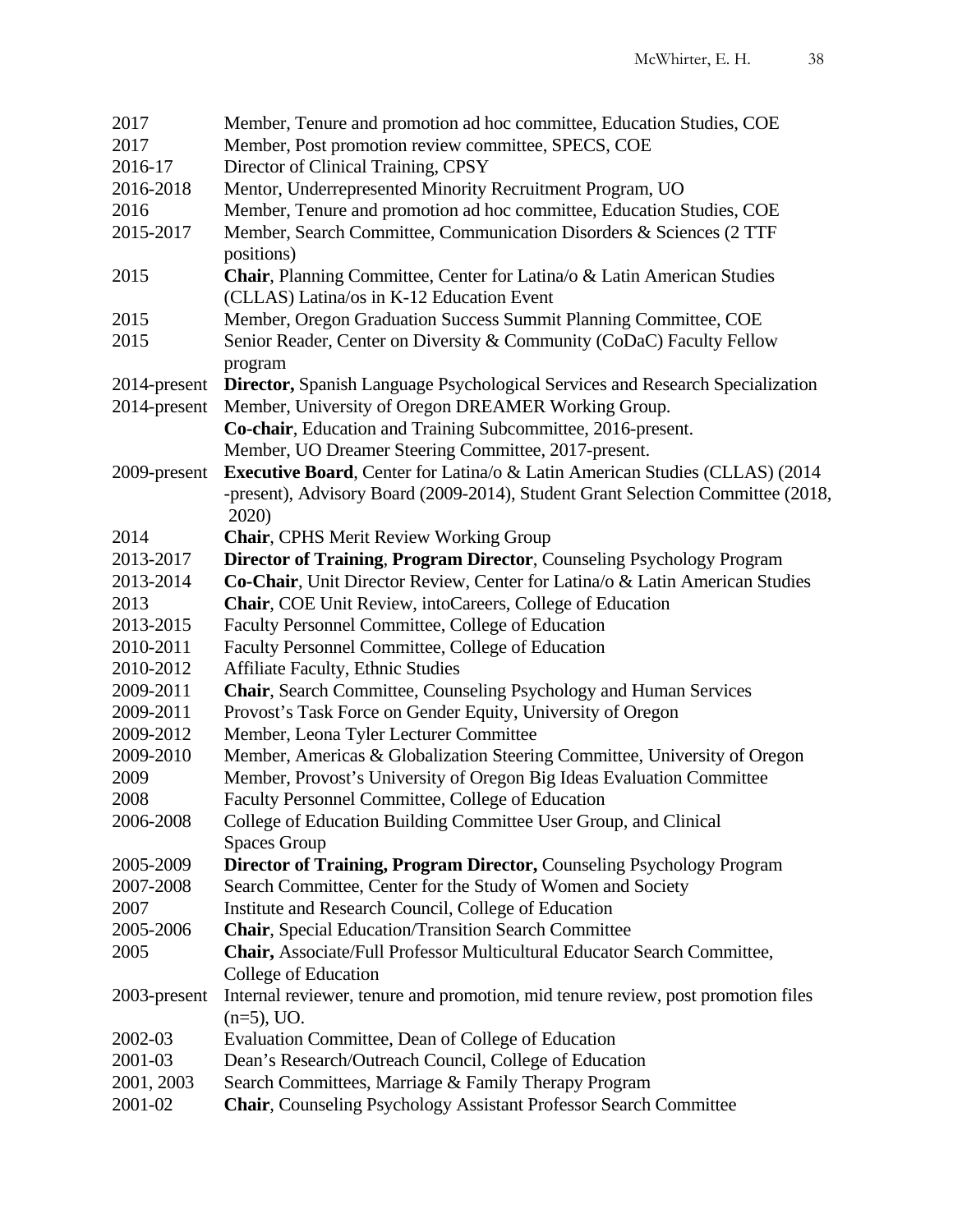| | |
|---|---|
| 2017 | Member, Tenure and promotion ad hoc committee, Education Studies, COE |
| 2017 | Member, Post promotion review committee, SPECS, COE |
| 2016-17 | Director of Clinical Training, CPSY |
| 2016-2018 | Mentor, Underrepresented Minority Recruitment Program, UO |
| 2016 | Member, Tenure and promotion ad hoc committee, Education Studies, COE |
| 2015-2017 | Member, Search Committee, Communication Disorders & Sciences (2 TTF positions) |
| 2015 | **Chair**, Planning Committee, Center for Latina/o & Latin American Studies (CLLAS) Latina/os in K-12 Education Event |
| 2015 | Member, Oregon Graduation Success Summit Planning Committee, COE |
| 2015 | Senior Reader, Center on Diversity & Community (CoDaC) Faculty Fellow program |
| 2014-present | **Director,** Spanish Language Psychological Services and Research Specialization |
| 2014-present | Member, University of Oregon DREAMER Working Group. **Co-chair**, Education and Training Subcommittee, 2016-present. Member, UO Dreamer Steering Committee, 2017-present. |
| 2009-present | **Executive Board**, Center for Latina/o & Latin American Studies (CLLAS) (2014 -present), Advisory Board (2009-2014), Student Grant Selection Committee (2018, 2020) |
| 2014 | **Chair**, CPHS Merit Review Working Group |
| 2013-2017 | **Director of Training**, **Program Director**, Counseling Psychology Program |
| 2013-2014 | **Co-Chair**, Unit Director Review, Center for Latina/o & Latin American Studies |
| 2013 | **Chair**, COE Unit Review, intoCareers, College of Education |
| 2013-2015 | Faculty Personnel Committee, College of Education |
| 2010-2011 | Faculty Personnel Committee, College of Education |
| 2010-2012 | Affiliate Faculty, Ethnic Studies |
| 2009-2011 | **Chair**, Search Committee, Counseling Psychology and Human Services |
| 2009-2011 | Provost's Task Force on Gender Equity, University of Oregon |
| 2009-2012 | Member, Leona Tyler Lecturer Committee |
| 2009-2010 | Member, Americas & Globalization Steering Committee, University of Oregon |
| 2009 | Member, Provost's University of Oregon Big Ideas Evaluation Committee |
| 2008 | Faculty Personnel Committee, College of Education |
| 2006-2008 | College of Education Building Committee User Group, and Clinical Spaces Group |
| 2005-2009 | **Director of Training, Program Director,** Counseling Psychology Program |
| 2007-2008 | Search Committee, Center for the Study of Women and Society |
| 2007 | Institute and Research Council, College of Education |
| 2005-2006 | **Chair**, Special Education/Transition Search Committee |
| 2005 | **Chair,** Associate/Full Professor Multicultural Educator Search Committee, College of Education |
| 2003-present | Internal reviewer, tenure and promotion, mid tenure review, post promotion files (n=5), UO. |
| 2002-03 | Evaluation Committee, Dean of College of Education |
| 2001-03 | Dean's Research/Outreach Council, College of Education |
| 2001, 2003 | Search Committees, Marriage & Family Therapy Program |
| 2001-02 | **Chair**, Counseling Psychology Assistant Professor Search Committee |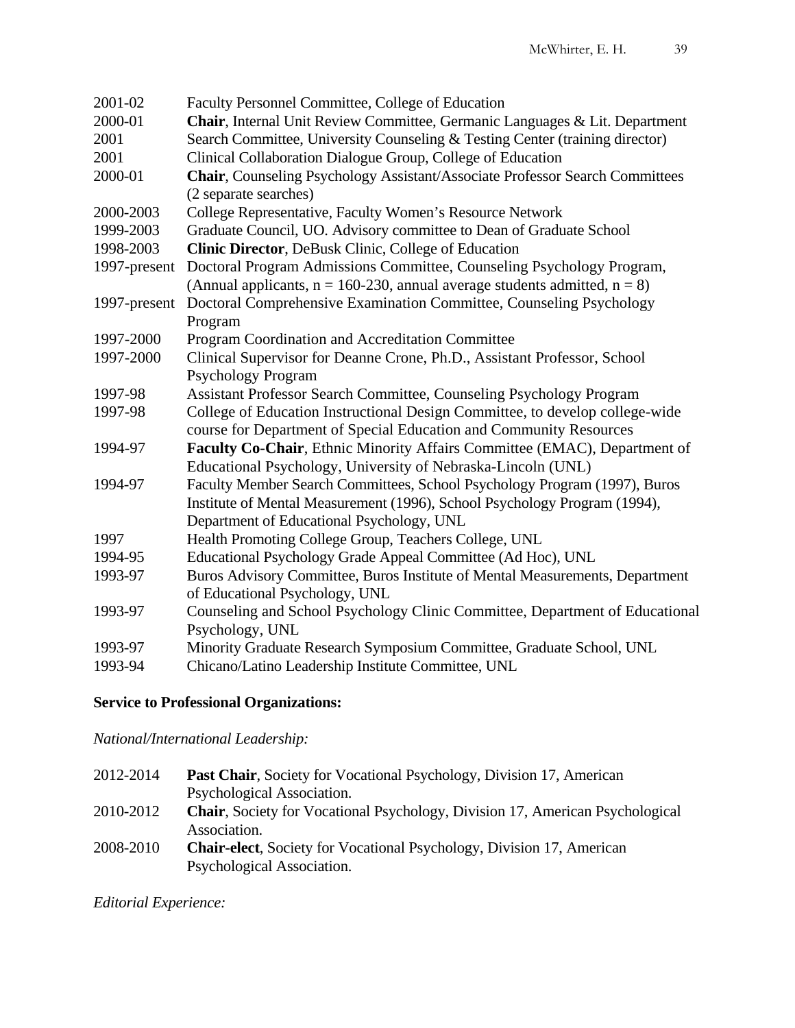2001-02 Faculty Personnel Committee, College of Education

2000-01 **Chair**, Internal Unit Review Committee, Germanic Languages & Lit. Department

2001 Search Committee, University Counseling & Testing Center (training director)

2001 Clinical Collaboration Dialogue Group, College of Education

2000-01 **Chair**, Counseling Psychology Assistant/Associate Professor Search Committees (2 separate searches)

2000-2003 College Representative, Faculty Women's Resource Network

1999-2003 Graduate Council, UO. Advisory committee to Dean of Graduate School

1998-2003 **Clinic Director**, DeBusk Clinic, College of Education

1997-present Doctoral Program Admissions Committee, Counseling Psychology Program, (Annual applicants, n = 160-230, annual average students admitted, n = 8)

1997-present Doctoral Comprehensive Examination Committee, Counseling Psychology Program

1997-2000 Program Coordination and Accreditation Committee

1997-2000 Clinical Supervisor for Deanne Crone, Ph.D., Assistant Professor, School Psychology Program

1997-98 Assistant Professor Search Committee, Counseling Psychology Program

1997-98 College of Education Instructional Design Committee, to develop college-wide course for Department of Special Education and Community Resources

1994-97 **Faculty Co-Chair**, Ethnic Minority Affairs Committee (EMAC), Department of Educational Psychology, University of Nebraska-Lincoln (UNL)

1994-97 Faculty Member Search Committees, School Psychology Program (1997), Buros Institute of Mental Measurement (1996), School Psychology Program (1994), Department of Educational Psychology, UNL

1997 Health Promoting College Group, Teachers College, UNL

1994-95 Educational Psychology Grade Appeal Committee (Ad Hoc), UNL

1993-97 Buros Advisory Committee, Buros Institute of Mental Measurements, Department of Educational Psychology, UNL

1993-97 Counseling and School Psychology Clinic Committee, Department of Educational Psychology, UNL

1993-97 Minority Graduate Research Symposium Committee, Graduate School, UNL

1993-94 Chicano/Latino Leadership Institute Committee, UNL

**Service to Professional Organizations:**

*National/International Leadership:*

2012-2014 **Past Chair**, Society for Vocational Psychology, Division 17, American Psychological Association.

2010-2012 **Chair**, Society for Vocational Psychology, Division 17, American Psychological Association.

2008-2010 **Chair-elect**, Society for Vocational Psychology, Division 17, American Psychological Association.

*Editorial Experience:*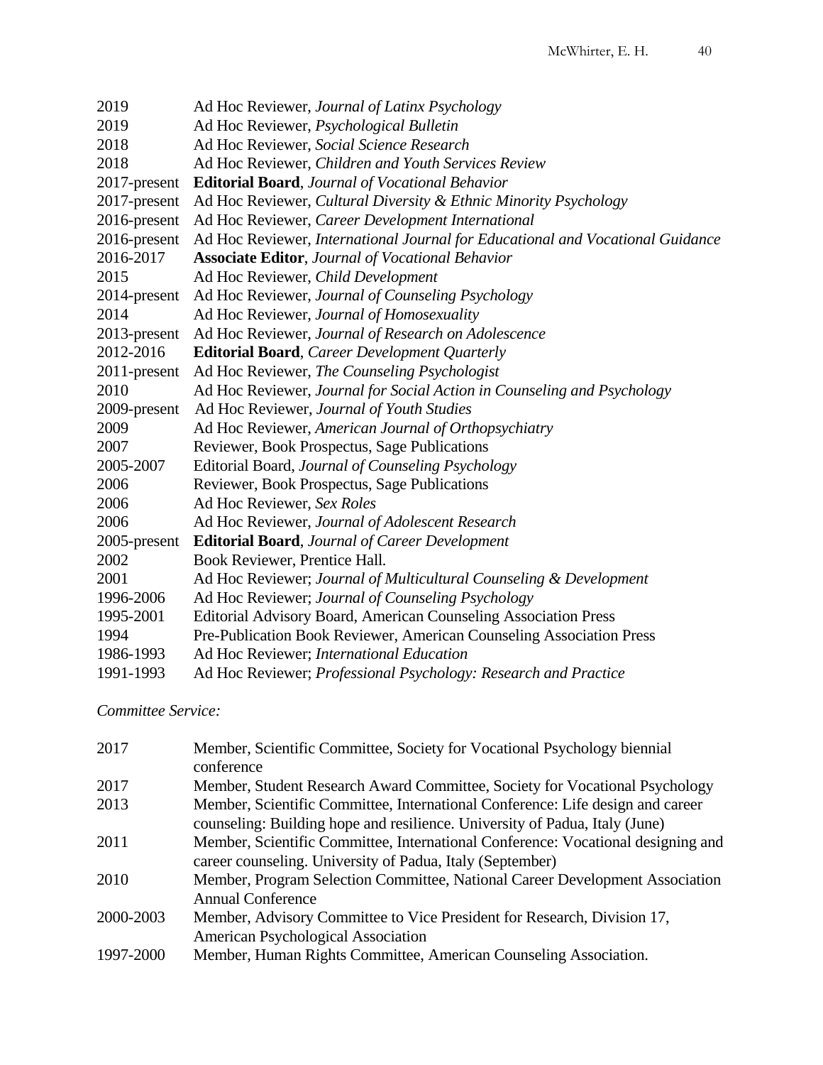2019 Ad Hoc Reviewer, *Journal of Latinx Psychology*
2019 Ad Hoc Reviewer, *Psychological Bulletin*
2018 Ad Hoc Reviewer, *Social Science Research*
2018 Ad Hoc Reviewer, *Children and Youth Services Review*
2017-present **Editorial Board**, *Journal of Vocational Behavior*
2017-present Ad Hoc Reviewer, *Cultural Diversity & Ethnic Minority Psychology*
2016-present Ad Hoc Reviewer, *Career Development International*
2016-present Ad Hoc Reviewer, *International Journal for Educational and Vocational Guidance*
2016-2017 **Associate Editor**, *Journal of Vocational Behavior*
2015 Ad Hoc Reviewer, *Child Development*
2014-present Ad Hoc Reviewer, *Journal of Counseling Psychology*
2014 Ad Hoc Reviewer, *Journal of Homosexuality*
2013-present Ad Hoc Reviewer, *Journal of Research on Adolescence*
2012-2016 **Editorial Board**, *Career Development Quarterly*
2011-present Ad Hoc Reviewer, *The Counseling Psychologist*
2010 Ad Hoc Reviewer, *Journal for Social Action in Counseling and Psychology*
2009-present Ad Hoc Reviewer, *Journal of Youth Studies*
2009 Ad Hoc Reviewer, *American Journal of Orthopsychiatry*
2007 Reviewer, Book Prospectus, Sage Publications
2005-2007 Editorial Board, *Journal of Counseling Psychology*
2006 Reviewer, Book Prospectus, Sage Publications
2006 Ad Hoc Reviewer, *Sex Roles*
2006 Ad Hoc Reviewer, *Journal of Adolescent Research*
2005-present **Editorial Board**, *Journal of Career Development*
2002 Book Reviewer, Prentice Hall.
2001 Ad Hoc Reviewer; *Journal of Multicultural Counseling & Development*
1996-2006 Ad Hoc Reviewer; *Journal of Counseling Psychology*
1995-2001 Editorial Advisory Board, American Counseling Association Press
1994 Pre-Publication Book Reviewer, American Counseling Association Press
1986-1993 Ad Hoc Reviewer; *International Education*
1991-1993 Ad Hoc Reviewer; *Professional Psychology: Research and Practice*

*Committee Service:*

2017 Member, Scientific Committee, Society for Vocational Psychology biennial conference
2017 Member, Student Research Award Committee, Society for Vocational Psychology
2013 Member, Scientific Committee, International Conference: Life design and career counseling: Building hope and resilience. University of Padua, Italy (June)
2011 Member, Scientific Committee, International Conference: Vocational designing and career counseling. University of Padua, Italy (September)
2010 Member, Program Selection Committee, National Career Development Association Annual Conference
2000-2003 Member, Advisory Committee to Vice President for Research, Division 17, American Psychological Association
1997-2000 Member, Human Rights Committee, American Counseling Association.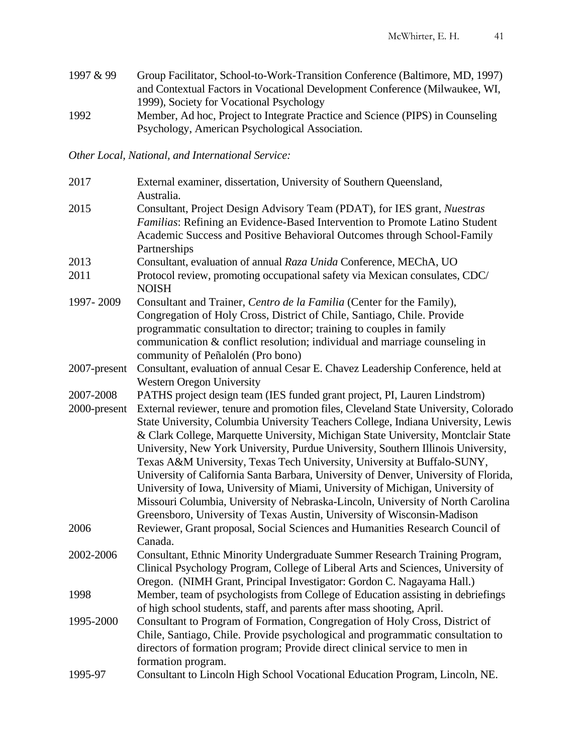1997 & 99 Group Facilitator, School-to-Work-Transition Conference (Baltimore, MD, 1997) and Contextual Factors in Vocational Development Conference (Milwaukee, WI, 1999), Society for Vocational Psychology

1992 Member, Ad hoc, Project to Integrate Practice and Science (PIPS) in Counseling Psychology, American Psychological Association.

*Other Local, National, and International Service:*

2017 External examiner, dissertation, University of Southern Queensland, Australia.

2015 Consultant, Project Design Advisory Team (PDAT), for IES grant, *Nuestras Familias*: Refining an Evidence-Based Intervention to Promote Latino Student Academic Success and Positive Behavioral Outcomes through School-Family Partnerships

2013 Consultant, evaluation of annual *Raza Unida* Conference, MEChA, UO

2011 Protocol review, promoting occupational safety via Mexican consulates, CDC/ NOISH

1997- 2009 Consultant and Trainer, *Centro de la Familia* (Center for the Family), Congregation of Holy Cross, District of Chile, Santiago, Chile. Provide programmatic consultation to director; training to couples in family communication & conflict resolution; individual and marriage counseling in community of Peñalolén (Pro bono)

2007-present Consultant, evaluation of annual Cesar E. Chavez Leadership Conference, held at Western Oregon University

2007-2008 PATHS project design team (IES funded grant project, PI, Lauren Lindstrom)

2000-present External reviewer, tenure and promotion files, Cleveland State University, Colorado State University, Columbia University Teachers College, Indiana University, Lewis & Clark College, Marquette University, Michigan State University, Montclair State University, New York University, Purdue University, Southern Illinois University, Texas A&M University, Texas Tech University, University at Buffalo-SUNY, University of California Santa Barbara, University of Denver, University of Florida, University of Iowa, University of Miami, University of Michigan, University of Missouri Columbia, University of Nebraska-Lincoln, University of North Carolina Greensboro, University of Texas Austin, University of Wisconsin-Madison

2006 Reviewer, Grant proposal, Social Sciences and Humanities Research Council of Canada.

2002-2006 Consultant, Ethnic Minority Undergraduate Summer Research Training Program, Clinical Psychology Program, College of Liberal Arts and Sciences, University of Oregon. (NIMH Grant, Principal Investigator: Gordon C. Nagayama Hall.)

1998 Member, team of psychologists from College of Education assisting in debriefings of high school students, staff, and parents after mass shooting, April.

1995-2000 Consultant to Program of Formation, Congregation of Holy Cross, District of Chile, Santiago, Chile. Provide psychological and programmatic consultation to directors of formation program; Provide direct clinical service to men in formation program.

1995-97 Consultant to Lincoln High School Vocational Education Program, Lincoln, NE.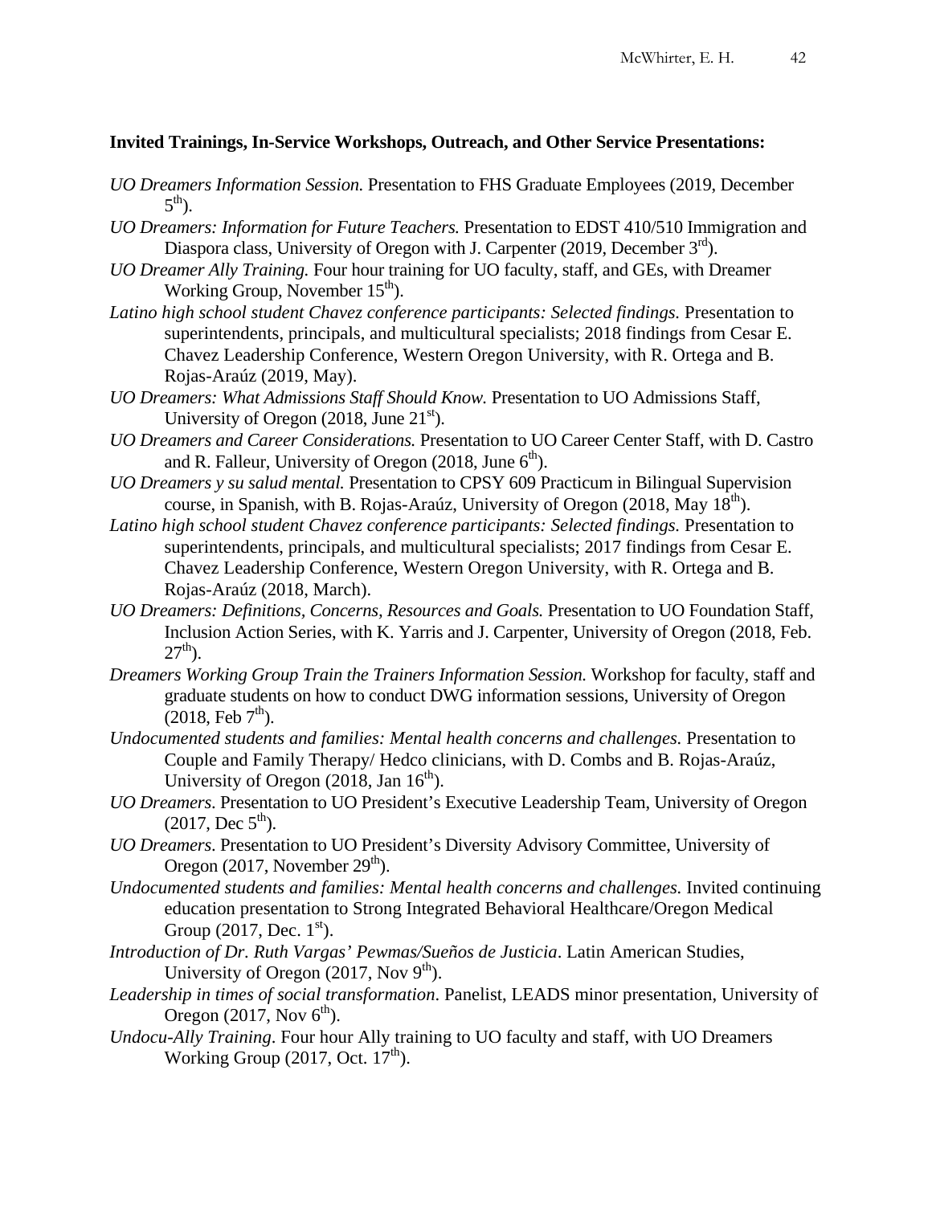**Invited Trainings, In-Service Workshops, Outreach, and Other Service Presentations:**

*UO Dreamers Information Session.* Presentation to FHS Graduate Employees (2019, December 5th).

*UO Dreamers: Information for Future Teachers.* Presentation to EDST 410/510 Immigration and Diaspora class, University of Oregon with J. Carpenter (2019, December 3rd).

*UO Dreamer Ally Training.* Four hour training for UO faculty, staff, and GEs, with Dreamer Working Group, November 15th).

*Latino high school student Chavez conference participants: Selected findings.* Presentation to superintendents, principals, and multicultural specialists; 2018 findings from Cesar E. Chavez Leadership Conference, Western Oregon University, with R. Ortega and B. Rojas-Araúz (2019, May).

*UO Dreamers: What Admissions Staff Should Know.* Presentation to UO Admissions Staff, University of Oregon (2018, June 21st).

*UO Dreamers and Career Considerations.* Presentation to UO Career Center Staff, with D. Castro and R. Falleur, University of Oregon (2018, June 6th).

*UO Dreamers y su salud mental.* Presentation to CPSY 609 Practicum in Bilingual Supervision course, in Spanish, with B. Rojas-Araúz, University of Oregon (2018, May 18th).

*Latino high school student Chavez conference participants: Selected findings.* Presentation to superintendents, principals, and multicultural specialists; 2017 findings from Cesar E. Chavez Leadership Conference, Western Oregon University, with R. Ortega and B. Rojas-Araúz (2018, March).

*UO Dreamers: Definitions, Concerns, Resources and Goals.* Presentation to UO Foundation Staff, Inclusion Action Series, with K. Yarris and J. Carpenter, University of Oregon (2018, Feb. 27th).

*Dreamers Working Group Train the Trainers Information Session.* Workshop for faculty, staff and graduate students on how to conduct DWG information sessions, University of Oregon (2018, Feb 7th).

*Undocumented students and families: Mental health concerns and challenges.* Presentation to Couple and Family Therapy/ Hedco clinicians, with D. Combs and B. Rojas-Araúz, University of Oregon (2018, Jan 16th).

*UO Dreamers.* Presentation to UO President's Executive Leadership Team, University of Oregon (2017, Dec 5th).

*UO Dreamers*. Presentation to UO President's Diversity Advisory Committee, University of Oregon (2017, November 29th).

*Undocumented students and families: Mental health concerns and challenges.* Invited continuing education presentation to Strong Integrated Behavioral Healthcare/Oregon Medical Group (2017, Dec. 1st).

*Introduction of Dr. Ruth Vargas' Pewmas/Sueños de Justicia*. Latin American Studies, University of Oregon (2017, Nov 9th).

*Leadership in times of social transformation*. Panelist, LEADS minor presentation, University of Oregon (2017, Nov 6th).

*Undocu-Ally Training.* Four hour Ally training to UO faculty and staff, with UO Dreamers Working Group (2017, Oct. 17th).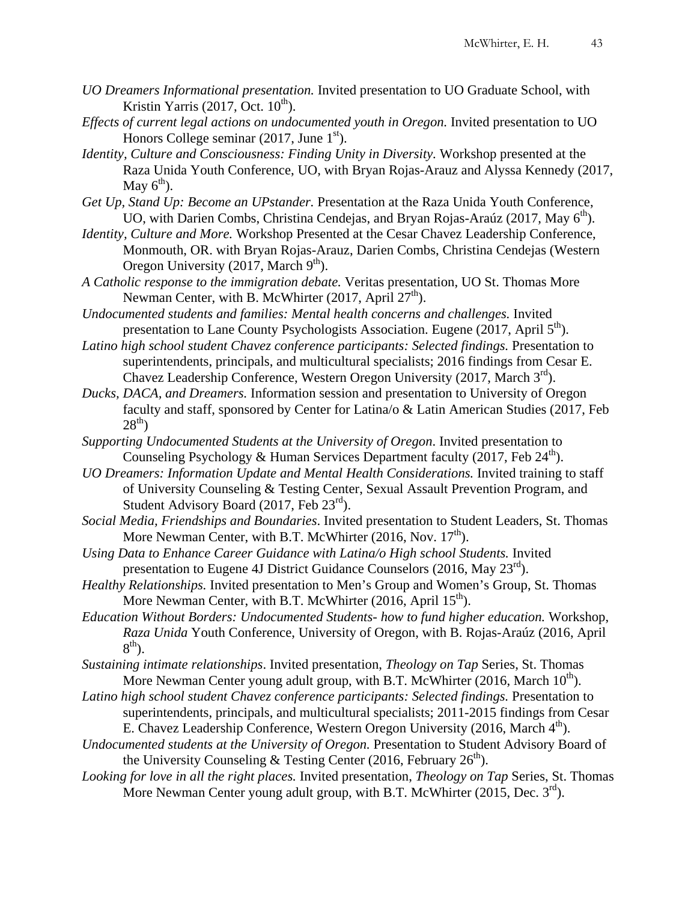*UO Dreamers Informational presentation.* Invited presentation to UO Graduate School, with Kristin Yarris (2017, Oct. 10th).

*Effects of current legal actions on undocumented youth in Oregon.* Invited presentation to UO Honors College seminar (2017, June 1st).

*Identity, Culture and Consciousness: Finding Unity in Diversity*. Workshop presented at the Raza Unida Youth Conference, UO, with Bryan Rojas-Arauz and Alyssa Kennedy (2017, May 6th).

*Get Up, Stand Up: Become an UPstander.* Presentation at the Raza Unida Youth Conference, UO, with Darien Combs, Christina Cendejas, and Bryan Rojas-Araúz (2017, May 6th).

*Identity, Culture and More.* Workshop Presented at the Cesar Chavez Leadership Conference, Monmouth, OR. with Bryan Rojas-Arauz, Darien Combs, Christina Cendejas (Western Oregon University (2017, March 9th).

*A Catholic response to the immigration debate.* Veritas presentation, UO St. Thomas More Newman Center, with B. McWhirter (2017, April 27th).

*Undocumented students and families: Mental health concerns and challenges.* Invited presentation to Lane County Psychologists Association. Eugene (2017, April 5th).

*Latino high school student Chavez conference participants: Selected findings.* Presentation to superintendents, principals, and multicultural specialists; 2016 findings from Cesar E. Chavez Leadership Conference, Western Oregon University (2017, March 3rd).

*Ducks, DACA, and Dreamers.* Information session and presentation to University of Oregon faculty and staff, sponsored by Center for Latina/o & Latin American Studies (2017, Feb 28th)

*Supporting Undocumented Students at the University of Oregon*. Invited presentation to Counseling Psychology & Human Services Department faculty (2017, Feb 24th).

*UO Dreamers: Information Update and Mental Health Considerations.* Invited training to staff of University Counseling & Testing Center, Sexual Assault Prevention Program, and Student Advisory Board (2017, Feb 23rd).

*Social Media, Friendships and Boundaries*. Invited presentation to Student Leaders, St. Thomas More Newman Center, with B.T. McWhirter (2016, Nov. 17th).

*Using Data to Enhance Career Guidance with Latina/o High school Students.* Invited presentation to Eugene 4J District Guidance Counselors (2016, May 23rd).

*Healthy Relationships.* Invited presentation to Men's Group and Women's Group, St. Thomas More Newman Center, with B.T. McWhirter (2016, April 15th).

*Education Without Borders: Undocumented Students- how to fund higher education.* Workshop, *Raza Unida* Youth Conference, University of Oregon, with B. Rojas-Araúz (2016, April 8th).

*Sustaining intimate relationships*. Invited presentation, *Theology on Tap* Series, St. Thomas More Newman Center young adult group, with B.T. McWhirter (2016, March 10th).

*Latino high school student Chavez conference participants: Selected findings.* Presentation to superintendents, principals, and multicultural specialists; 2011-2015 findings from Cesar E. Chavez Leadership Conference, Western Oregon University (2016, March 4th).

*Undocumented students at the University of Oregon.* Presentation to Student Advisory Board of the University Counseling & Testing Center (2016, February 26th).

*Looking for love in all the right places.* Invited presentation, *Theology on Tap* Series, St. Thomas More Newman Center young adult group, with B.T. McWhirter (2015, Dec. 3rd).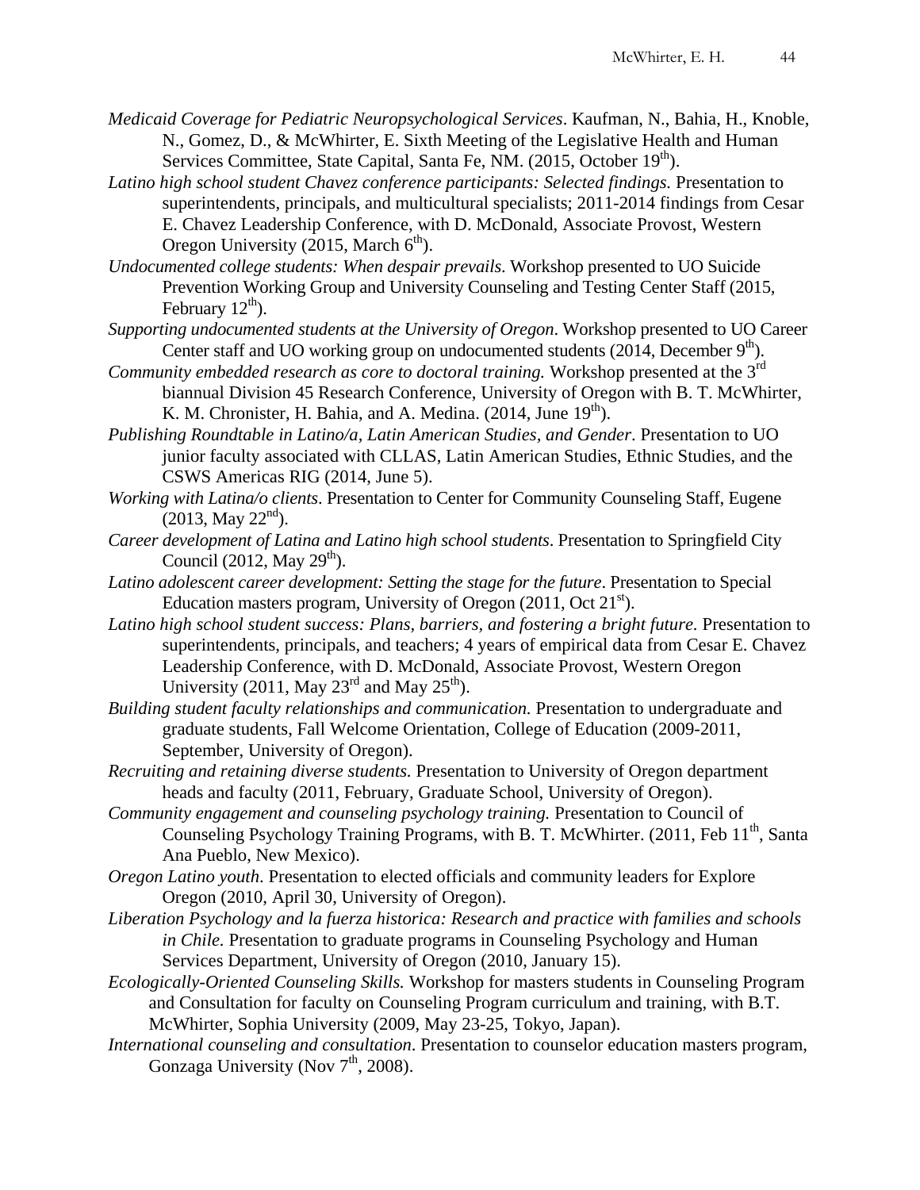*Medicaid Coverage for Pediatric Neuropsychological Services*. Kaufman, N., Bahia, H., Knoble, N., Gomez, D., & McWhirter, E. Sixth Meeting of the Legislative Health and Human Services Committee, State Capital, Santa Fe, NM. (2015, October 19th).

*Latino high school student Chavez conference participants: Selected findings.* Presentation to superintendents, principals, and multicultural specialists; 2011-2014 findings from Cesar E. Chavez Leadership Conference, with D. McDonald, Associate Provost, Western Oregon University (2015, March 6th).

*Undocumented college students: When despair prevails*. Workshop presented to UO Suicide Prevention Working Group and University Counseling and Testing Center Staff (2015, February 12th).

*Supporting undocumented students at the University of Oregon*. Workshop presented to UO Career Center staff and UO working group on undocumented students (2014, December 9th).

*Community embedded research as core to doctoral training.* Workshop presented at the 3rd biannual Division 45 Research Conference, University of Oregon with B. T. McWhirter, K. M. Chronister, H. Bahia, and A. Medina. (2014, June 19th).

*Publishing Roundtable in Latino/a, Latin American Studies, and Gender*. Presentation to UO junior faculty associated with CLLAS, Latin American Studies, Ethnic Studies, and the CSWS Americas RIG (2014, June 5).

*Working with Latina/o clients*. Presentation to Center for Community Counseling Staff, Eugene (2013, May 22nd).

*Career development of Latina and Latino high school students*. Presentation to Springfield City Council (2012, May 29th).

*Latino adolescent career development: Setting the stage for the future*. Presentation to Special Education masters program, University of Oregon (2011, Oct 21st).

*Latino high school student success: Plans, barriers, and fostering a bright future.* Presentation to superintendents, principals, and teachers; 4 years of empirical data from Cesar E. Chavez Leadership Conference, with D. McDonald, Associate Provost, Western Oregon University (2011, May 23rd and May 25th).

*Building student faculty relationships and communication.* Presentation to undergraduate and graduate students, Fall Welcome Orientation, College of Education (2009-2011, September, University of Oregon).

*Recruiting and retaining diverse students.* Presentation to University of Oregon department heads and faculty (2011, February, Graduate School, University of Oregon).

*Community engagement and counseling psychology training.* Presentation to Council of Counseling Psychology Training Programs, with B. T. McWhirter. (2011, Feb 11th, Santa Ana Pueblo, New Mexico).

*Oregon Latino youth*. Presentation to elected officials and community leaders for Explore Oregon (2010, April 30, University of Oregon).

*Liberation Psychology and la fuerza historica: Research and practice with families and schools in Chile.* Presentation to graduate programs in Counseling Psychology and Human Services Department, University of Oregon (2010, January 15).

*Ecologically-Oriented Counseling Skills.* Workshop for masters students in Counseling Program and Consultation for faculty on Counseling Program curriculum and training, with B.T. McWhirter, Sophia University (2009, May 23-25, Tokyo, Japan).

*International counseling and consultation*. Presentation to counselor education masters program, Gonzaga University (Nov 7th, 2008).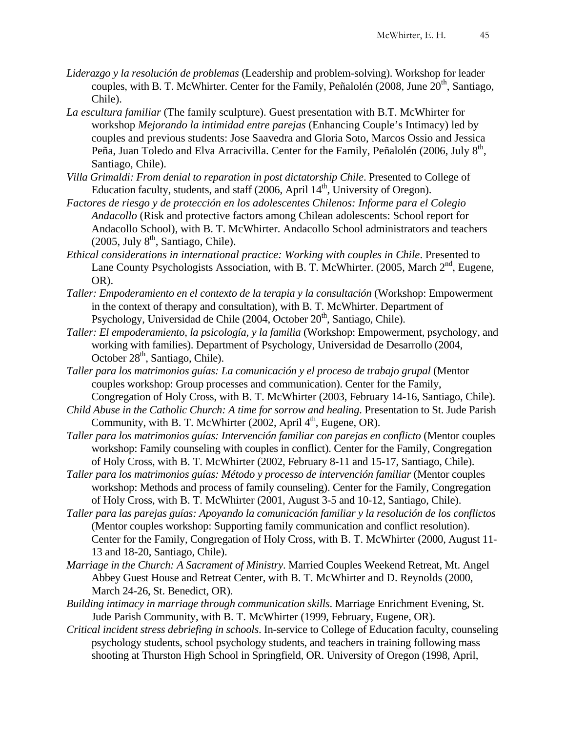*Liderazgo y la resolución de problemas* (Leadership and problem-solving). Workshop for leader couples, with B. T. McWhirter. Center for the Family, Peñalolén (2008, June 20th, Santiago, Chile).

*La escultura familiar* (The family sculpture). Guest presentation with B.T. McWhirter for workshop *Mejorando la intimidad entre parejas* (Enhancing Couple's Intimacy) led by couples and previous students: Jose Saavedra and Gloria Soto, Marcos Ossio and Jessica Peña, Juan Toledo and Elva Arracivilla. Center for the Family, Peñalolén (2006, July 8th, Santiago, Chile).

*Villa Grimaldi: From denial to reparation in post dictatorship Chile*. Presented to College of Education faculty, students, and staff (2006, April 14th, University of Oregon).

*Factores de riesgo y de protección en los adolescentes Chilenos: Informe para el Colegio Andacollo* (Risk and protective factors among Chilean adolescents: School report for Andacollo School), with B. T. McWhirter. Andacollo School administrators and teachers (2005, July 8th, Santiago, Chile).

*Ethical considerations in international practice: Working with couples in Chile*. Presented to Lane County Psychologists Association, with B. T. McWhirter. (2005, March 2nd, Eugene, OR).

*Taller: Empoderamiento en el contexto de la terapia y la consultación* (Workshop: Empowerment in the context of therapy and consultation), with B. T. McWhirter. Department of Psychology, Universidad de Chile (2004, October 20th, Santiago, Chile).

*Taller: El empoderamiento, la psicología, y la familia* (Workshop: Empowerment, psychology, and working with families). Department of Psychology, Universidad de Desarrollo (2004, October 28th, Santiago, Chile).

*Taller para los matrimonios guías: La comunicación y el proceso de trabajo grupal* (Mentor couples workshop: Group processes and communication). Center for the Family, Congregation of Holy Cross, with B. T. McWhirter (2003, February 14-16, Santiago, Chile).

*Child Abuse in the Catholic Church: A time for sorrow and healing*. Presentation to St. Jude Parish Community, with B. T. McWhirter (2002, April 4th, Eugene, OR).

*Taller para los matrimonios guías: Intervención familiar con parejas en conflicto* (Mentor couples workshop: Family counseling with couples in conflict). Center for the Family, Congregation of Holy Cross, with B. T. McWhirter (2002, February 8-11 and 15-17, Santiago, Chile).

*Taller para los matrimonios guías: Método y processo de intervención familiar* (Mentor couples workshop: Methods and process of family counseling). Center for the Family, Congregation of Holy Cross, with B. T. McWhirter (2001, August 3-5 and 10-12, Santiago, Chile).

*Taller para las parejas guías: Apoyando la comunicación familiar y la resolución de los conflictos* (Mentor couples workshop: Supporting family communication and conflict resolution). Center for the Family, Congregation of Holy Cross, with B. T. McWhirter (2000, August 11-13 and 18-20, Santiago, Chile).

*Marriage in the Church: A Sacrament of Ministry*. Married Couples Weekend Retreat, Mt. Angel Abbey Guest House and Retreat Center, with B. T. McWhirter and D. Reynolds (2000, March 24-26, St. Benedict, OR).

*Building intimacy in marriage through communication skills*. Marriage Enrichment Evening, St. Jude Parish Community, with B. T. McWhirter (1999, February, Eugene, OR).

*Critical incident stress debriefing in schools*. In-service to College of Education faculty, counseling psychology students, school psychology students, and teachers in training following mass shooting at Thurston High School in Springfield, OR. University of Oregon (1998, April,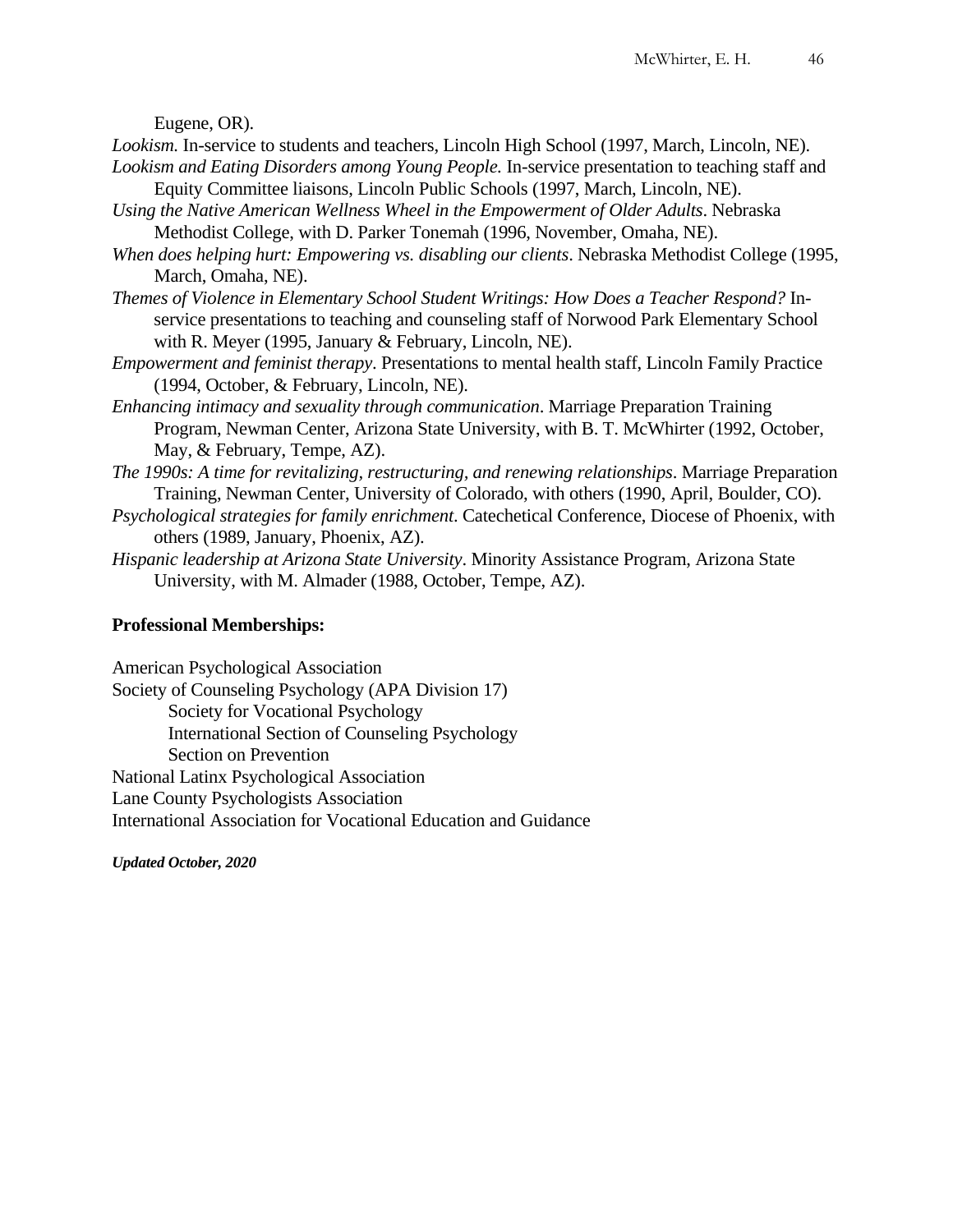Eugene, OR).

*Lookism.* In-service to students and teachers, Lincoln High School (1997, March, Lincoln, NE).

*Lookism and Eating Disorders among Young People.* In-service presentation to teaching staff and Equity Committee liaisons, Lincoln Public Schools (1997, March, Lincoln, NE).

*Using the Native American Wellness Wheel in the Empowerment of Older Adults*. Nebraska Methodist College, with D. Parker Tonemah (1996, November, Omaha, NE).

*When does helping hurt: Empowering vs. disabling our clients*. Nebraska Methodist College (1995, March, Omaha, NE).

*Themes of Violence in Elementary School Student Writings: How Does a Teacher Respond?* In-service presentations to teaching and counseling staff of Norwood Park Elementary School with R. Meyer (1995, January & February, Lincoln, NE).

*Empowerment and feminist therapy*. Presentations to mental health staff, Lincoln Family Practice (1994, October, & February, Lincoln, NE).

*Enhancing intimacy and sexuality through communication*. Marriage Preparation Training Program, Newman Center, Arizona State University, with B. T. McWhirter (1992, October, May, & February, Tempe, AZ).

*The 1990s: A time for revitalizing, restructuring, and renewing relationships*. Marriage Preparation Training, Newman Center, University of Colorado, with others (1990, April, Boulder, CO).

*Psychological strategies for family enrichment*. Catechetical Conference, Diocese of Phoenix, with others (1989, January, Phoenix, AZ).

*Hispanic leadership at Arizona State University*. Minority Assistance Program, Arizona State University, with M. Almader (1988, October, Tempe, AZ).

**Professional Memberships:**

American Psychological Association

Society of Counseling Psychology (APA Division 17)

- Society for Vocational Psychology
- International Section of Counseling Psychology
- Section on Prevention

National Latinx Psychological Association

Lane County Psychologists Association

International Association for Vocational Education and Guidance

***Updated October, 2020***